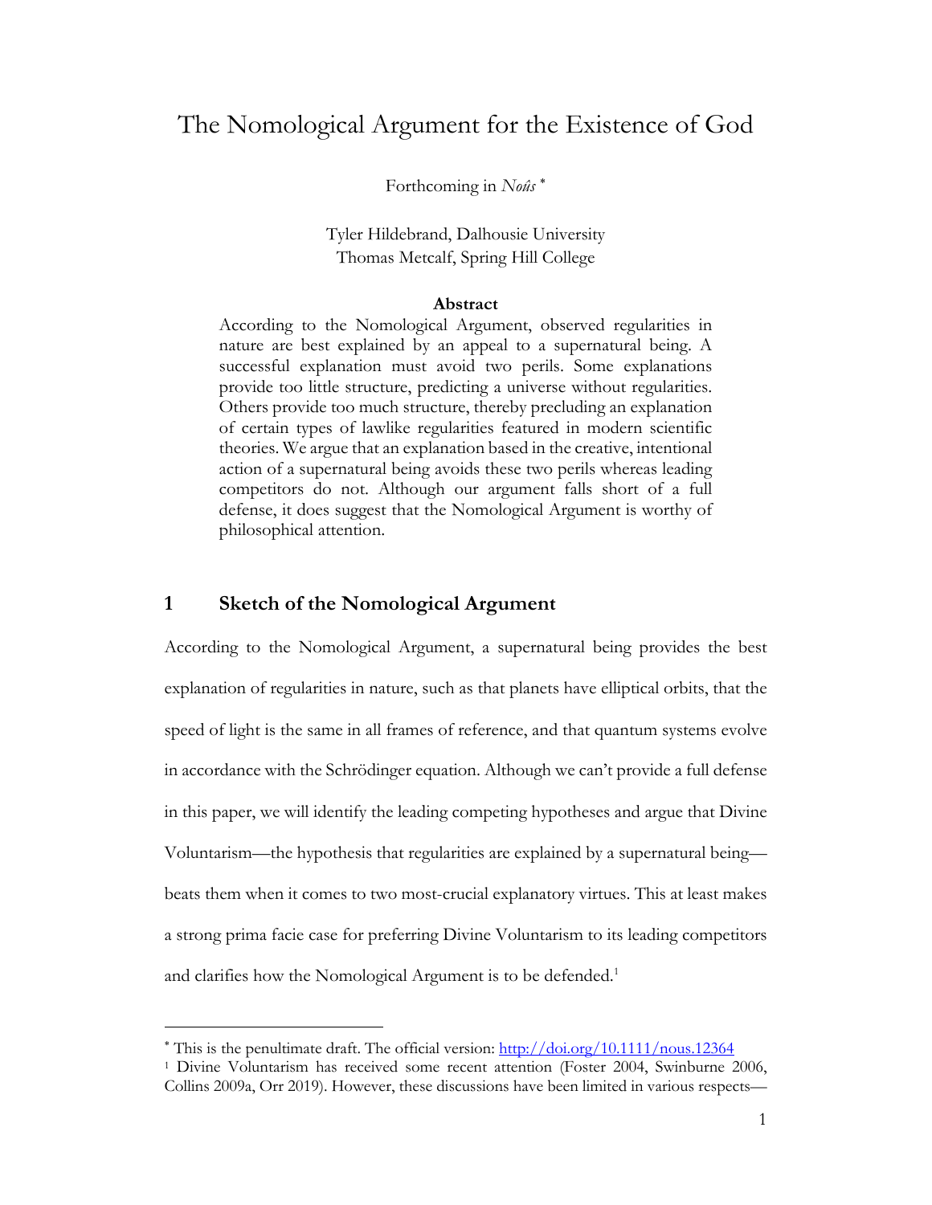# The Nomological Argument for the Existence of God

Forthcoming in *Noûs* [*]

Tyler Hildebrand, Dalhousie University
Thomas Metcalf, Spring Hill College

**Abstract**

According to the Nomological Argument, observed regularities in nature are best explained by an appeal to a supernatural being. A successful explanation must avoid two perils. Some explanations provide too little structure, predicting a universe without regularities. Others provide too much structure, thereby precluding an explanation of certain types of lawlike regularities featured in modern scientific theories. We argue that an explanation based in the creative, intentional action of a supernatural being avoids these two perils whereas leading competitors do not. Although our argument falls short of a full defense, it does suggest that the Nomological Argument is worthy of philosophical attention.

## 1 Sketch of the Nomological Argument

According to the Nomological Argument, a supernatural being provides the best explanation of regularities in nature, such as that planets have elliptical orbits, that the speed of light is the same in all frames of reference, and that quantum systems evolve in accordance with the Schrödinger equation. Although we can't provide a full defense in this paper, we will identify the leading competing hypotheses and argue that Divine Voluntarism—the hypothesis that regularities are explained by a supernatural being—beats them when it comes to two most-crucial explanatory virtues. This at least makes a strong prima facie case for preferring Divine Voluntarism to its leading competitors and clarifies how the Nomological Argument is to be defended.[1]

---

[*] This is the penultimate draft. The official version: http://doi.org/10.1111/nous.12364

[1] Divine Voluntarism has received some recent attention (Foster 2004, Swinburne 2006, Collins 2009a, Orr 2019). However, these discussions have been limited in various respects—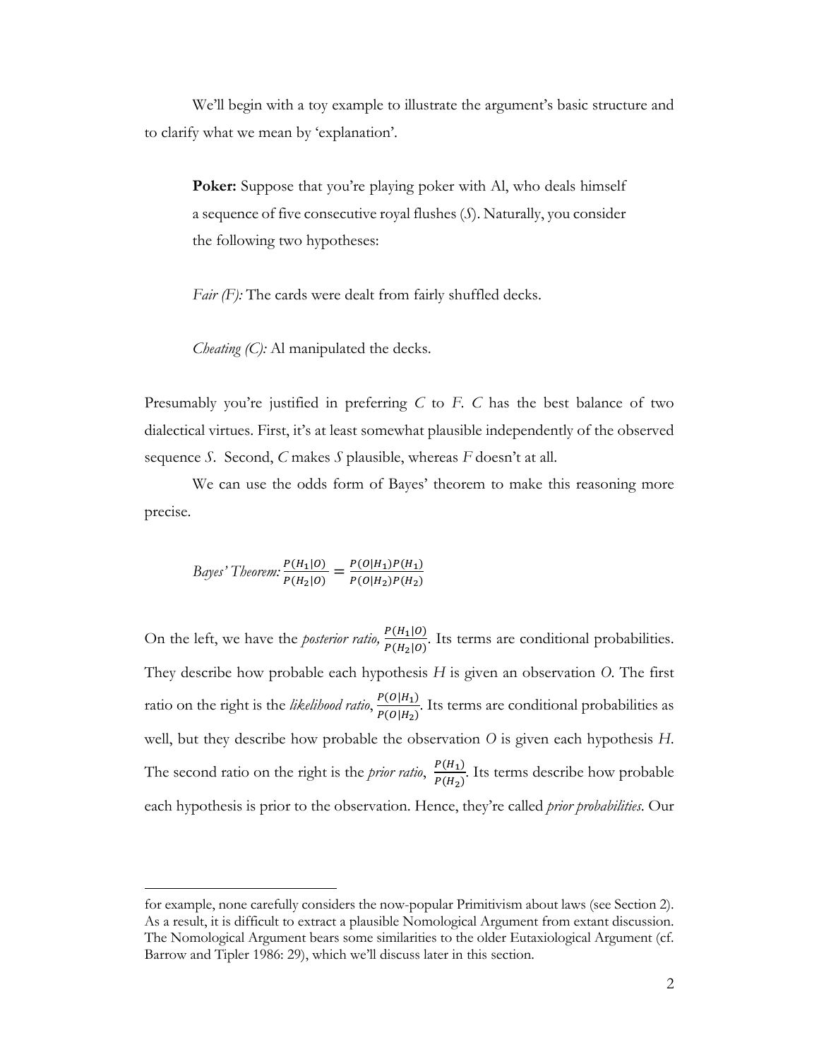We'll begin with a toy example to illustrate the argument's basic structure and to clarify what we mean by 'explanation'.

> **Poker:** Suppose that you're playing poker with Al, who deals himself a sequence of five consecutive royal flushes (*S*). Naturally, you consider the following two hypotheses:
>
> *Fair (F):* The cards were dealt from fairly shuffled decks.
>
> *Cheating (C):* Al manipulated the decks.

Presumably you're justified in preferring *C* to *F*. *C* has the best balance of two dialectical virtues. First, it's at least somewhat plausible independently of the observed sequence *S*. Second, *C* makes *S* plausible, whereas *F* doesn't at all.

We can use the odds form of Bayes' theorem to make this reasoning more precise.

$$\textit{Bayes' Theorem:} \frac{P(H_1|O)}{P(H_2|O)} = \frac{P(O|H_1)P(H_1)}{P(O|H_2)P(H_2)}$$

On the left, we have the *posterior ratio,* $\frac{P(H_1|O)}{P(H_2|O)}$. Its terms are conditional probabilities. They describe how probable each hypothesis $H$ is given an observation $O$. The first ratio on the right is the *likelihood ratio*, $\frac{P(O|H_1)}{P(O|H_2)}$. Its terms are conditional probabilities as well, but they describe how probable the observation $O$ is given each hypothesis $H$. The second ratio on the right is the *prior ratio*, $\frac{P(H_1)}{P(H_2)}$. Its terms describe how probable each hypothesis is prior to the observation. Hence, they're called *prior probabilities*. Our

for example, none carefully considers the now-popular Primitivism about laws (see Section 2). As a result, it is difficult to extract a plausible Nomological Argument from extant discussion. The Nomological Argument bears some similarities to the older Eutaxiological Argument (cf. Barrow and Tipler 1986: 29), which we'll discuss later in this section.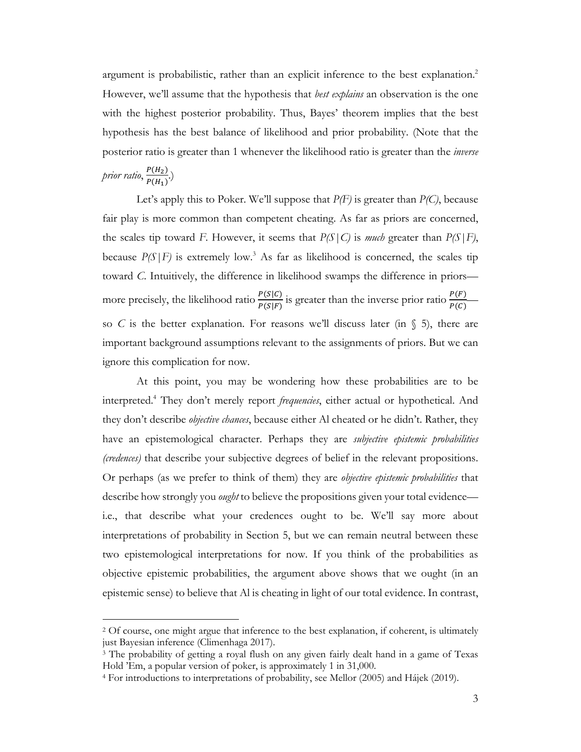argument is probabilistic, rather than an explicit inference to the best explanation.[2] However, we'll assume that the hypothesis that *best explains* an observation is the one with the highest posterior probability. Thus, Bayes' theorem implies that the best hypothesis has the best balance of likelihood and prior probability. (Note that the posterior ratio is greater than 1 whenever the likelihood ratio is greater than the *inverse prior ratio*, $\frac{P(H_2)}{P(H_1)}$.)

Let's apply this to Poker. We'll suppose that $P(F)$ is greater than $P(C)$, because fair play is more common than competent cheating. As far as priors are concerned, the scales tip toward *F*. However, it seems that $P(S|C)$ is *much* greater than $P(S|F)$, because $P(S|F)$ is extremely low.[3] As far as likelihood is concerned, the scales tip toward *C*. Intuitively, the difference in likelihood swamps the difference in priors—more precisely, the likelihood ratio $\frac{P(S|C)}{P(S|F)}$ is greater than the inverse prior ratio $\frac{P(F)}{P(C)}$—so *C* is the better explanation. For reasons we'll discuss later (in § 5), there are important background assumptions relevant to the assignments of priors. But we can ignore this complication for now.

At this point, you may be wondering how these probabilities are to be interpreted.[4] They don't merely report *frequencies*, either actual or hypothetical. And they don't describe *objective chances*, because either Al cheated or he didn't. Rather, they have an epistemological character. Perhaps they are *subjective epistemic probabilities (credences)* that describe your subjective degrees of belief in the relevant propositions. Or perhaps (as we prefer to think of them) they are *objective epistemic probabilities* that describe how strongly you *ought* to believe the propositions given your total evidence—i.e., that describe what your credences ought to be. We'll say more about interpretations of probability in Section 5, but we can remain neutral between these two epistemological interpretations for now. If you think of the probabilities as objective epistemic probabilities, the argument above shows that we ought (in an epistemic sense) to believe that Al is cheating in light of our total evidence. In contrast,

---

[2] Of course, one might argue that inference to the best explanation, if coherent, is ultimately just Bayesian inference (Climenhaga 2017).

[3] The probability of getting a royal flush on any given fairly dealt hand in a game of Texas Hold 'Em, a popular version of poker, is approximately 1 in 31,000.

[4] For introductions to interpretations of probability, see Mellor (2005) and Hájek (2019).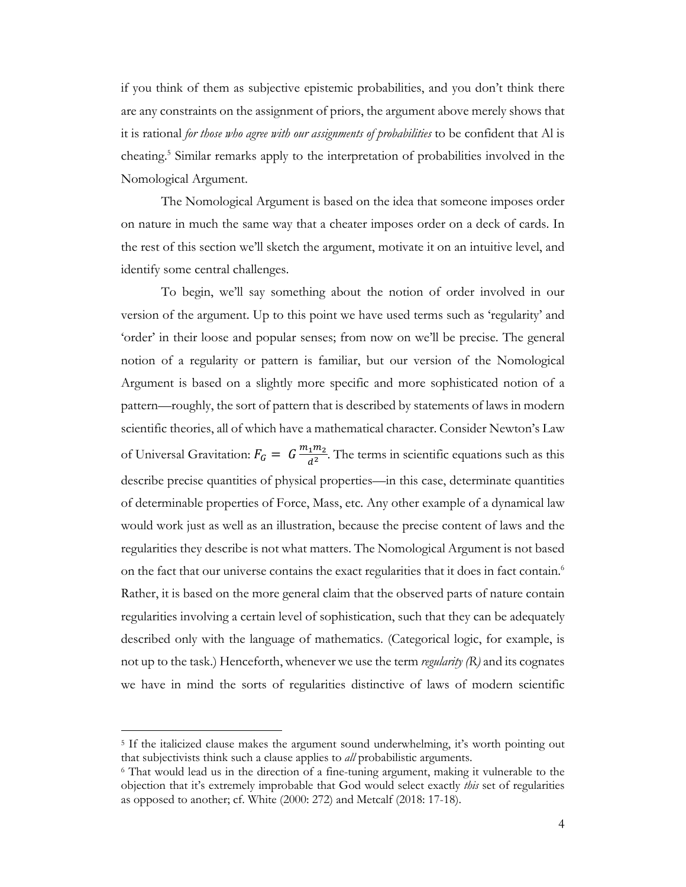if you think of them as subjective epistemic probabilities, and you don't think there are any constraints on the assignment of priors, the argument above merely shows that it is rational *for those who agree with our assignments of probabilities* to be confident that Al is cheating.[5] Similar remarks apply to the interpretation of probabilities involved in the Nomological Argument.

The Nomological Argument is based on the idea that someone imposes order on nature in much the same way that a cheater imposes order on a deck of cards. In the rest of this section we'll sketch the argument, motivate it on an intuitive level, and identify some central challenges.

To begin, we'll say something about the notion of order involved in our version of the argument. Up to this point we have used terms such as 'regularity' and 'order' in their loose and popular senses; from now on we'll be precise. The general notion of a regularity or pattern is familiar, but our version of the Nomological Argument is based on a slightly more specific and more sophisticated notion of a pattern—roughly, the sort of pattern that is described by statements of laws in modern scientific theories, all of which have a mathematical character. Consider Newton's Law of Universal Gravitation: $F_G = G\frac{m_1 m_2}{d^2}$. The terms in scientific equations such as this describe precise quantities of physical properties—in this case, determinate quantities of determinable properties of Force, Mass, etc. Any other example of a dynamical law would work just as well as an illustration, because the precise content of laws and the regularities they describe is not what matters. The Nomological Argument is not based on the fact that our universe contains the exact regularities that it does in fact contain.[6] Rather, it is based on the more general claim that the observed parts of nature contain regularities involving a certain level of sophistication, such that they can be adequately described only with the language of mathematics. (Categorical logic, for example, is not up to the task.) Henceforth, whenever we use the term *regularity (R)* and its cognates we have in mind the sorts of regularities distinctive of laws of modern scientific

[5] If the italicized clause makes the argument sound underwhelming, it's worth pointing out that subjectivists think such a clause applies to *all* probabilistic arguments.

[6] That would lead us in the direction of a fine-tuning argument, making it vulnerable to the objection that it's extremely improbable that God would select exactly *this* set of regularities as opposed to another; cf. White (2000: 272) and Metcalf (2018: 17-18).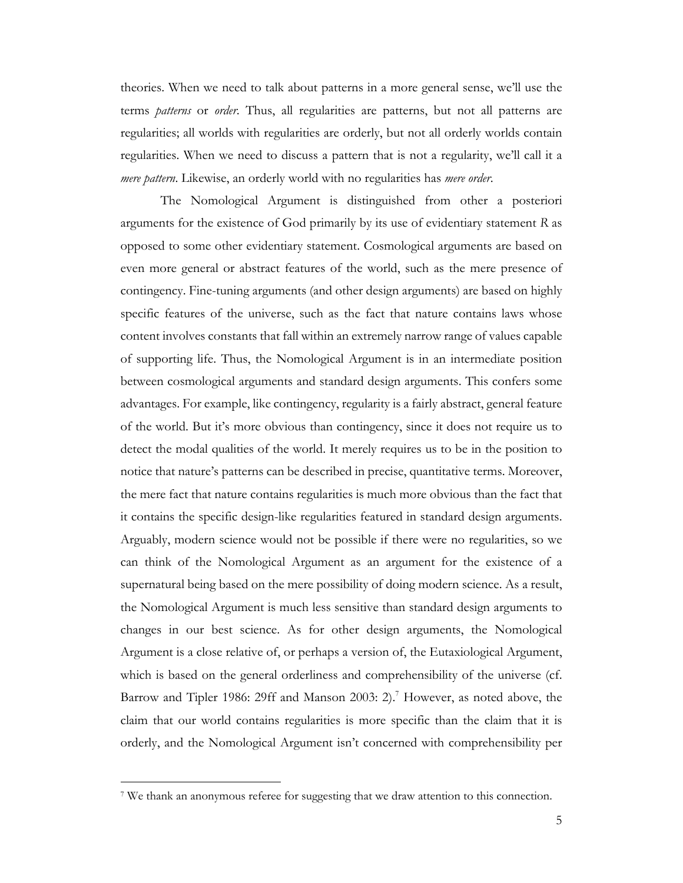theories. When we need to talk about patterns in a more general sense, we'll use the terms *patterns* or *order*. Thus, all regularities are patterns, but not all patterns are regularities; all worlds with regularities are orderly, but not all orderly worlds contain regularities. When we need to discuss a pattern that is not a regularity, we'll call it a *mere pattern*. Likewise, an orderly world with no regularities has *mere order*.

The Nomological Argument is distinguished from other a posteriori arguments for the existence of God primarily by its use of evidentiary statement *R* as opposed to some other evidentiary statement. Cosmological arguments are based on even more general or abstract features of the world, such as the mere presence of contingency. Fine-tuning arguments (and other design arguments) are based on highly specific features of the universe, such as the fact that nature contains laws whose content involves constants that fall within an extremely narrow range of values capable of supporting life. Thus, the Nomological Argument is in an intermediate position between cosmological arguments and standard design arguments. This confers some advantages. For example, like contingency, regularity is a fairly abstract, general feature of the world. But it's more obvious than contingency, since it does not require us to detect the modal qualities of the world. It merely requires us to be in the position to notice that nature's patterns can be described in precise, quantitative terms. Moreover, the mere fact that nature contains regularities is much more obvious than the fact that it contains the specific design-like regularities featured in standard design arguments. Arguably, modern science would not be possible if there were no regularities, so we can think of the Nomological Argument as an argument for the existence of a supernatural being based on the mere possibility of doing modern science. As a result, the Nomological Argument is much less sensitive than standard design arguments to changes in our best science. As for other design arguments, the Nomological Argument is a close relative of, or perhaps a version of, the Eutaxiological Argument, which is based on the general orderliness and comprehensibility of the universe (cf. Barrow and Tipler 1986: 29ff and Manson 2003: 2).[7] However, as noted above, the claim that our world contains regularities is more specific than the claim that it is orderly, and the Nomological Argument isn't concerned with comprehensibility per

[7] We thank an anonymous referee for suggesting that we draw attention to this connection.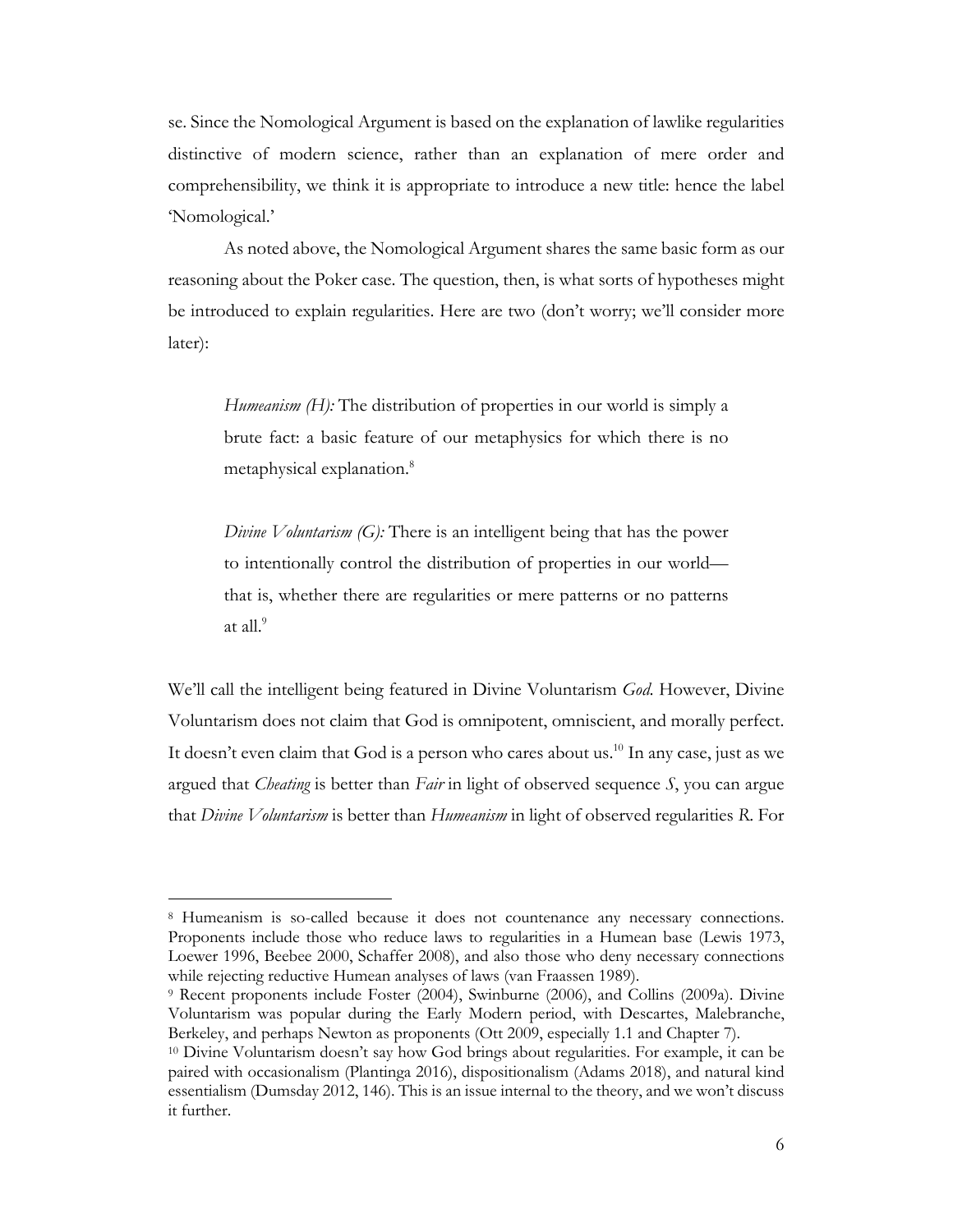se. Since the Nomological Argument is based on the explanation of lawlike regularities distinctive of modern science, rather than an explanation of mere order and comprehensibility, we think it is appropriate to introduce a new title: hence the label 'Nomological.'

As noted above, the Nomological Argument shares the same basic form as our reasoning about the Poker case. The question, then, is what sorts of hypotheses might be introduced to explain regularities. Here are two (don't worry; we'll consider more later):

> *Humeanism (H):* The distribution of properties in our world is simply a brute fact: a basic feature of our metaphysics for which there is no metaphysical explanation.[8]
>
> *Divine Voluntarism (G):* There is an intelligent being that has the power to intentionally control the distribution of properties in our world—that is, whether there are regularities or mere patterns or no patterns at all.[9]

We'll call the intelligent being featured in Divine Voluntarism *God*. However, Divine Voluntarism does not claim that God is omnipotent, omniscient, and morally perfect. It doesn't even claim that God is a person who cares about us.[10] In any case, just as we argued that *Cheating* is better than *Fair* in light of observed sequence *S*, you can argue that *Divine Voluntarism* is better than *Humeanism* in light of observed regularities *R*. For

---

[8] Humeanism is so-called because it does not countenance any necessary connections. Proponents include those who reduce laws to regularities in a Humean base (Lewis 1973, Loewer 1996, Beebee 2000, Schaffer 2008), and also those who deny necessary connections while rejecting reductive Humean analyses of laws (van Fraassen 1989).

[9] Recent proponents include Foster (2004), Swinburne (2006), and Collins (2009a). Divine Voluntarism was popular during the Early Modern period, with Descartes, Malebranche, Berkeley, and perhaps Newton as proponents (Ott 2009, especially 1.1 and Chapter 7).

[10] Divine Voluntarism doesn't say how God brings about regularities. For example, it can be paired with occasionalism (Plantinga 2016), dispositionalism (Adams 2018), and natural kind essentialism (Dumsday 2012, 146). This is an issue internal to the theory, and we won't discuss it further.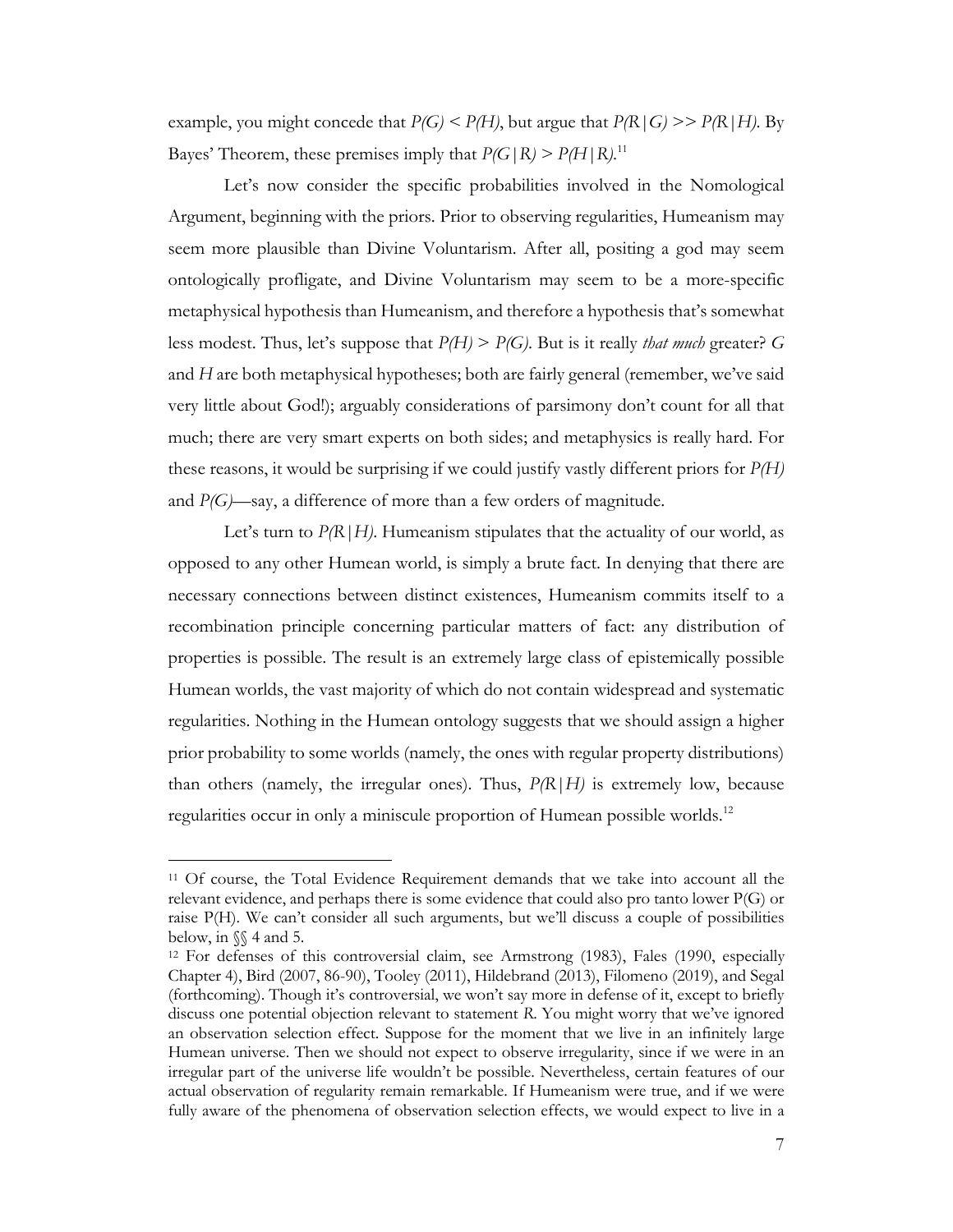example, you might concede that $P(G) < P(H)$, but argue that $P(R|G) >> P(R|H)$. By Bayes' Theorem, these premises imply that $P(G|R) > P(H|R)$.[11]

Let's now consider the specific probabilities involved in the Nomological Argument, beginning with the priors. Prior to observing regularities, Humeanism may seem more plausible than Divine Voluntarism. After all, positing a god may seem ontologically profligate, and Divine Voluntarism may seem to be a more-specific metaphysical hypothesis than Humeanism, and therefore a hypothesis that's somewhat less modest. Thus, let's suppose that $P(H) > P(G)$. But is it really *that much* greater? *G* and *H* are both metaphysical hypotheses; both are fairly general (remember, we've said very little about God!); arguably considerations of parsimony don't count for all that much; there are very smart experts on both sides; and metaphysics is really hard. For these reasons, it would be surprising if we could justify vastly different priors for $P(H)$ and $P(G)$—say, a difference of more than a few orders of magnitude.

Let's turn to $P(R|H)$. Humeanism stipulates that the actuality of our world, as opposed to any other Humean world, is simply a brute fact. In denying that there are necessary connections between distinct existences, Humeanism commits itself to a recombination principle concerning particular matters of fact: any distribution of properties is possible. The result is an extremely large class of epistemically possible Humean worlds, the vast majority of which do not contain widespread and systematic regularities. Nothing in the Humean ontology suggests that we should assign a higher prior probability to some worlds (namely, the ones with regular property distributions) than others (namely, the irregular ones). Thus, $P(R|H)$ is extremely low, because regularities occur in only a miniscule proportion of Humean possible worlds.[12]

---

[11] Of course, the Total Evidence Requirement demands that we take into account all the relevant evidence, and perhaps there is some evidence that could also pro tanto lower P(G) or raise P(H). We can't consider all such arguments, but we'll discuss a couple of possibilities below, in §§ 4 and 5.

[12] For defenses of this controversial claim, see Armstrong (1983), Fales (1990, especially Chapter 4), Bird (2007, 86-90), Tooley (2011), Hildebrand (2013), Filomeno (2019), and Segal (forthcoming). Though it's controversial, we won't say more in defense of it, except to briefly discuss one potential objection relevant to statement *R*. You might worry that we've ignored an observation selection effect. Suppose for the moment that we live in an infinitely large Humean universe. Then we should not expect to observe irregularity, since if we were in an irregular part of the universe life wouldn't be possible. Nevertheless, certain features of our actual observation of regularity remain remarkable. If Humeanism were true, and if we were fully aware of the phenomena of observation selection effects, we would expect to live in a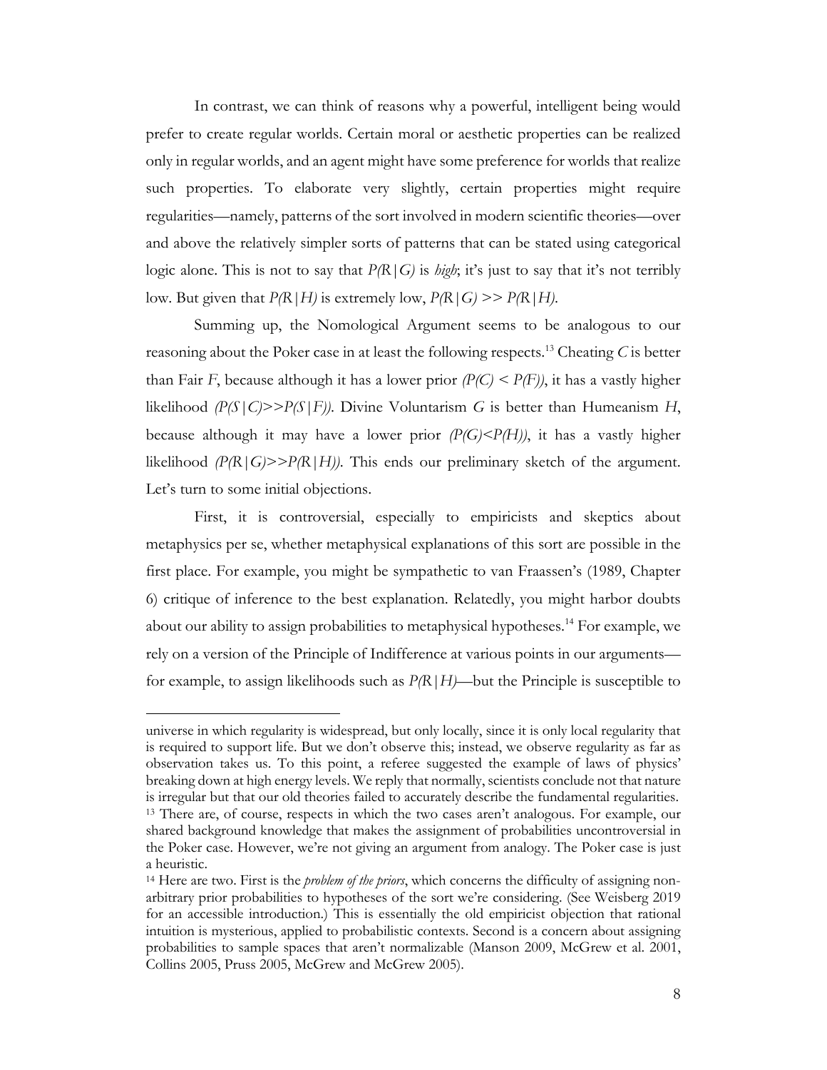In contrast, we can think of reasons why a powerful, intelligent being would prefer to create regular worlds. Certain moral or aesthetic properties can be realized only in regular worlds, and an agent might have some preference for worlds that realize such properties. To elaborate very slightly, certain properties might require regularities—namely, patterns of the sort involved in modern scientific theories—over and above the relatively simpler sorts of patterns that can be stated using categorical logic alone. This is not to say that $P(R|G)$ is *high*; it's just to say that it's not terribly low. But given that $P(R|H)$ is extremely low, $P(R|G) >> P(R|H)$.

Summing up, the Nomological Argument seems to be analogous to our reasoning about the Poker case in at least the following respects.[13] Cheating $C$ is better than Fair $F$, because although it has a lower prior $(P(C) < P(F))$, it has a vastly higher likelihood $(P(S|C)>>P(S|F))$. Divine Voluntarism $G$ is better than Humeanism $H$, because although it may have a lower prior $(P(G)<P(H))$, it has a vastly higher likelihood $(P(R|G)>>P(R|H))$. This ends our preliminary sketch of the argument. Let's turn to some initial objections.

First, it is controversial, especially to empiricists and skeptics about metaphysics per se, whether metaphysical explanations of this sort are possible in the first place. For example, you might be sympathetic to van Fraassen's (1989, Chapter 6) critique of inference to the best explanation. Relatedly, you might harbor doubts about our ability to assign probabilities to metaphysical hypotheses.[14] For example, we rely on a version of the Principle of Indifference at various points in our arguments—for example, to assign likelihoods such as $P(R|H)$—but the Principle is susceptible to

---

universe in which regularity is widespread, but only locally, since it is only local regularity that is required to support life. But we don't observe this; instead, we observe regularity as far as observation takes us. To this point, a referee suggested the example of laws of physics' breaking down at high energy levels. We reply that normally, scientists conclude not that nature is irregular but that our old theories failed to accurately describe the fundamental regularities.

[13] There are, of course, respects in which the two cases aren't analogous. For example, our shared background knowledge that makes the assignment of probabilities uncontroversial in the Poker case. However, we're not giving an argument from analogy. The Poker case is just a heuristic.

[14] Here are two. First is the *problem of the priors*, which concerns the difficulty of assigning non-arbitrary prior probabilities to hypotheses of the sort we're considering. (See Weisberg 2019 for an accessible introduction.) This is essentially the old empiricist objection that rational intuition is mysterious, applied to probabilistic contexts. Second is a concern about assigning probabilities to sample spaces that aren't normalizable (Manson 2009, McGrew et al. 2001, Collins 2005, Pruss 2005, McGrew and McGrew 2005).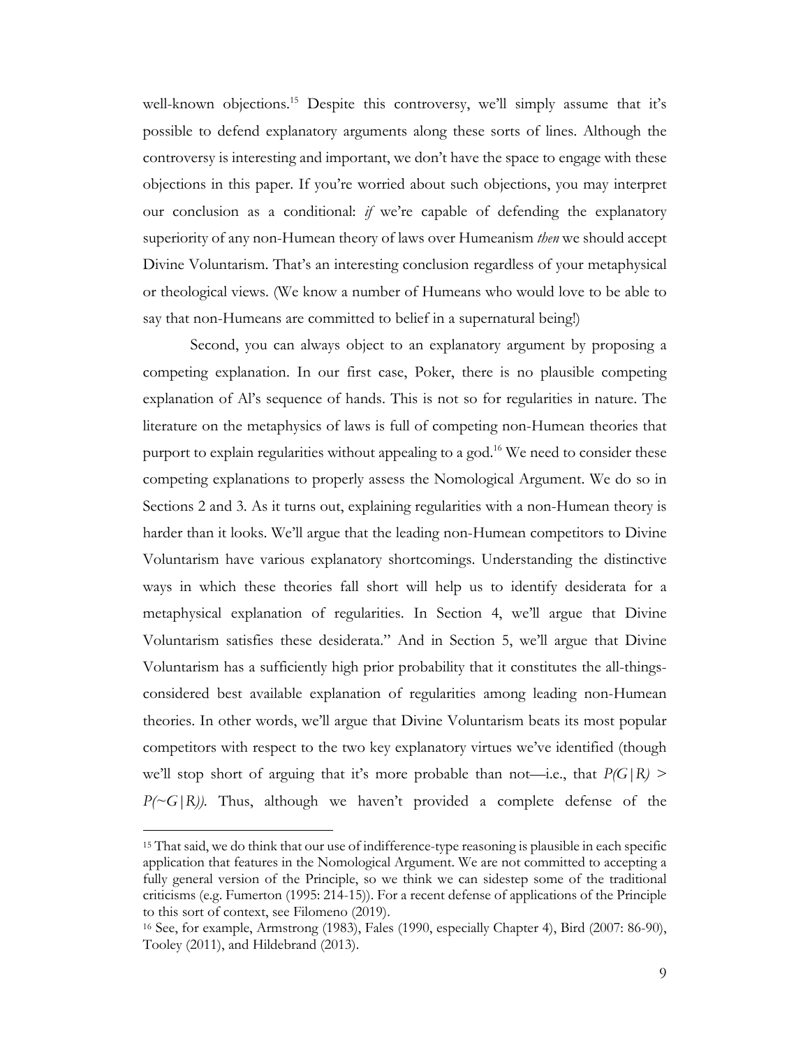well-known objections.[15] Despite this controversy, we'll simply assume that it's possible to defend explanatory arguments along these sorts of lines. Although the controversy is interesting and important, we don't have the space to engage with these objections in this paper. If you're worried about such objections, you may interpret our conclusion as a conditional: *if* we're capable of defending the explanatory superiority of any non-Humean theory of laws over Humeanism *then* we should accept Divine Voluntarism. That's an interesting conclusion regardless of your metaphysical or theological views. (We know a number of Humeans who would love to be able to say that non-Humeans are committed to belief in a supernatural being!)

Second, you can always object to an explanatory argument by proposing a competing explanation. In our first case, Poker, there is no plausible competing explanation of Al's sequence of hands. This is not so for regularities in nature. The literature on the metaphysics of laws is full of competing non-Humean theories that purport to explain regularities without appealing to a god.[16] We need to consider these competing explanations to properly assess the Nomological Argument. We do so in Sections 2 and 3. As it turns out, explaining regularities with a non-Humean theory is harder than it looks. We'll argue that the leading non-Humean competitors to Divine Voluntarism have various explanatory shortcomings. Understanding the distinctive ways in which these theories fall short will help us to identify desiderata for a metaphysical explanation of regularities. In Section 4, we'll argue that Divine Voluntarism satisfies these desiderata." And in Section 5, we'll argue that Divine Voluntarism has a sufficiently high prior probability that it constitutes the all-things-considered best available explanation of regularities among leading non-Humean theories. In other words, we'll argue that Divine Voluntarism beats its most popular competitors with respect to the two key explanatory virtues we've identified (though we'll stop short of arguing that it's more probable than not—i.e., that $P(G|R) > P(\sim G|R)$). Thus, although we haven't provided a complete defense of the

[15] That said, we do think that our use of indifference-type reasoning is plausible in each specific application that features in the Nomological Argument. We are not committed to accepting a fully general version of the Principle, so we think we can sidestep some of the traditional criticisms (e.g. Fumerton (1995: 214-15)). For a recent defense of applications of the Principle to this sort of context, see Filomeno (2019).

[16] See, for example, Armstrong (1983), Fales (1990, especially Chapter 4), Bird (2007: 86-90), Tooley (2011), and Hildebrand (2013).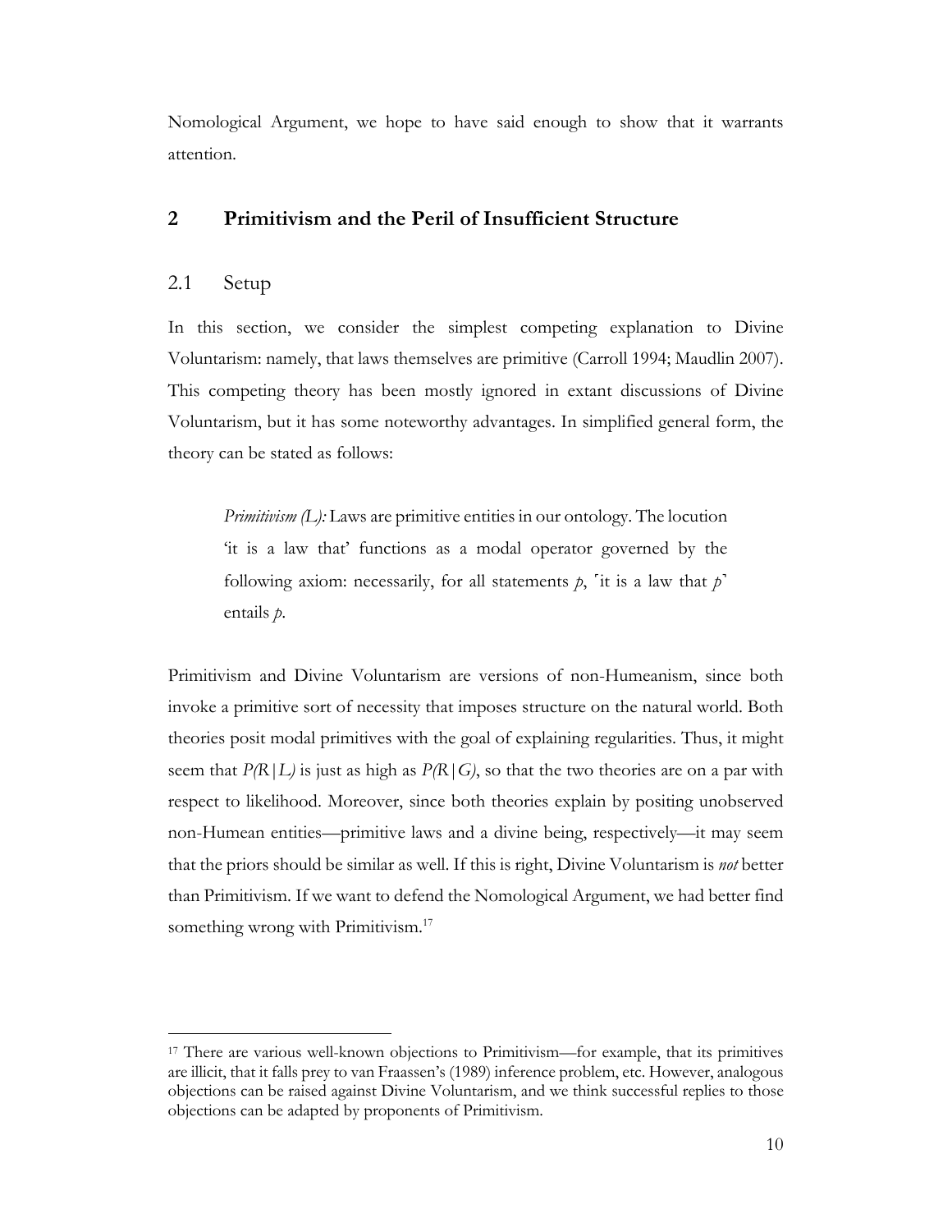Nomological Argument, we hope to have said enough to show that it warrants attention.

## 2 Primitivism and the Peril of Insufficient Structure

### 2.1 Setup

In this section, we consider the simplest competing explanation to Divine Voluntarism: namely, that laws themselves are primitive (Carroll 1994; Maudlin 2007). This competing theory has been mostly ignored in extant discussions of Divine Voluntarism, but it has some noteworthy advantages. In simplified general form, the theory can be stated as follows:

> *Primitivism (L):* Laws are primitive entities in our ontology. The locution 'it is a law that' functions as a modal operator governed by the following axiom: necessarily, for all statements *p*, ⌜it is a law that *p*⌝ entails *p*.

Primitivism and Divine Voluntarism are versions of non-Humeanism, since both invoke a primitive sort of necessity that imposes structure on the natural world. Both theories posit modal primitives with the goal of explaining regularities. Thus, it might seem that $P(R|L)$ is just as high as $P(R|G)$, so that the two theories are on a par with respect to likelihood. Moreover, since both theories explain by positing unobserved non-Humean entities—primitive laws and a divine being, respectively—it may seem that the priors should be similar as well. If this is right, Divine Voluntarism is *not* better than Primitivism. If we want to defend the Nomological Argument, we had better find something wrong with Primitivism.[17]

---

[17] There are various well-known objections to Primitivism—for example, that its primitives are illicit, that it falls prey to van Fraassen's (1989) inference problem, etc. However, analogous objections can be raised against Divine Voluntarism, and we think successful replies to those objections can be adapted by proponents of Primitivism.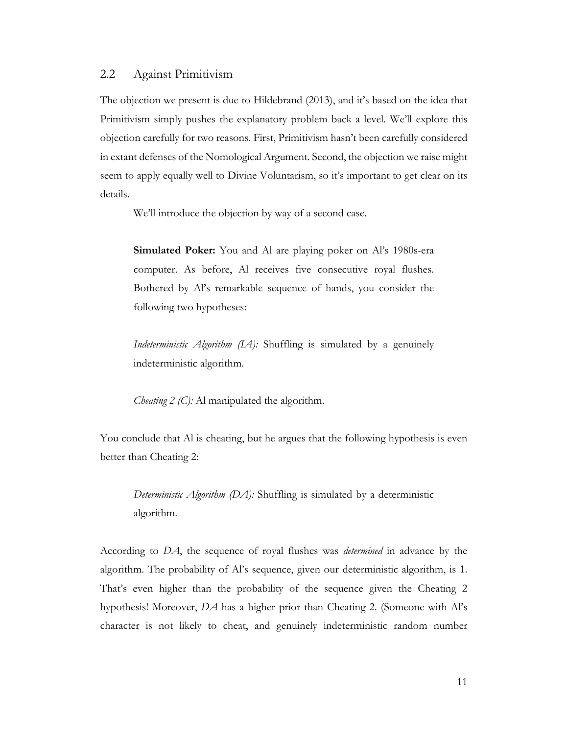## 2.2 Against Primitivism

The objection we present is due to Hildebrand (2013), and it's based on the idea that Primitivism simply pushes the explanatory problem back a level. We'll explore this objection carefully for two reasons. First, Primitivism hasn't been carefully considered in extant defenses of the Nomological Argument. Second, the objection we raise might seem to apply equally well to Divine Voluntarism, so it's important to get clear on its details.

We'll introduce the objection by way of a second case.

> **Simulated Poker:** You and Al are playing poker on Al's 1980s-era computer. As before, Al receives five consecutive royal flushes. Bothered by Al's remarkable sequence of hands, you consider the following two hypotheses:
>
> *Indeterministic Algorithm (IA):* Shuffling is simulated by a genuinely indeterministic algorithm.
>
> *Cheating 2 (C):* Al manipulated the algorithm.

You conclude that Al is cheating, but he argues that the following hypothesis is even better than Cheating 2:

> *Deterministic Algorithm (DA):* Shuffling is simulated by a deterministic algorithm.

According to *DA*, the sequence of royal flushes was *determined* in advance by the algorithm. The probability of Al's sequence, given our deterministic algorithm, is 1. That's even higher than the probability of the sequence given the Cheating 2 hypothesis! Moreover, *DA* has a higher prior than Cheating 2. (Someone with Al's character is not likely to cheat, and genuinely indeterministic random number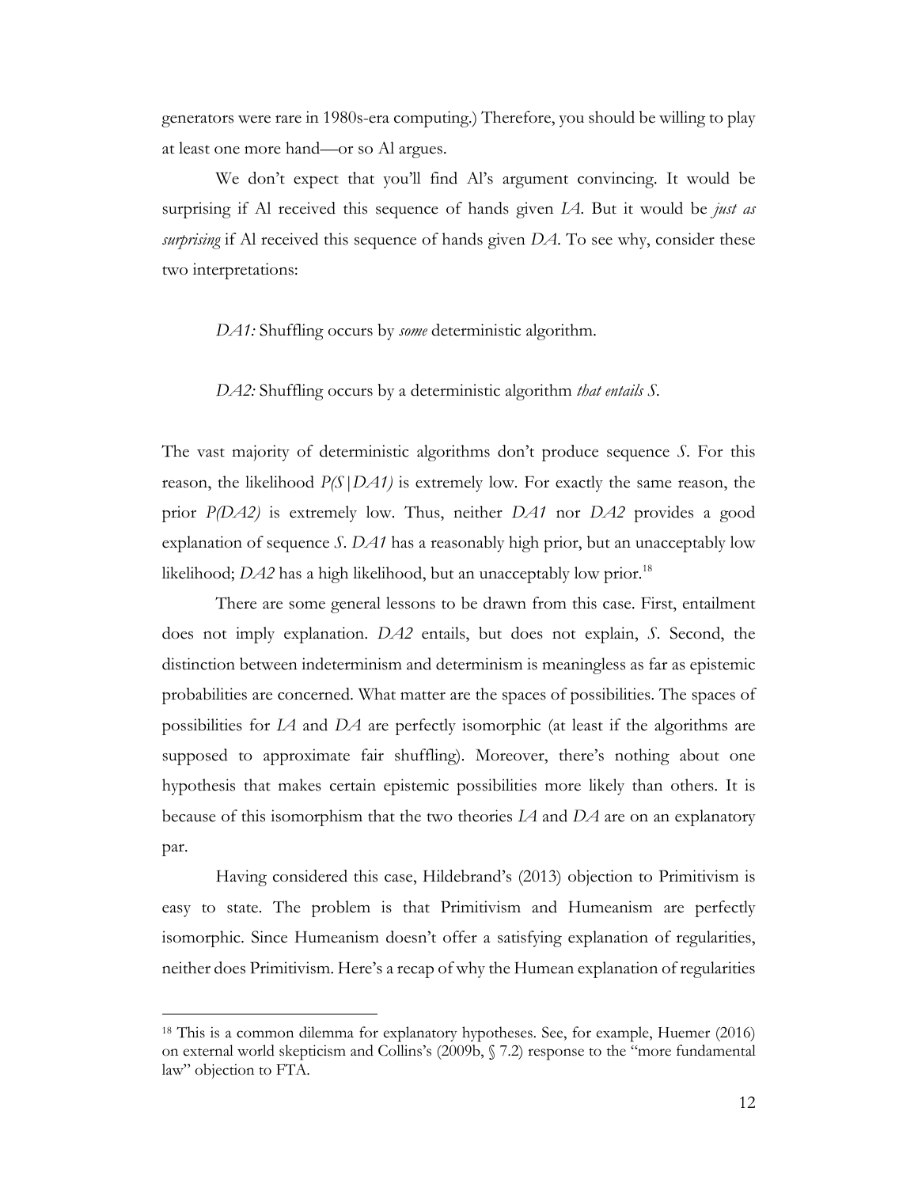generators were rare in 1980s-era computing.) Therefore, you should be willing to play at least one more hand—or so Al argues.

We don't expect that you'll find Al's argument convincing. It would be surprising if Al received this sequence of hands given *IA*. But it would be *just as surprising* if Al received this sequence of hands given *DA*. To see why, consider these two interpretations:

*DA1:* Shuffling occurs by *some* deterministic algorithm.

*DA2:* Shuffling occurs by a deterministic algorithm *that entails S*.

The vast majority of deterministic algorithms don't produce sequence *S*. For this reason, the likelihood *P(S|DA1)* is extremely low. For exactly the same reason, the prior *P(DA2)* is extremely low. Thus, neither *DA1* nor *DA2* provides a good explanation of sequence *S*. *DA1* has a reasonably high prior, but an unacceptably low likelihood; *DA2* has a high likelihood, but an unacceptably low prior.[18]

There are some general lessons to be drawn from this case. First, entailment does not imply explanation. *DA2* entails, but does not explain, *S*. Second, the distinction between indeterminism and determinism is meaningless as far as epistemic probabilities are concerned. What matter are the spaces of possibilities. The spaces of possibilities for *IA* and *DA* are perfectly isomorphic (at least if the algorithms are supposed to approximate fair shuffling). Moreover, there's nothing about one hypothesis that makes certain epistemic possibilities more likely than others. It is because of this isomorphism that the two theories *IA* and *DA* are on an explanatory par.

Having considered this case, Hildebrand's (2013) objection to Primitivism is easy to state. The problem is that Primitivism and Humeanism are perfectly isomorphic. Since Humeanism doesn't offer a satisfying explanation of regularities, neither does Primitivism. Here's a recap of why the Humean explanation of regularities

---

[18] This is a common dilemma for explanatory hypotheses. See, for example, Huemer (2016) on external world skepticism and Collins's (2009b, § 7.2) response to the "more fundamental law" objection to FTA.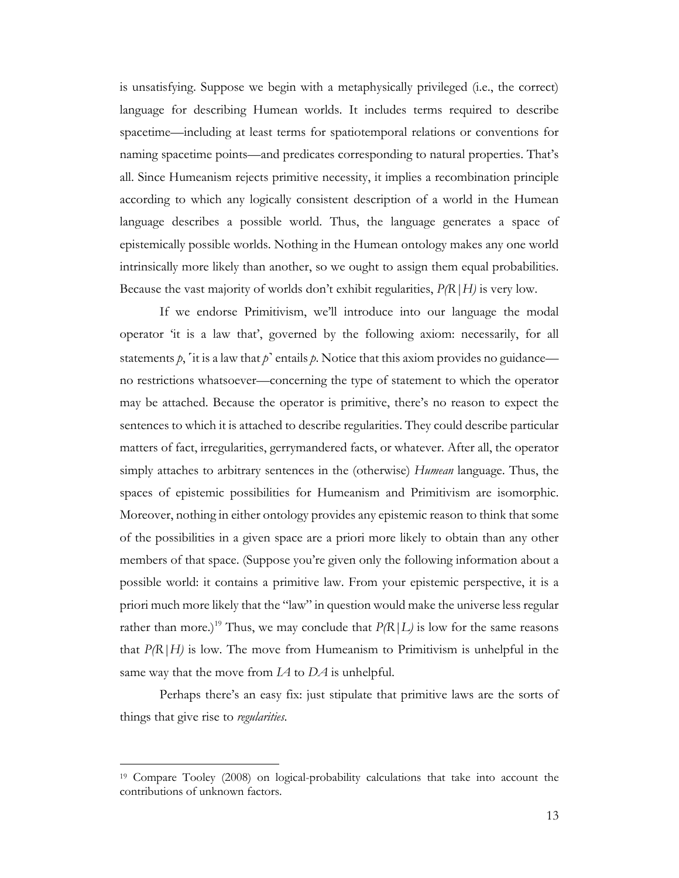is unsatisfying. Suppose we begin with a metaphysically privileged (i.e., the correct) language for describing Humean worlds. It includes terms required to describe spacetime—including at least terms for spatiotemporal relations or conventions for naming spacetime points—and predicates corresponding to natural properties. That's all. Since Humeanism rejects primitive necessity, it implies a recombination principle according to which any logically consistent description of a world in the Humean language describes a possible world. Thus, the language generates a space of epistemically possible worlds. Nothing in the Humean ontology makes any one world intrinsically more likely than another, so we ought to assign them equal probabilities. Because the vast majority of worlds don't exhibit regularities, $P(R|H)$ is very low.

If we endorse Primitivism, we'll introduce into our language the modal operator 'it is a law that', governed by the following axiom: necessarily, for all statements *p*, ⌜it is a law that *p*⌝ entails *p*. Notice that this axiom provides no guidance—no restrictions whatsoever—concerning the type of statement to which the operator may be attached. Because the operator is primitive, there's no reason to expect the sentences to which it is attached to describe regularities. They could describe particular matters of fact, irregularities, gerrymandered facts, or whatever. After all, the operator simply attaches to arbitrary sentences in the (otherwise) *Humean* language. Thus, the spaces of epistemic possibilities for Humeanism and Primitivism are isomorphic. Moreover, nothing in either ontology provides any epistemic reason to think that some of the possibilities in a given space are a priori more likely to obtain than any other members of that space. (Suppose you're given only the following information about a possible world: it contains a primitive law. From your epistemic perspective, it is a priori much more likely that the "law" in question would make the universe less regular rather than more.)[19] Thus, we may conclude that $P(R|L)$ is low for the same reasons that $P(R|H)$ is low. The move from Humeanism to Primitivism is unhelpful in the same way that the move from *IA* to *DA* is unhelpful.

Perhaps there's an easy fix: just stipulate that primitive laws are the sorts of things that give rise to *regularities*.

[19] Compare Tooley (2008) on logical-probability calculations that take into account the contributions of unknown factors.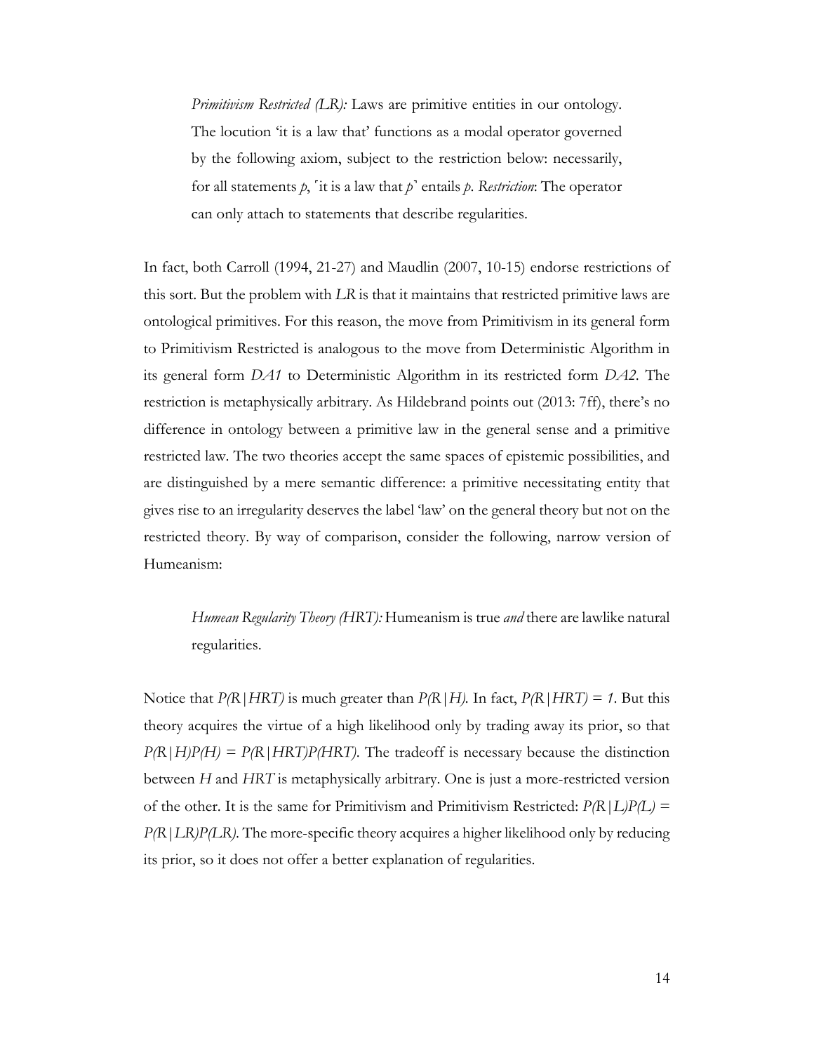> *Primitivism Restricted (LR):* Laws are primitive entities in our ontology. The locution 'it is a law that' functions as a modal operator governed by the following axiom, subject to the restriction below: necessarily, for all statements *p*, ⌜it is a law that *p*⌝ entails *p*. *Restriction*: The operator can only attach to statements that describe regularities.

In fact, both Carroll (1994, 21-27) and Maudlin (2007, 10-15) endorse restrictions of this sort. But the problem with *LR* is that it maintains that restricted primitive laws are ontological primitives. For this reason, the move from Primitivism in its general form to Primitivism Restricted is analogous to the move from Deterministic Algorithm in its general form *DA1* to Deterministic Algorithm in its restricted form *DA2*. The restriction is metaphysically arbitrary. As Hildebrand points out (2013: 7ff), there's no difference in ontology between a primitive law in the general sense and a primitive restricted law. The two theories accept the same spaces of epistemic possibilities, and are distinguished by a mere semantic difference: a primitive necessitating entity that gives rise to an irregularity deserves the label 'law' on the general theory but not on the restricted theory. By way of comparison, consider the following, narrow version of Humeanism:

> *Humean Regularity Theory (HRT):* Humeanism is true *and* there are lawlike natural regularities.

Notice that $P(R|HRT)$ is much greater than $P(R|H)$. In fact, $P(R|HRT) = 1$. But this theory acquires the virtue of a high likelihood only by trading away its prior, so that $P(R|H)P(H) = P(R|HRT)P(HRT)$. The tradeoff is necessary because the distinction between *H* and *HRT* is metaphysically arbitrary. One is just a more-restricted version of the other. It is the same for Primitivism and Primitivism Restricted: $P(R|L)P(L) = P(R|LR)P(LR)$. The more-specific theory acquires a higher likelihood only by reducing its prior, so it does not offer a better explanation of regularities.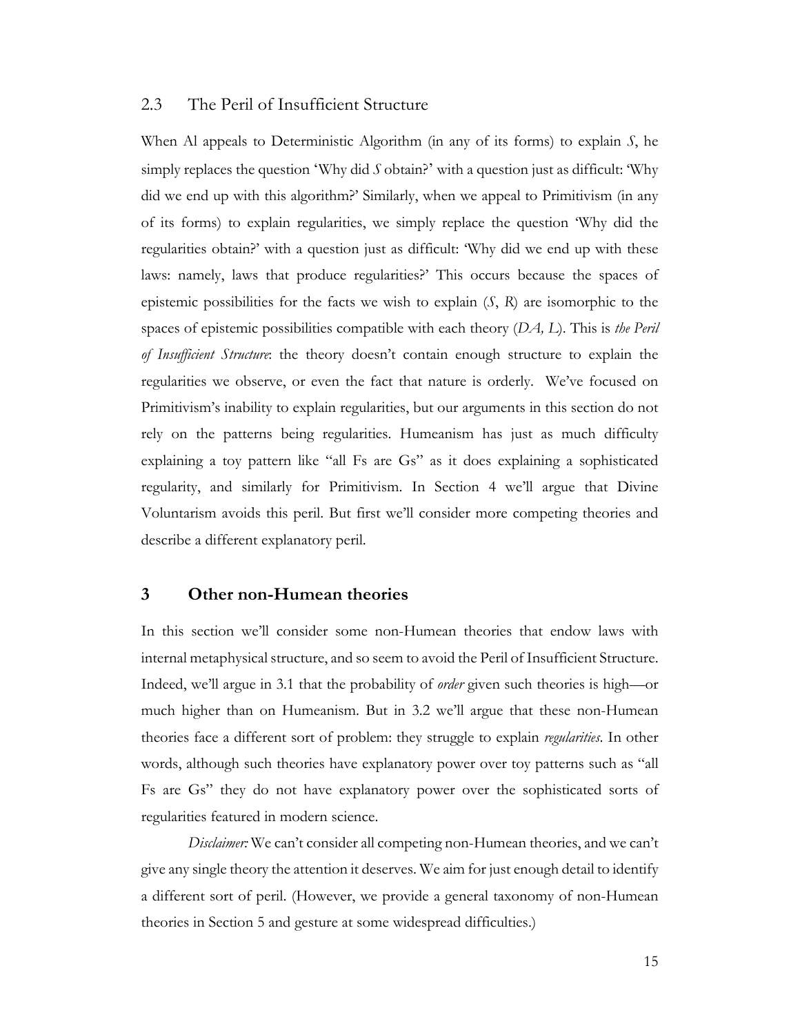## 2.3 The Peril of Insufficient Structure

When Al appeals to Deterministic Algorithm (in any of its forms) to explain *S*, he simply replaces the question 'Why did *S* obtain?' with a question just as difficult: 'Why did we end up with this algorithm?' Similarly, when we appeal to Primitivism (in any of its forms) to explain regularities, we simply replace the question 'Why did the regularities obtain?' with a question just as difficult: 'Why did we end up with these laws: namely, laws that produce regularities?' This occurs because the spaces of epistemic possibilities for the facts we wish to explain (*S*, *R*) are isomorphic to the spaces of epistemic possibilities compatible with each theory (*DA, L*). This is *the Peril of Insufficient Structure*: the theory doesn't contain enough structure to explain the regularities we observe, or even the fact that nature is orderly. We've focused on Primitivism's inability to explain regularities, but our arguments in this section do not rely on the patterns being regularities. Humeanism has just as much difficulty explaining a toy pattern like "all Fs are Gs" as it does explaining a sophisticated regularity, and similarly for Primitivism. In Section 4 we'll argue that Divine Voluntarism avoids this peril. But first we'll consider more competing theories and describe a different explanatory peril.

# 3 Other non-Humean theories

In this section we'll consider some non-Humean theories that endow laws with internal metaphysical structure, and so seem to avoid the Peril of Insufficient Structure. Indeed, we'll argue in 3.1 that the probability of *order* given such theories is high—or much higher than on Humeanism. But in 3.2 we'll argue that these non-Humean theories face a different sort of problem: they struggle to explain *regularities*. In other words, although such theories have explanatory power over toy patterns such as "all Fs are Gs" they do not have explanatory power over the sophisticated sorts of regularities featured in modern science.

*Disclaimer:* We can't consider all competing non-Humean theories, and we can't give any single theory the attention it deserves. We aim for just enough detail to identify a different sort of peril. (However, we provide a general taxonomy of non-Humean theories in Section 5 and gesture at some widespread difficulties.)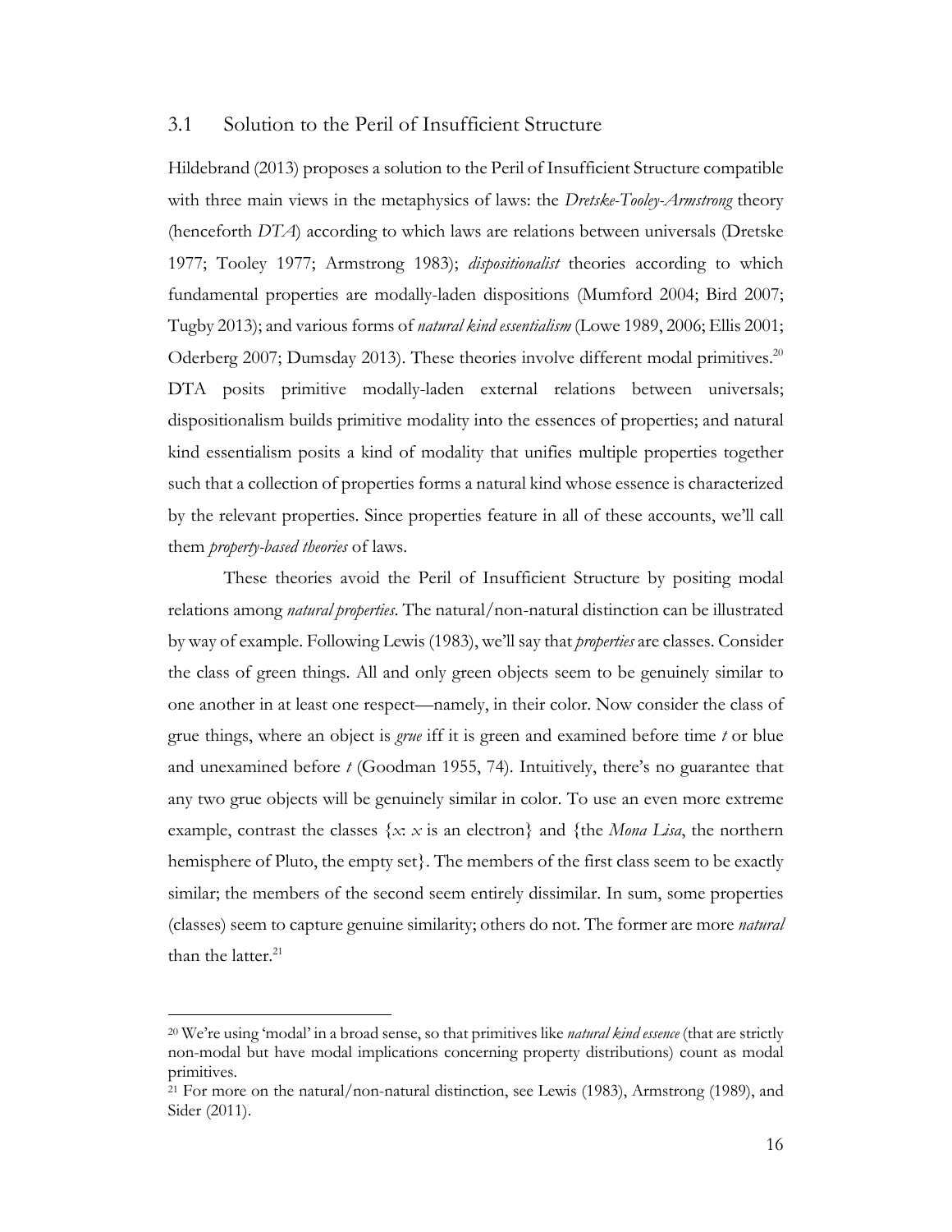## 3.1 Solution to the Peril of Insufficient Structure

Hildebrand (2013) proposes a solution to the Peril of Insufficient Structure compatible with three main views in the metaphysics of laws: the *Dretske-Tooley-Armstrong* theory (henceforth *DTA*) according to which laws are relations between universals (Dretske 1977; Tooley 1977; Armstrong 1983); *dispositionalist* theories according to which fundamental properties are modally-laden dispositions (Mumford 2004; Bird 2007; Tugby 2013); and various forms of *natural kind essentialism* (Lowe 1989, 2006; Ellis 2001; Oderberg 2007; Dumsday 2013). These theories involve different modal primitives.[20] DTA posits primitive modally-laden external relations between universals; dispositionalism builds primitive modality into the essences of properties; and natural kind essentialism posits a kind of modality that unifies multiple properties together such that a collection of properties forms a natural kind whose essence is characterized by the relevant properties. Since properties feature in all of these accounts, we'll call them *property-based theories* of laws.

These theories avoid the Peril of Insufficient Structure by positing modal relations among *natural properties*. The natural/non-natural distinction can be illustrated by way of example. Following Lewis (1983), we'll say that *properties* are classes. Consider the class of green things. All and only green objects seem to be genuinely similar to one another in at least one respect—namely, in their color. Now consider the class of grue things, where an object is *grue* iff it is green and examined before time *t* or blue and unexamined before *t* (Goodman 1955, 74). Intuitively, there's no guarantee that any two grue objects will be genuinely similar in color. To use an even more extreme example, contrast the classes {*x*: *x* is an electron} and {the *Mona Lisa*, the northern hemisphere of Pluto, the empty set}. The members of the first class seem to be exactly similar; the members of the second seem entirely dissimilar. In sum, some properties (classes) seem to capture genuine similarity; others do not. The former are more *natural* than the latter.[21]

---

[20] We're using 'modal' in a broad sense, so that primitives like *natural kind essence* (that are strictly non-modal but have modal implications concerning property distributions) count as modal primitives.

[21] For more on the natural/non-natural distinction, see Lewis (1983), Armstrong (1989), and Sider (2011).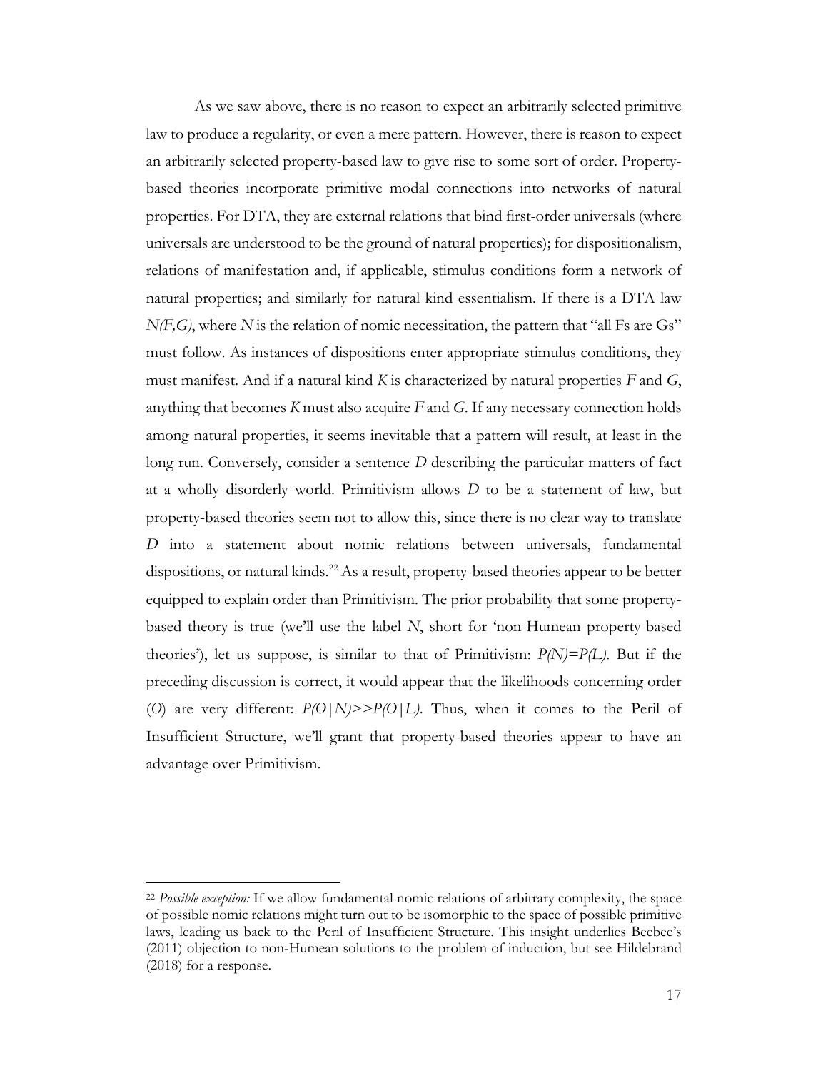As we saw above, there is no reason to expect an arbitrarily selected primitive law to produce a regularity, or even a mere pattern. However, there is reason to expect an arbitrarily selected property-based law to give rise to some sort of order. Property-based theories incorporate primitive modal connections into networks of natural properties. For DTA, they are external relations that bind first-order universals (where universals are understood to be the ground of natural properties); for dispositionalism, relations of manifestation and, if applicable, stimulus conditions form a network of natural properties; and similarly for natural kind essentialism. If there is a DTA law $N(F,G)$, where $N$ is the relation of nomic necessitation, the pattern that "all Fs are Gs" must follow. As instances of dispositions enter appropriate stimulus conditions, they must manifest. And if a natural kind $K$ is characterized by natural properties $F$ and $G$, anything that becomes $K$ must also acquire $F$ and $G$. If any necessary connection holds among natural properties, it seems inevitable that a pattern will result, at least in the long run. Conversely, consider a sentence $D$ describing the particular matters of fact at a wholly disorderly world. Primitivism allows $D$ to be a statement of law, but property-based theories seem not to allow this, since there is no clear way to translate $D$ into a statement about nomic relations between universals, fundamental dispositions, or natural kinds.[22] As a result, property-based theories appear to be better equipped to explain order than Primitivism. The prior probability that some property-based theory is true (we'll use the label $N$, short for 'non-Humean property-based theories'), let us suppose, is similar to that of Primitivism: $P(N)=P(L)$. But if the preceding discussion is correct, it would appear that the likelihoods concerning order ($O$) are very different: $P(O|N) >> P(O|L)$. Thus, when it comes to the Peril of Insufficient Structure, we'll grant that property-based theories appear to have an advantage over Primitivism.

---

[22] *Possible exception:* If we allow fundamental nomic relations of arbitrary complexity, the space of possible nomic relations might turn out to be isomorphic to the space of possible primitive laws, leading us back to the Peril of Insufficient Structure. This insight underlies Beebee's (2011) objection to non-Humean solutions to the problem of induction, but see Hildebrand (2018) for a response.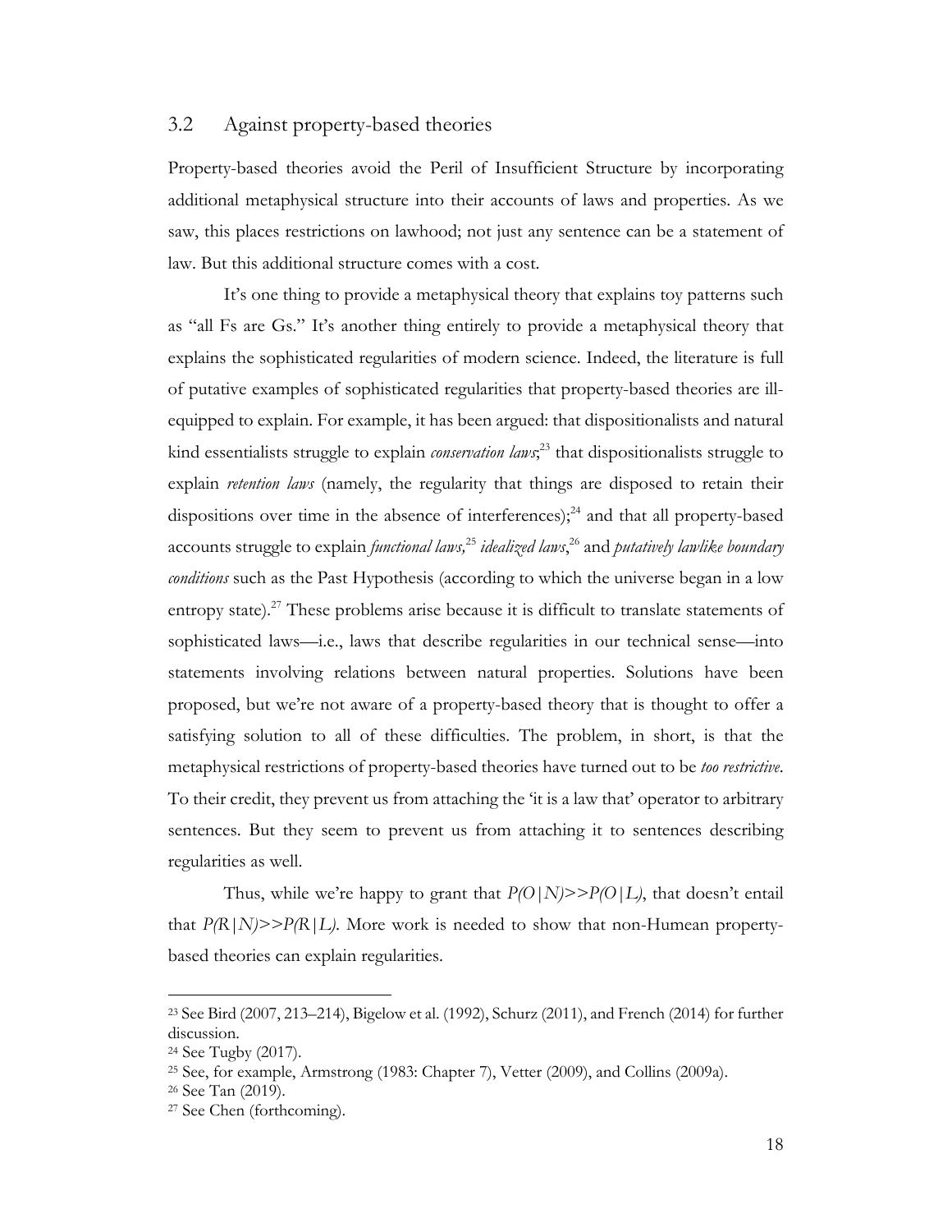## 3.2 Against property-based theories

Property-based theories avoid the Peril of Insufficient Structure by incorporating additional metaphysical structure into their accounts of laws and properties. As we saw, this places restrictions on lawhood; not just any sentence can be a statement of law. But this additional structure comes with a cost.

It's one thing to provide a metaphysical theory that explains toy patterns such as "all Fs are Gs." It's another thing entirely to provide a metaphysical theory that explains the sophisticated regularities of modern science. Indeed, the literature is full of putative examples of sophisticated regularities that property-based theories are ill-equipped to explain. For example, it has been argued: that dispositionalists and natural kind essentialists struggle to explain *conservation laws*;[23] that dispositionalists struggle to explain *retention laws* (namely, the regularity that things are disposed to retain their dispositions over time in the absence of interferences);[24] and that all property-based accounts struggle to explain *functional laws,*[25] *idealized laws*,[26] and *putatively lawlike boundary conditions* such as the Past Hypothesis (according to which the universe began in a low entropy state).[27] These problems arise because it is difficult to translate statements of sophisticated laws—i.e., laws that describe regularities in our technical sense—into statements involving relations between natural properties. Solutions have been proposed, but we're not aware of a property-based theory that is thought to offer a satisfying solution to all of these difficulties. The problem, in short, is that the metaphysical restrictions of property-based theories have turned out to be *too restrictive*. To their credit, they prevent us from attaching the 'it is a law that' operator to arbitrary sentences. But they seem to prevent us from attaching it to sentences describing regularities as well.

Thus, while we're happy to grant that $P(O|N) >> P(O|L)$, that doesn't entail that $P(R|N) >> P(R|L)$. More work is needed to show that non-Humean property-based theories can explain regularities.

---

[23] See Bird (2007, 213–214), Bigelow et al. (1992), Schurz (2011), and French (2014) for further discussion.

[24] See Tugby (2017).

[25] See, for example, Armstrong (1983: Chapter 7), Vetter (2009), and Collins (2009a).

[26] See Tan (2019).

[27] See Chen (forthcoming).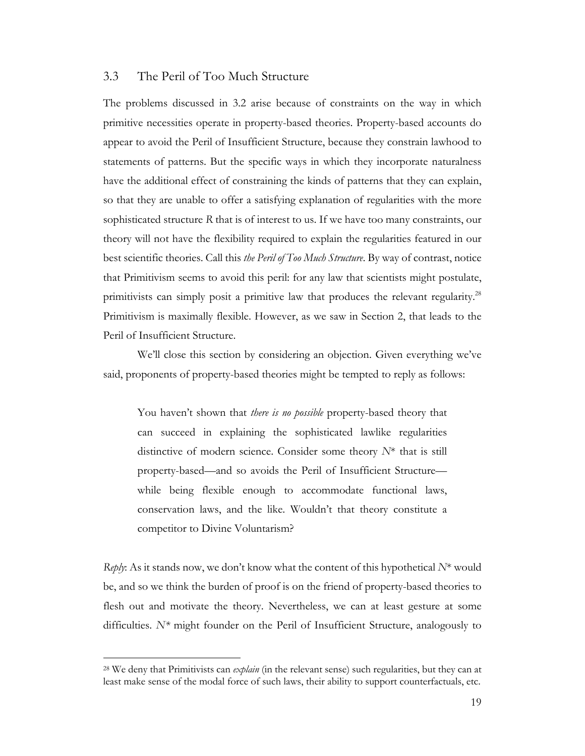### 3.3 The Peril of Too Much Structure

The problems discussed in 3.2 arise because of constraints on the way in which primitive necessities operate in property-based theories. Property-based accounts do appear to avoid the Peril of Insufficient Structure, because they constrain lawhood to statements of patterns. But the specific ways in which they incorporate naturalness have the additional effect of constraining the kinds of patterns that they can explain, so that they are unable to offer a satisfying explanation of regularities with the more sophisticated structure *R* that is of interest to us. If we have too many constraints, our theory will not have the flexibility required to explain the regularities featured in our best scientific theories. Call this *the Peril of Too Much Structure*. By way of contrast, notice that Primitivism seems to avoid this peril: for any law that scientists might postulate, primitivists can simply posit a primitive law that produces the relevant regularity.[28] Primitivism is maximally flexible. However, as we saw in Section 2, that leads to the Peril of Insufficient Structure.

We'll close this section by considering an objection. Given everything we've said, proponents of property-based theories might be tempted to reply as follows:

> You haven't shown that *there is no possible* property-based theory that can succeed in explaining the sophisticated lawlike regularities distinctive of modern science. Consider some theory *N*\* that is still property-based—and so avoids the Peril of Insufficient Structure—while being flexible enough to accommodate functional laws, conservation laws, and the like. Wouldn't that theory constitute a competitor to Divine Voluntarism?

*Reply*: As it stands now, we don't know what the content of this hypothetical *N*\* would be, and so we think the burden of proof is on the friend of property-based theories to flesh out and motivate the theory. Nevertheless, we can at least gesture at some difficulties. *N*\* might founder on the Peril of Insufficient Structure, analogously to

---

[28] We deny that Primitivists can *explain* (in the relevant sense) such regularities, but they can at least make sense of the modal force of such laws, their ability to support counterfactuals, etc.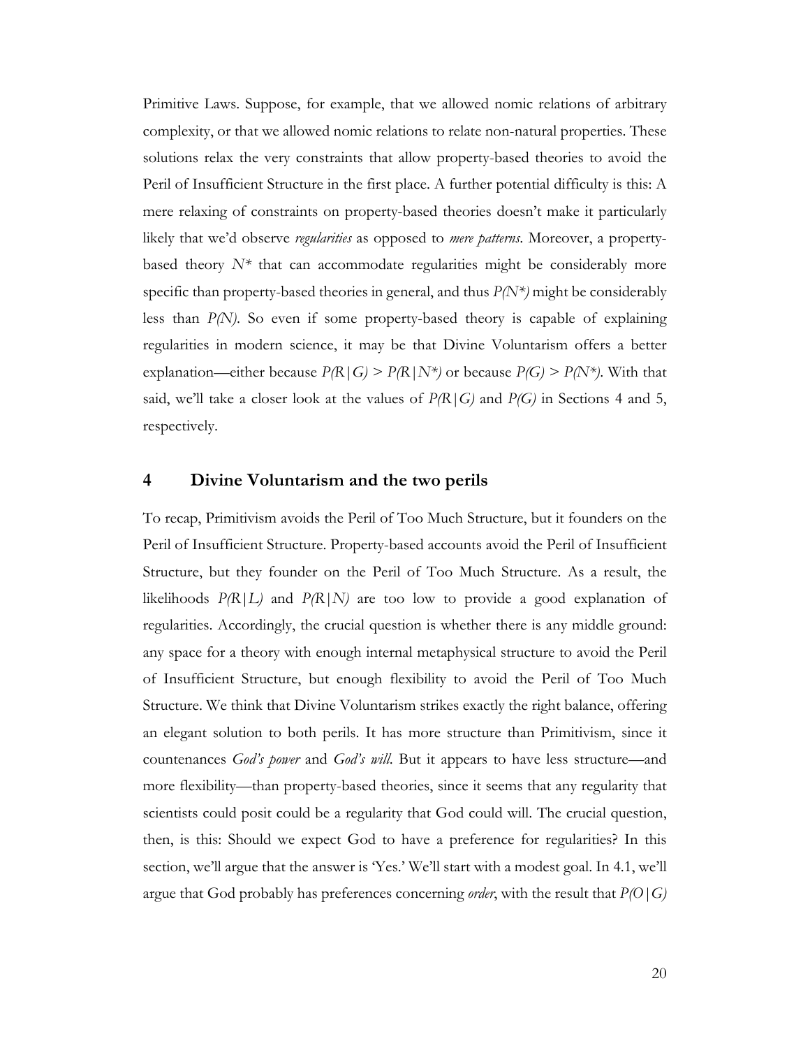Primitive Laws. Suppose, for example, that we allowed nomic relations of arbitrary complexity, or that we allowed nomic relations to relate non-natural properties. These solutions relax the very constraints that allow property-based theories to avoid the Peril of Insufficient Structure in the first place. A further potential difficulty is this: A mere relaxing of constraints on property-based theories doesn't make it particularly likely that we'd observe *regularities* as opposed to *mere patterns*. Moreover, a property-based theory $N^*$ that can accommodate regularities might be considerably more specific than property-based theories in general, and thus $P(N^*)$ might be considerably less than $P(N)$. So even if some property-based theory is capable of explaining regularities in modern science, it may be that Divine Voluntarism offers a better explanation—either because $P(R|G) > P(R|N^*)$ or because $P(G) > P(N^*)$. With that said, we'll take a closer look at the values of $P(R|G)$ and $P(G)$ in Sections 4 and 5, respectively.

## 4 Divine Voluntarism and the two perils

To recap, Primitivism avoids the Peril of Too Much Structure, but it founders on the Peril of Insufficient Structure. Property-based accounts avoid the Peril of Insufficient Structure, but they founder on the Peril of Too Much Structure. As a result, the likelihoods $P(R|L)$ and $P(R|N)$ are too low to provide a good explanation of regularities. Accordingly, the crucial question is whether there is any middle ground: any space for a theory with enough internal metaphysical structure to avoid the Peril of Insufficient Structure, but enough flexibility to avoid the Peril of Too Much Structure. We think that Divine Voluntarism strikes exactly the right balance, offering an elegant solution to both perils. It has more structure than Primitivism, since it countenances *God's power* and *God's will*. But it appears to have less structure—and more flexibility—than property-based theories, since it seems that any regularity that scientists could posit could be a regularity that God could will. The crucial question, then, is this: Should we expect God to have a preference for regularities? In this section, we'll argue that the answer is 'Yes.' We'll start with a modest goal. In 4.1, we'll argue that God probably has preferences concerning *order*, with the result that $P(O|G)$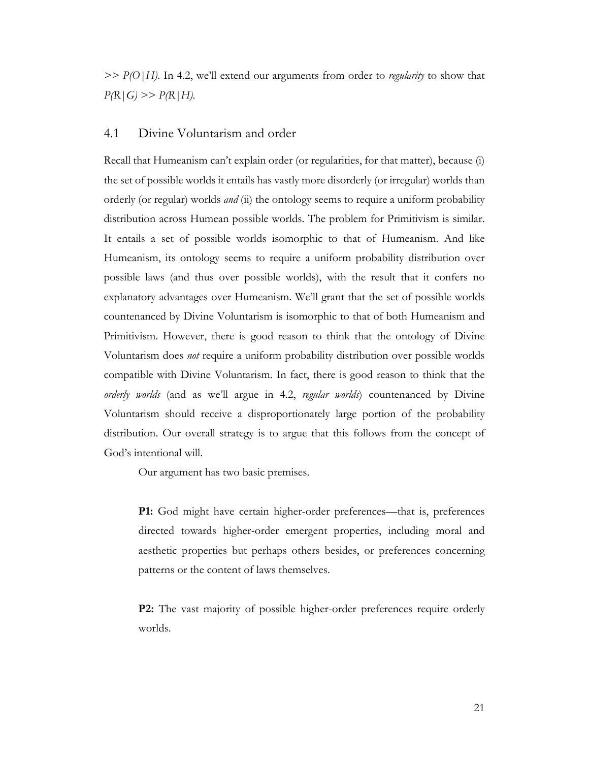$>> P(O|H)$. In 4.2, we'll extend our arguments from order to *regularity* to show that $P(R|G) >> P(R|H)$.

## 4.1 Divine Voluntarism and order

Recall that Humeanism can't explain order (or regularities, for that matter), because (i) the set of possible worlds it entails has vastly more disorderly (or irregular) worlds than orderly (or regular) worlds *and* (ii) the ontology seems to require a uniform probability distribution across Humean possible worlds. The problem for Primitivism is similar. It entails a set of possible worlds isomorphic to that of Humeanism. And like Humeanism, its ontology seems to require a uniform probability distribution over possible laws (and thus over possible worlds), with the result that it confers no explanatory advantages over Humeanism. We'll grant that the set of possible worlds countenanced by Divine Voluntarism is isomorphic to that of both Humeanism and Primitivism. However, there is good reason to think that the ontology of Divine Voluntarism does *not* require a uniform probability distribution over possible worlds compatible with Divine Voluntarism. In fact, there is good reason to think that the *orderly worlds* (and as we'll argue in 4.2, *regular worlds*) countenanced by Divine Voluntarism should receive a disproportionately large portion of the probability distribution. Our overall strategy is to argue that this follows from the concept of God's intentional will.

Our argument has two basic premises.

> **P1:** God might have certain higher-order preferences—that is, preferences directed towards higher-order emergent properties, including moral and aesthetic properties but perhaps others besides, or preferences concerning patterns or the content of laws themselves.

> **P2:** The vast majority of possible higher-order preferences require orderly worlds.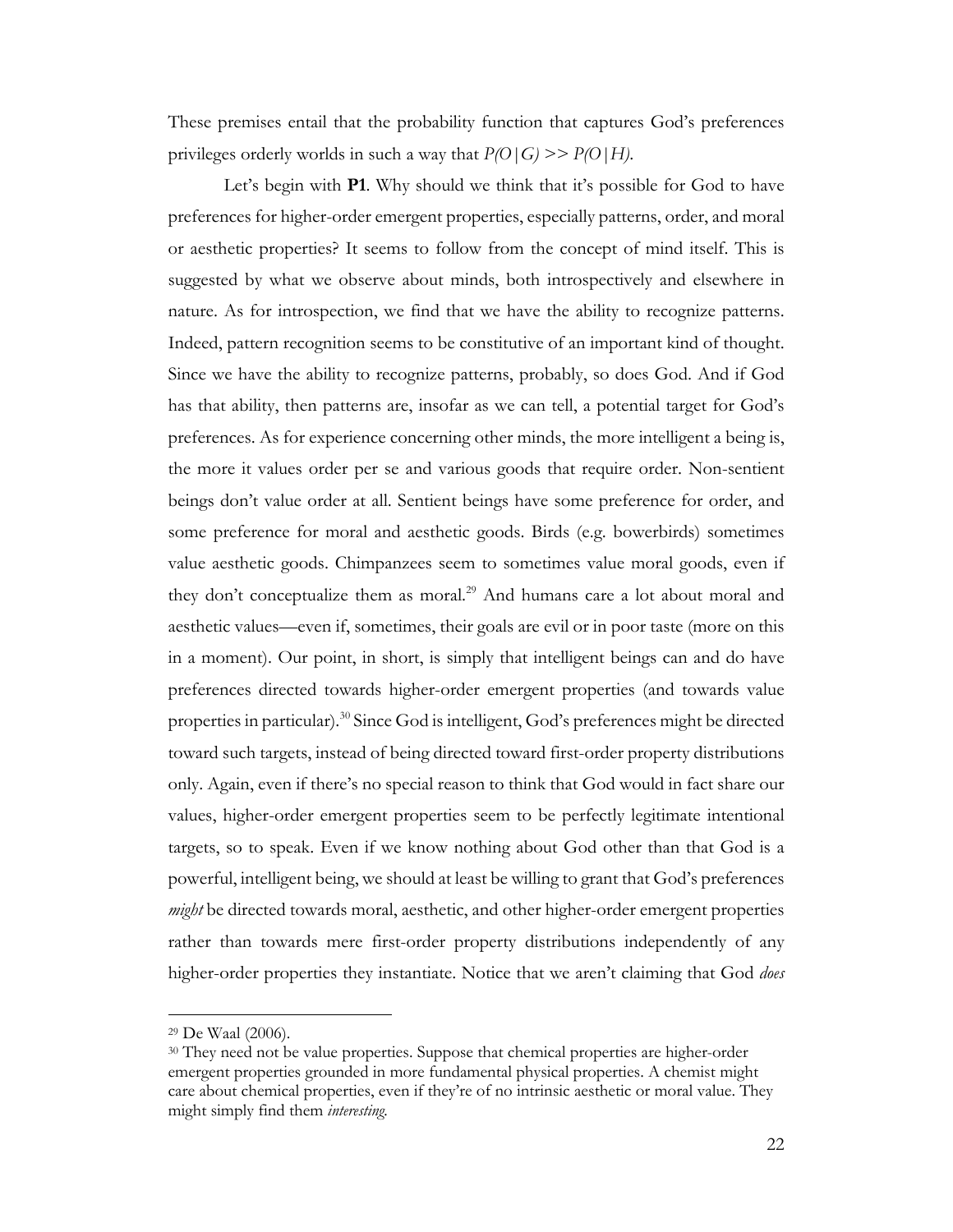These premises entail that the probability function that captures God's preferences privileges orderly worlds in such a way that $P(O|G) >> P(O|H)$.

Let's begin with **P1**. Why should we think that it's possible for God to have preferences for higher-order emergent properties, especially patterns, order, and moral or aesthetic properties? It seems to follow from the concept of mind itself. This is suggested by what we observe about minds, both introspectively and elsewhere in nature. As for introspection, we find that we have the ability to recognize patterns. Indeed, pattern recognition seems to be constitutive of an important kind of thought. Since we have the ability to recognize patterns, probably, so does God. And if God has that ability, then patterns are, insofar as we can tell, a potential target for God's preferences. As for experience concerning other minds, the more intelligent a being is, the more it values order per se and various goods that require order. Non-sentient beings don't value order at all. Sentient beings have some preference for order, and some preference for moral and aesthetic goods. Birds (e.g. bowerbirds) sometimes value aesthetic goods. Chimpanzees seem to sometimes value moral goods, even if they don't conceptualize them as moral.[29] And humans care a lot about moral and aesthetic values—even if, sometimes, their goals are evil or in poor taste (more on this in a moment). Our point, in short, is simply that intelligent beings can and do have preferences directed towards higher-order emergent properties (and towards value properties in particular).[30] Since God is intelligent, God's preferences might be directed toward such targets, instead of being directed toward first-order property distributions only. Again, even if there's no special reason to think that God would in fact share our values, higher-order emergent properties seem to be perfectly legitimate intentional targets, so to speak. Even if we know nothing about God other than that God is a powerful, intelligent being, we should at least be willing to grant that God's preferences *might* be directed towards moral, aesthetic, and other higher-order emergent properties rather than towards mere first-order property distributions independently of any higher-order properties they instantiate. Notice that we aren't claiming that God *does*

---

[29] De Waal (2006).

[30] They need not be value properties. Suppose that chemical properties are higher-order emergent properties grounded in more fundamental physical properties. A chemist might care about chemical properties, even if they're of no intrinsic aesthetic or moral value. They might simply find them *interesting*.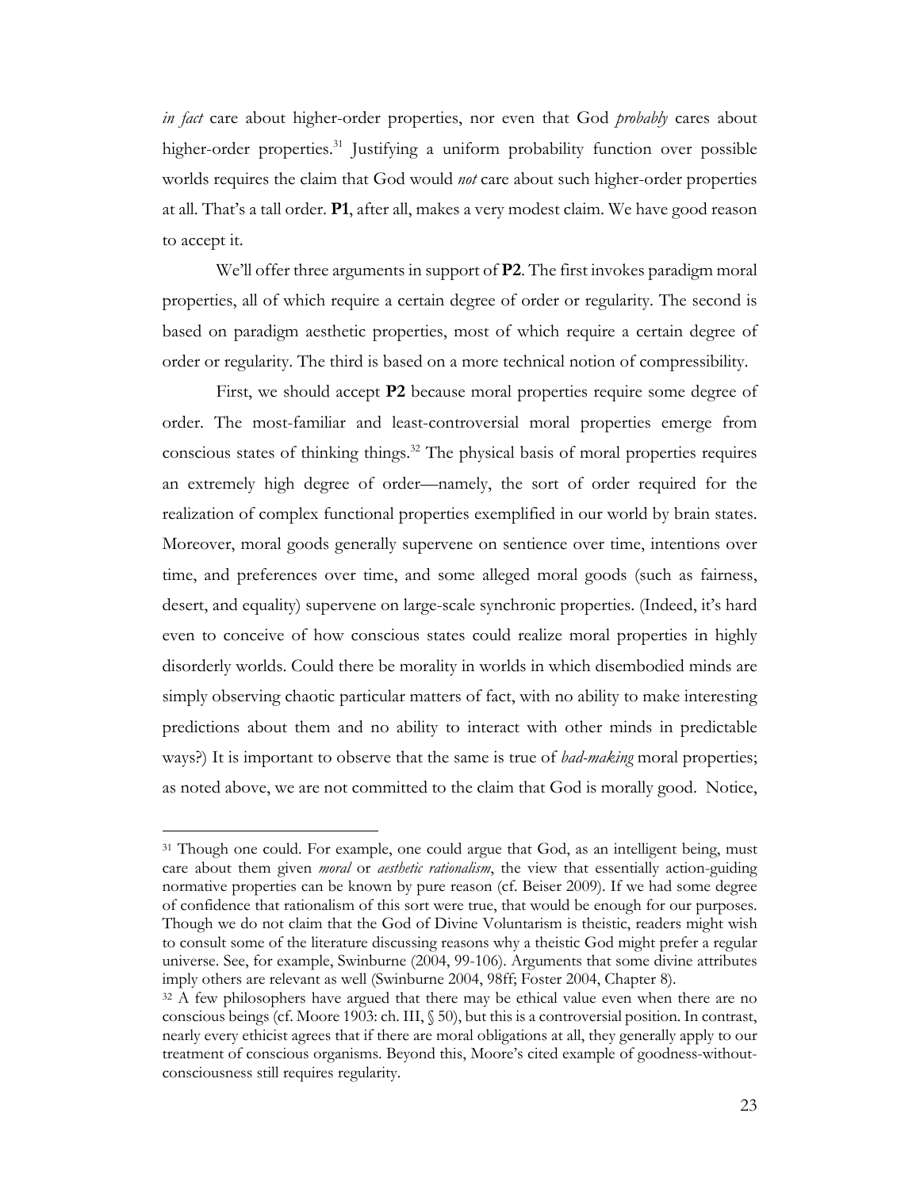*in fact* care about higher-order properties, nor even that God *probably* cares about higher-order properties.[31] Justifying a uniform probability function over possible worlds requires the claim that God would *not* care about such higher-order properties at all. That's a tall order. **P1**, after all, makes a very modest claim. We have good reason to accept it.

We'll offer three arguments in support of **P2**. The first invokes paradigm moral properties, all of which require a certain degree of order or regularity. The second is based on paradigm aesthetic properties, most of which require a certain degree of order or regularity. The third is based on a more technical notion of compressibility.

First, we should accept **P2** because moral properties require some degree of order. The most-familiar and least-controversial moral properties emerge from conscious states of thinking things.[32] The physical basis of moral properties requires an extremely high degree of order—namely, the sort of order required for the realization of complex functional properties exemplified in our world by brain states. Moreover, moral goods generally supervene on sentience over time, intentions over time, and preferences over time, and some alleged moral goods (such as fairness, desert, and equality) supervene on large-scale synchronic properties. (Indeed, it's hard even to conceive of how conscious states could realize moral properties in highly disorderly worlds. Could there be morality in worlds in which disembodied minds are simply observing chaotic particular matters of fact, with no ability to make interesting predictions about them and no ability to interact with other minds in predictable ways?) It is important to observe that the same is true of *bad-making* moral properties; as noted above, we are not committed to the claim that God is morally good. Notice,

---

[31] Though one could. For example, one could argue that God, as an intelligent being, must care about them given *moral* or *aesthetic rationalism*, the view that essentially action-guiding normative properties can be known by pure reason (cf. Beiser 2009). If we had some degree of confidence that rationalism of this sort were true, that would be enough for our purposes. Though we do not claim that the God of Divine Voluntarism is theistic, readers might wish to consult some of the literature discussing reasons why a theistic God might prefer a regular universe. See, for example, Swinburne (2004, 99-106). Arguments that some divine attributes imply others are relevant as well (Swinburne 2004, 98ff; Foster 2004, Chapter 8).

[32] A few philosophers have argued that there may be ethical value even when there are no conscious beings (cf. Moore 1903: ch. III, § 50), but this is a controversial position. In contrast, nearly every ethicist agrees that if there are moral obligations at all, they generally apply to our treatment of conscious organisms. Beyond this, Moore's cited example of goodness-without-consciousness still requires regularity.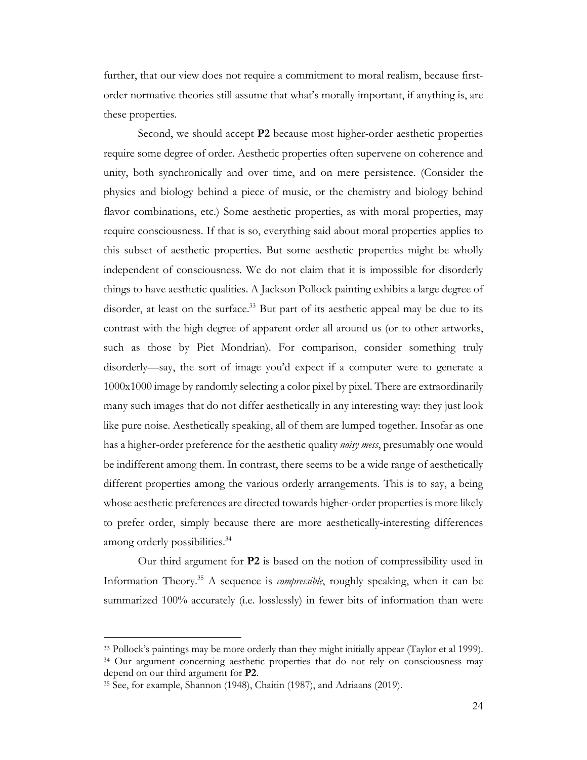further, that our view does not require a commitment to moral realism, because first-order normative theories still assume that what's morally important, if anything is, are these properties.

Second, we should accept **P2** because most higher-order aesthetic properties require some degree of order. Aesthetic properties often supervene on coherence and unity, both synchronically and over time, and on mere persistence. (Consider the physics and biology behind a piece of music, or the chemistry and biology behind flavor combinations, etc.) Some aesthetic properties, as with moral properties, may require consciousness. If that is so, everything said about moral properties applies to this subset of aesthetic properties. But some aesthetic properties might be wholly independent of consciousness. We do not claim that it is impossible for disorderly things to have aesthetic qualities. A Jackson Pollock painting exhibits a large degree of disorder, at least on the surface.[33] But part of its aesthetic appeal may be due to its contrast with the high degree of apparent order all around us (or to other artworks, such as those by Piet Mondrian). For comparison, consider something truly disorderly—say, the sort of image you'd expect if a computer were to generate a 1000x1000 image by randomly selecting a color pixel by pixel. There are extraordinarily many such images that do not differ aesthetically in any interesting way: they just look like pure noise. Aesthetically speaking, all of them are lumped together. Insofar as one has a higher-order preference for the aesthetic quality *noisy mess*, presumably one would be indifferent among them. In contrast, there seems to be a wide range of aesthetically different properties among the various orderly arrangements. This is to say, a being whose aesthetic preferences are directed towards higher-order properties is more likely to prefer order, simply because there are more aesthetically-interesting differences among orderly possibilities.[34]

Our third argument for **P2** is based on the notion of compressibility used in Information Theory.[35] A sequence is *compressible*, roughly speaking, when it can be summarized 100% accurately (i.e. losslessly) in fewer bits of information than were

---

[33] Pollock's paintings may be more orderly than they might initially appear (Taylor et al 1999).

[34] Our argument concerning aesthetic properties that do not rely on consciousness may depend on our third argument for **P2**.

[35] See, for example, Shannon (1948), Chaitin (1987), and Adriaans (2019).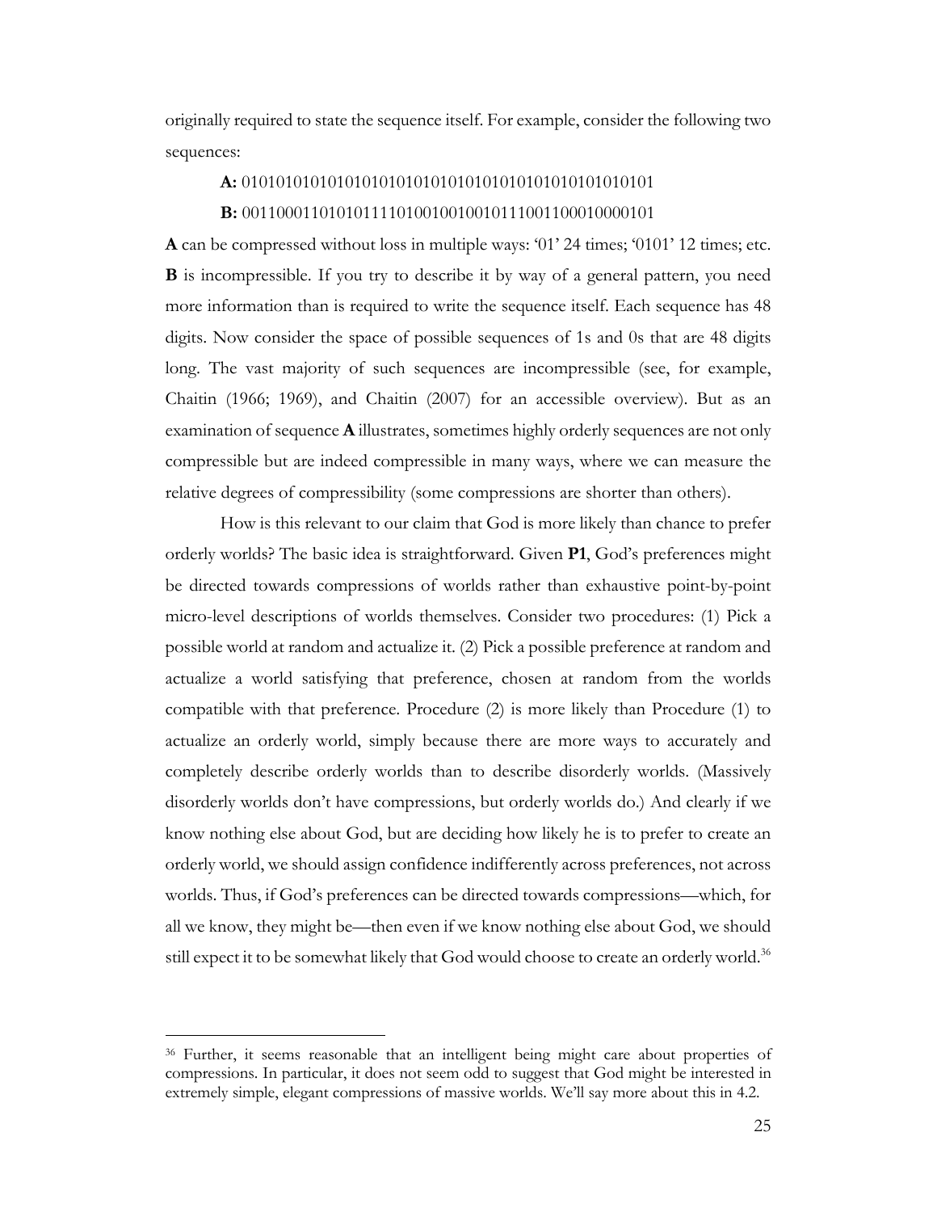originally required to state the sequence itself. For example, consider the following two sequences:

**A:** 010101010101010101010101010101010101010101010101

**B:** 001100011010101111010010010010111001100010000101

**A** can be compressed without loss in multiple ways: '01' 24 times; '0101' 12 times; etc. **B** is incompressible. If you try to describe it by way of a general pattern, you need more information than is required to write the sequence itself. Each sequence has 48 digits. Now consider the space of possible sequences of 1s and 0s that are 48 digits long. The vast majority of such sequences are incompressible (see, for example, Chaitin (1966; 1969), and Chaitin (2007) for an accessible overview). But as an examination of sequence **A** illustrates, sometimes highly orderly sequences are not only compressible but are indeed compressible in many ways, where we can measure the relative degrees of compressibility (some compressions are shorter than others).

How is this relevant to our claim that God is more likely than chance to prefer orderly worlds? The basic idea is straightforward. Given **P1**, God's preferences might be directed towards compressions of worlds rather than exhaustive point-by-point micro-level descriptions of worlds themselves. Consider two procedures: (1) Pick a possible world at random and actualize it. (2) Pick a possible preference at random and actualize a world satisfying that preference, chosen at random from the worlds compatible with that preference. Procedure (2) is more likely than Procedure (1) to actualize an orderly world, simply because there are more ways to accurately and completely describe orderly worlds than to describe disorderly worlds. (Massively disorderly worlds don't have compressions, but orderly worlds do.) And clearly if we know nothing else about God, but are deciding how likely he is to prefer to create an orderly world, we should assign confidence indifferently across preferences, not across worlds. Thus, if God's preferences can be directed towards compressions—which, for all we know, they might be—then even if we know nothing else about God, we should still expect it to be somewhat likely that God would choose to create an orderly world.[36]

---

[36] Further, it seems reasonable that an intelligent being might care about properties of compressions. In particular, it does not seem odd to suggest that God might be interested in extremely simple, elegant compressions of massive worlds. We'll say more about this in 4.2.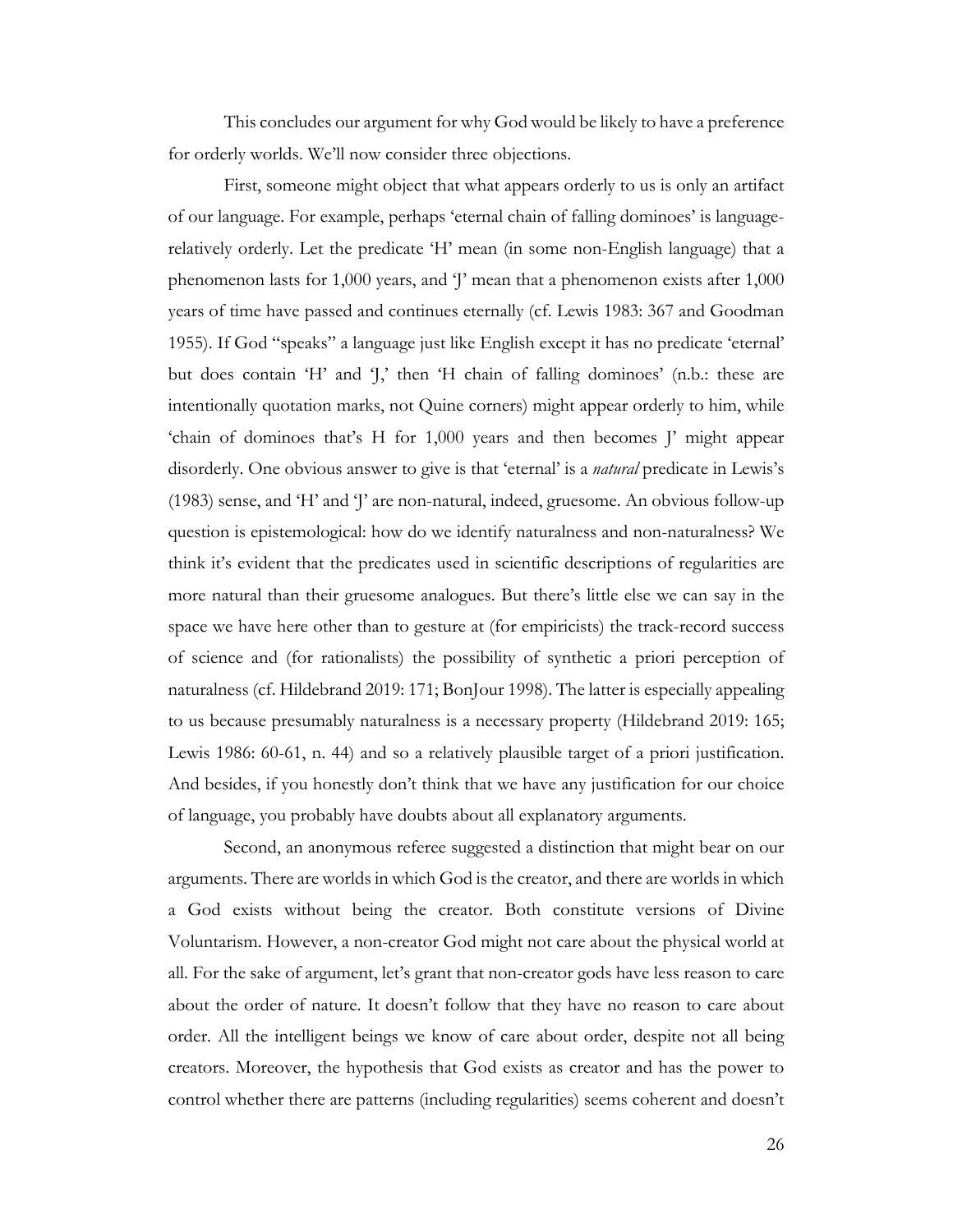This concludes our argument for why God would be likely to have a preference for orderly worlds. We'll now consider three objections.

First, someone might object that what appears orderly to us is only an artifact of our language. For example, perhaps 'eternal chain of falling dominoes' is language-relatively orderly. Let the predicate 'H' mean (in some non-English language) that a phenomenon lasts for 1,000 years, and 'J' mean that a phenomenon exists after 1,000 years of time have passed and continues eternally (cf. Lewis 1983: 367 and Goodman 1955). If God "speaks" a language just like English except it has no predicate 'eternal' but does contain 'H' and 'J,' then 'H chain of falling dominoes' (n.b.: these are intentionally quotation marks, not Quine corners) might appear orderly to him, while 'chain of dominoes that's H for 1,000 years and then becomes J' might appear disorderly. One obvious answer to give is that 'eternal' is a *natural* predicate in Lewis's (1983) sense, and 'H' and 'J' are non-natural, indeed, gruesome. An obvious follow-up question is epistemological: how do we identify naturalness and non-naturalness? We think it's evident that the predicates used in scientific descriptions of regularities are more natural than their gruesome analogues. But there's little else we can say in the space we have here other than to gesture at (for empiricists) the track-record success of science and (for rationalists) the possibility of synthetic a priori perception of naturalness (cf. Hildebrand 2019: 171; BonJour 1998). The latter is especially appealing to us because presumably naturalness is a necessary property (Hildebrand 2019: 165; Lewis 1986: 60-61, n. 44) and so a relatively plausible target of a priori justification. And besides, if you honestly don't think that we have any justification for our choice of language, you probably have doubts about all explanatory arguments.

Second, an anonymous referee suggested a distinction that might bear on our arguments. There are worlds in which God is the creator, and there are worlds in which a God exists without being the creator. Both constitute versions of Divine Voluntarism. However, a non-creator God might not care about the physical world at all. For the sake of argument, let's grant that non-creator gods have less reason to care about the order of nature. It doesn't follow that they have no reason to care about order. All the intelligent beings we know of care about order, despite not all being creators. Moreover, the hypothesis that God exists as creator and has the power to control whether there are patterns (including regularities) seems coherent and doesn't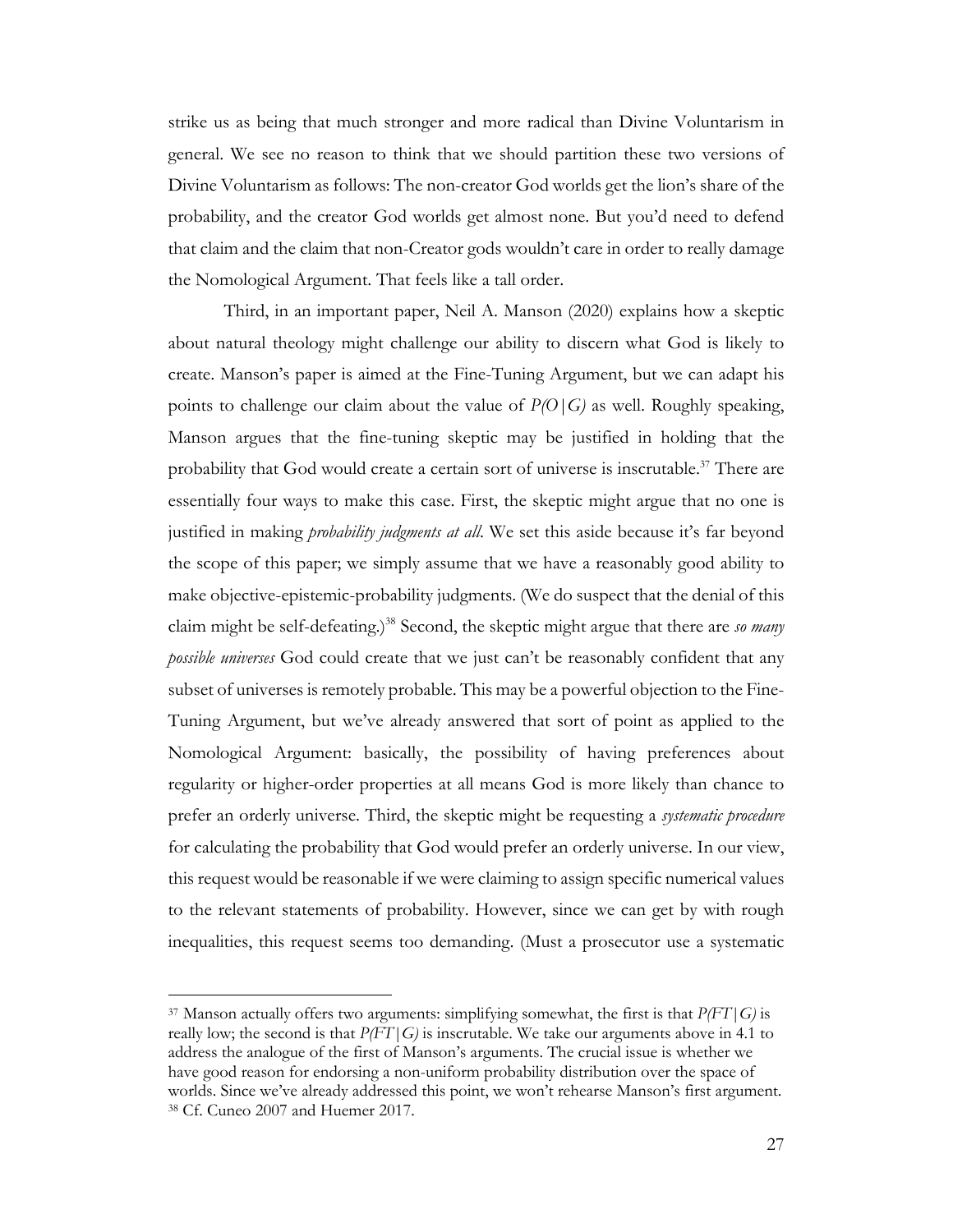strike us as being that much stronger and more radical than Divine Voluntarism in general. We see no reason to think that we should partition these two versions of Divine Voluntarism as follows: The non-creator God worlds get the lion's share of the probability, and the creator God worlds get almost none. But you'd need to defend that claim and the claim that non-Creator gods wouldn't care in order to really damage the Nomological Argument. That feels like a tall order.

Third, in an important paper, Neil A. Manson (2020) explains how a skeptic about natural theology might challenge our ability to discern what God is likely to create. Manson's paper is aimed at the Fine-Tuning Argument, but we can adapt his points to challenge our claim about the value of $P(O|G)$ as well. Roughly speaking, Manson argues that the fine-tuning skeptic may be justified in holding that the probability that God would create a certain sort of universe is inscrutable.[37] There are essentially four ways to make this case. First, the skeptic might argue that no one is justified in making *probability judgments at all*. We set this aside because it's far beyond the scope of this paper; we simply assume that we have a reasonably good ability to make objective-epistemic-probability judgments. (We do suspect that the denial of this claim might be self-defeating.)[38] Second, the skeptic might argue that there are *so many possible universes* God could create that we just can't be reasonably confident that any subset of universes is remotely probable. This may be a powerful objection to the Fine-Tuning Argument, but we've already answered that sort of point as applied to the Nomological Argument: basically, the possibility of having preferences about regularity or higher-order properties at all means God is more likely than chance to prefer an orderly universe. Third, the skeptic might be requesting a *systematic procedure* for calculating the probability that God would prefer an orderly universe. In our view, this request would be reasonable if we were claiming to assign specific numerical values to the relevant statements of probability. However, since we can get by with rough inequalities, this request seems too demanding. (Must a prosecutor use a systematic

---

[37] Manson actually offers two arguments: simplifying somewhat, the first is that $P(FT|G)$ is really low; the second is that $P(FT|G)$ is inscrutable. We take our arguments above in 4.1 to address the analogue of the first of Manson's arguments. The crucial issue is whether we have good reason for endorsing a non-uniform probability distribution over the space of worlds. Since we've already addressed this point, we won't rehearse Manson's first argument.

[38] Cf. Cuneo 2007 and Huemer 2017.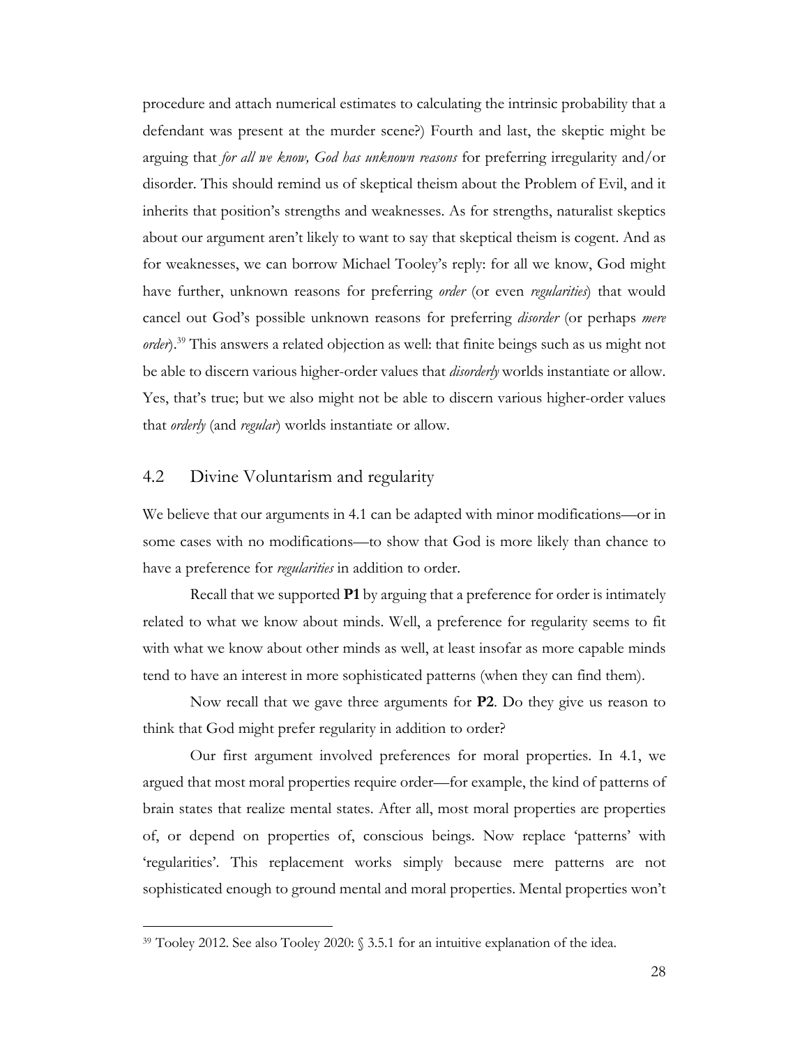procedure and attach numerical estimates to calculating the intrinsic probability that a defendant was present at the murder scene?) Fourth and last, the skeptic might be arguing that *for all we know, God has unknown reasons* for preferring irregularity and/or disorder. This should remind us of skeptical theism about the Problem of Evil, and it inherits that position's strengths and weaknesses. As for strengths, naturalist skeptics about our argument aren't likely to want to say that skeptical theism is cogent. And as for weaknesses, we can borrow Michael Tooley's reply: for all we know, God might have further, unknown reasons for preferring *order* (or even *regularities*) that would cancel out God's possible unknown reasons for preferring *disorder* (or perhaps *mere order*).[39] This answers a related objection as well: that finite beings such as us might not be able to discern various higher-order values that *disorderly* worlds instantiate or allow. Yes, that's true; but we also might not be able to discern various higher-order values that *orderly* (and *regular*) worlds instantiate or allow.

## 4.2 Divine Voluntarism and regularity

We believe that our arguments in 4.1 can be adapted with minor modifications—or in some cases with no modifications—to show that God is more likely than chance to have a preference for *regularities* in addition to order.

Recall that we supported **P1** by arguing that a preference for order is intimately related to what we know about minds. Well, a preference for regularity seems to fit with what we know about other minds as well, at least insofar as more capable minds tend to have an interest in more sophisticated patterns (when they can find them).

Now recall that we gave three arguments for **P2**. Do they give us reason to think that God might prefer regularity in addition to order?

Our first argument involved preferences for moral properties. In 4.1, we argued that most moral properties require order—for example, the kind of patterns of brain states that realize mental states. After all, most moral properties are properties of, or depend on properties of, conscious beings. Now replace 'patterns' with 'regularities'. This replacement works simply because mere patterns are not sophisticated enough to ground mental and moral properties. Mental properties won't

[39] Tooley 2012. See also Tooley 2020: § 3.5.1 for an intuitive explanation of the idea.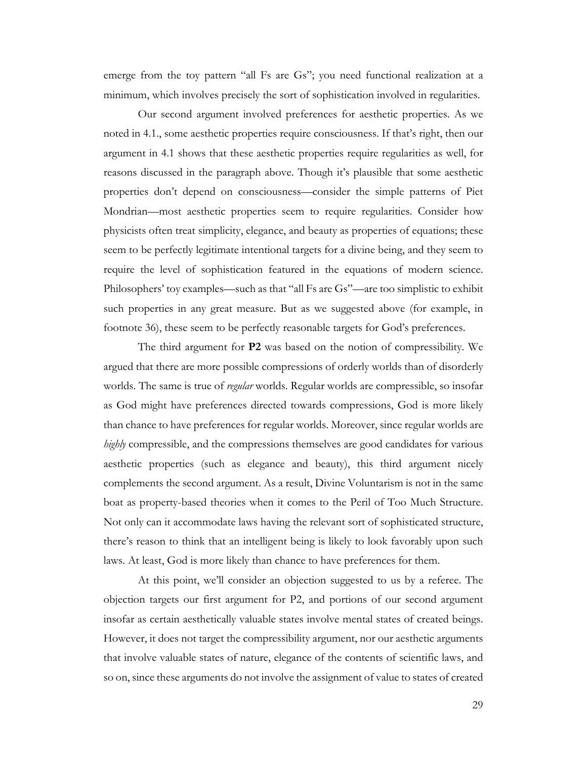emerge from the toy pattern "all Fs are Gs"; you need functional realization at a minimum, which involves precisely the sort of sophistication involved in regularities.

Our second argument involved preferences for aesthetic properties. As we noted in 4.1., some aesthetic properties require consciousness. If that's right, then our argument in 4.1 shows that these aesthetic properties require regularities as well, for reasons discussed in the paragraph above. Though it's plausible that some aesthetic properties don't depend on consciousness—consider the simple patterns of Piet Mondrian—most aesthetic properties seem to require regularities. Consider how physicists often treat simplicity, elegance, and beauty as properties of equations; these seem to be perfectly legitimate intentional targets for a divine being, and they seem to require the level of sophistication featured in the equations of modern science. Philosophers' toy examples—such as that "all Fs are Gs"—are too simplistic to exhibit such properties in any great measure. But as we suggested above (for example, in footnote 36), these seem to be perfectly reasonable targets for God's preferences.

The third argument for **P2** was based on the notion of compressibility. We argued that there are more possible compressions of orderly worlds than of disorderly worlds. The same is true of *regular* worlds. Regular worlds are compressible, so insofar as God might have preferences directed towards compressions, God is more likely than chance to have preferences for regular worlds. Moreover, since regular worlds are *highly* compressible, and the compressions themselves are good candidates for various aesthetic properties (such as elegance and beauty), this third argument nicely complements the second argument. As a result, Divine Voluntarism is not in the same boat as property-based theories when it comes to the Peril of Too Much Structure. Not only can it accommodate laws having the relevant sort of sophisticated structure, there's reason to think that an intelligent being is likely to look favorably upon such laws. At least, God is more likely than chance to have preferences for them.

At this point, we'll consider an objection suggested to us by a referee. The objection targets our first argument for P2, and portions of our second argument insofar as certain aesthetically valuable states involve mental states of created beings. However, it does not target the compressibility argument, nor our aesthetic arguments that involve valuable states of nature, elegance of the contents of scientific laws, and so on, since these arguments do not involve the assignment of value to states of created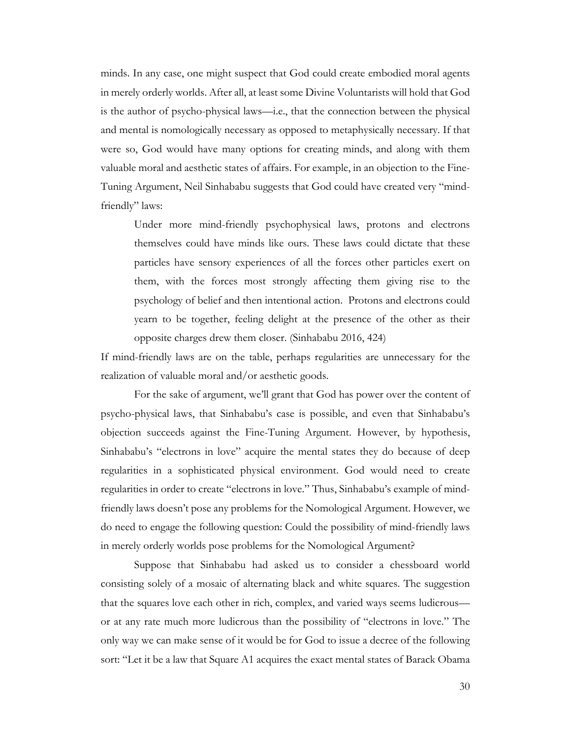minds. In any case, one might suspect that God could create embodied moral agents in merely orderly worlds. After all, at least some Divine Voluntarists will hold that God is the author of psycho-physical laws—i.e., that the connection between the physical and mental is nomologically necessary as opposed to metaphysically necessary. If that were so, God would have many options for creating minds, and along with them valuable moral and aesthetic states of affairs. For example, in an objection to the Fine-Tuning Argument, Neil Sinhababu suggests that God could have created very "mind-friendly" laws:

> Under more mind-friendly psychophysical laws, protons and electrons themselves could have minds like ours. These laws could dictate that these particles have sensory experiences of all the forces other particles exert on them, with the forces most strongly affecting them giving rise to the psychology of belief and then intentional action. Protons and electrons could yearn to be together, feeling delight at the presence of the other as their opposite charges drew them closer. (Sinhababu 2016, 424)

If mind-friendly laws are on the table, perhaps regularities are unnecessary for the realization of valuable moral and/or aesthetic goods.

For the sake of argument, we'll grant that God has power over the content of psycho-physical laws, that Sinhababu's case is possible, and even that Sinhababu's objection succeeds against the Fine-Tuning Argument. However, by hypothesis, Sinhababu's "electrons in love" acquire the mental states they do because of deep regularities in a sophisticated physical environment. God would need to create regularities in order to create "electrons in love." Thus, Sinhababu's example of mind-friendly laws doesn't pose any problems for the Nomological Argument. However, we do need to engage the following question: Could the possibility of mind-friendly laws in merely orderly worlds pose problems for the Nomological Argument?

Suppose that Sinhababu had asked us to consider a chessboard world consisting solely of a mosaic of alternating black and white squares. The suggestion that the squares love each other in rich, complex, and varied ways seems ludicrous—or at any rate much more ludicrous than the possibility of "electrons in love." The only way we can make sense of it would be for God to issue a decree of the following sort: "Let it be a law that Square A1 acquires the exact mental states of Barack Obama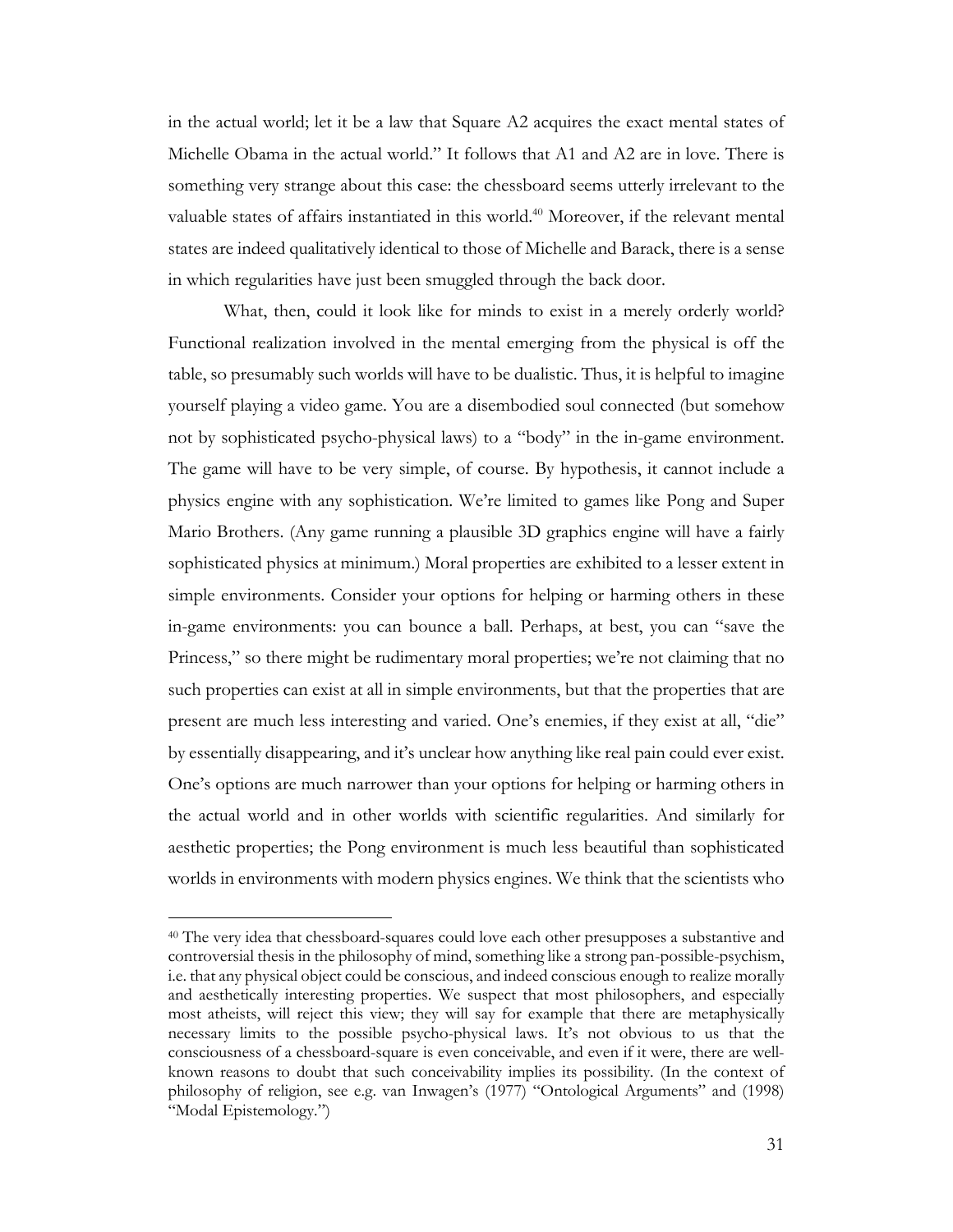in the actual world; let it be a law that Square A2 acquires the exact mental states of Michelle Obama in the actual world." It follows that A1 and A2 are in love. There is something very strange about this case: the chessboard seems utterly irrelevant to the valuable states of affairs instantiated in this world.[40] Moreover, if the relevant mental states are indeed qualitatively identical to those of Michelle and Barack, there is a sense in which regularities have just been smuggled through the back door.

What, then, could it look like for minds to exist in a merely orderly world? Functional realization involved in the mental emerging from the physical is off the table, so presumably such worlds will have to be dualistic. Thus, it is helpful to imagine yourself playing a video game. You are a disembodied soul connected (but somehow not by sophisticated psycho-physical laws) to a "body" in the in-game environment. The game will have to be very simple, of course. By hypothesis, it cannot include a physics engine with any sophistication. We're limited to games like Pong and Super Mario Brothers. (Any game running a plausible 3D graphics engine will have a fairly sophisticated physics at minimum.) Moral properties are exhibited to a lesser extent in simple environments. Consider your options for helping or harming others in these in-game environments: you can bounce a ball. Perhaps, at best, you can "save the Princess," so there might be rudimentary moral properties; we're not claiming that no such properties can exist at all in simple environments, but that the properties that are present are much less interesting and varied. One's enemies, if they exist at all, "die" by essentially disappearing, and it's unclear how anything like real pain could ever exist. One's options are much narrower than your options for helping or harming others in the actual world and in other worlds with scientific regularities. And similarly for aesthetic properties; the Pong environment is much less beautiful than sophisticated worlds in environments with modern physics engines. We think that the scientists who

---

[40] The very idea that chessboard-squares could love each other presupposes a substantive and controversial thesis in the philosophy of mind, something like a strong pan-possible-psychism, i.e. that any physical object could be conscious, and indeed conscious enough to realize morally and aesthetically interesting properties. We suspect that most philosophers, and especially most atheists, will reject this view; they will say for example that there are metaphysically necessary limits to the possible psycho-physical laws. It's not obvious to us that the consciousness of a chessboard-square is even conceivable, and even if it were, there are well-known reasons to doubt that such conceivability implies its possibility. (In the context of philosophy of religion, see e.g. van Inwagen's (1977) "Ontological Arguments" and (1998) "Modal Epistemology.")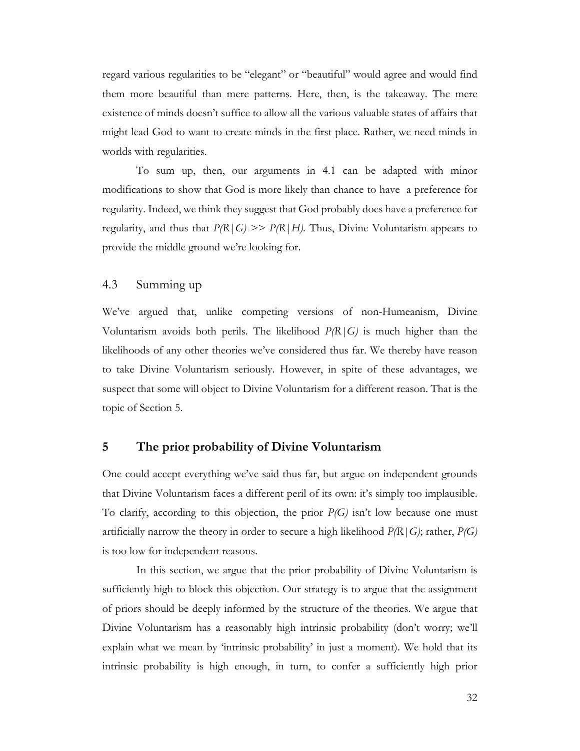regard various regularities to be "elegant" or "beautiful" would agree and would find them more beautiful than mere patterns. Here, then, is the takeaway. The mere existence of minds doesn't suffice to allow all the various valuable states of affairs that might lead God to want to create minds in the first place. Rather, we need minds in worlds with regularities.

To sum up, then, our arguments in 4.1 can be adapted with minor modifications to show that God is more likely than chance to have a preference for regularity. Indeed, we think they suggest that God probably does have a preference for regularity, and thus that $P(R|G) >> P(R|H)$. Thus, Divine Voluntarism appears to provide the middle ground we're looking for.

## 4.3 Summing up

We've argued that, unlike competing versions of non-Humeanism, Divine Voluntarism avoids both perils. The likelihood $P(R|G)$ is much higher than the likelihoods of any other theories we've considered thus far. We thereby have reason to take Divine Voluntarism seriously. However, in spite of these advantages, we suspect that some will object to Divine Voluntarism for a different reason. That is the topic of Section 5.

# 5 The prior probability of Divine Voluntarism

One could accept everything we've said thus far, but argue on independent grounds that Divine Voluntarism faces a different peril of its own: it's simply too implausible. To clarify, according to this objection, the prior $P(G)$ isn't low because one must artificially narrow the theory in order to secure a high likelihood $P(R|G)$; rather, $P(G)$ is too low for independent reasons.

In this section, we argue that the prior probability of Divine Voluntarism is sufficiently high to block this objection. Our strategy is to argue that the assignment of priors should be deeply informed by the structure of the theories. We argue that Divine Voluntarism has a reasonably high intrinsic probability (don't worry; we'll explain what we mean by 'intrinsic probability' in just a moment). We hold that its intrinsic probability is high enough, in turn, to confer a sufficiently high prior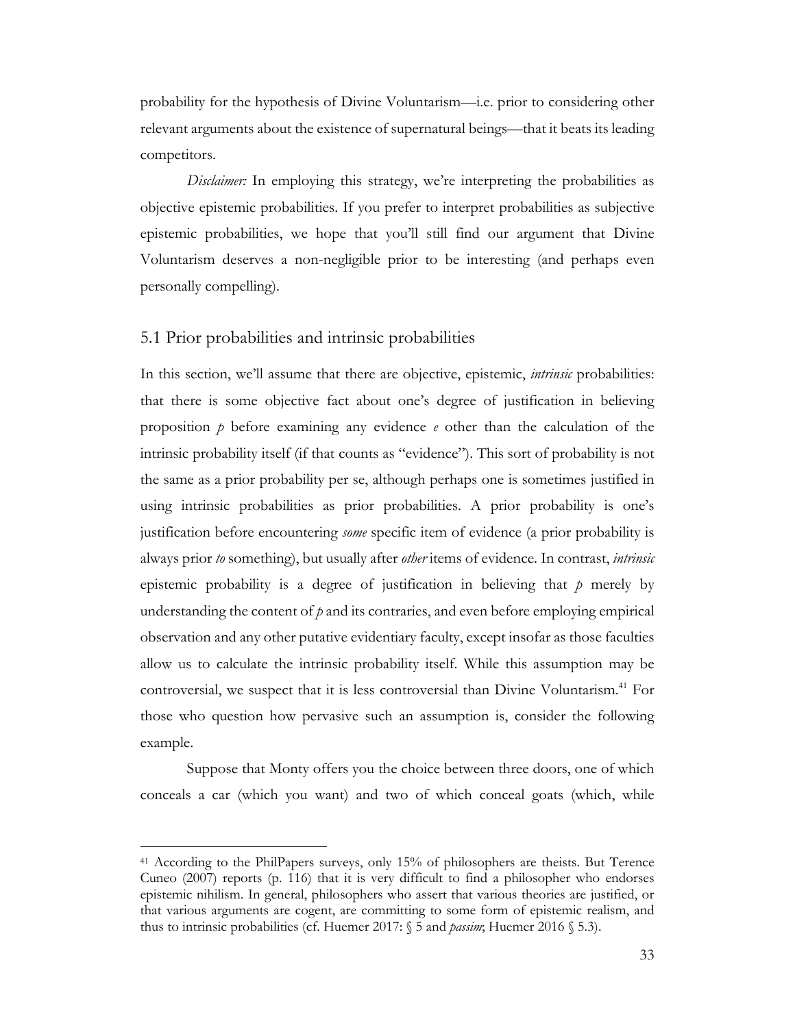probability for the hypothesis of Divine Voluntarism—i.e. prior to considering other relevant arguments about the existence of supernatural beings—that it beats its leading competitors.

*Disclaimer:* In employing this strategy, we're interpreting the probabilities as objective epistemic probabilities. If you prefer to interpret probabilities as subjective epistemic probabilities, we hope that you'll still find our argument that Divine Voluntarism deserves a non-negligible prior to be interesting (and perhaps even personally compelling).

## 5.1 Prior probabilities and intrinsic probabilities

In this section, we'll assume that there are objective, epistemic, *intrinsic* probabilities: that there is some objective fact about one's degree of justification in believing proposition *p* before examining any evidence *e* other than the calculation of the intrinsic probability itself (if that counts as "evidence"). This sort of probability is not the same as a prior probability per se, although perhaps one is sometimes justified in using intrinsic probabilities as prior probabilities. A prior probability is one's justification before encountering *some* specific item of evidence (a prior probability is always prior *to* something), but usually after *other* items of evidence. In contrast, *intrinsic* epistemic probability is a degree of justification in believing that *p* merely by understanding the content of *p* and its contraries, and even before employing empirical observation and any other putative evidentiary faculty, except insofar as those faculties allow us to calculate the intrinsic probability itself. While this assumption may be controversial, we suspect that it is less controversial than Divine Voluntarism.[41] For those who question how pervasive such an assumption is, consider the following example.

Suppose that Monty offers you the choice between three doors, one of which conceals a car (which you want) and two of which conceal goats (which, while

[41] According to the PhilPapers surveys, only 15% of philosophers are theists. But Terence Cuneo (2007) reports (p. 116) that it is very difficult to find a philosopher who endorses epistemic nihilism. In general, philosophers who assert that various theories are justified, or that various arguments are cogent, are committing to some form of epistemic realism, and thus to intrinsic probabilities (cf. Huemer 2017: § 5 and *passim*; Huemer 2016 § 5.3).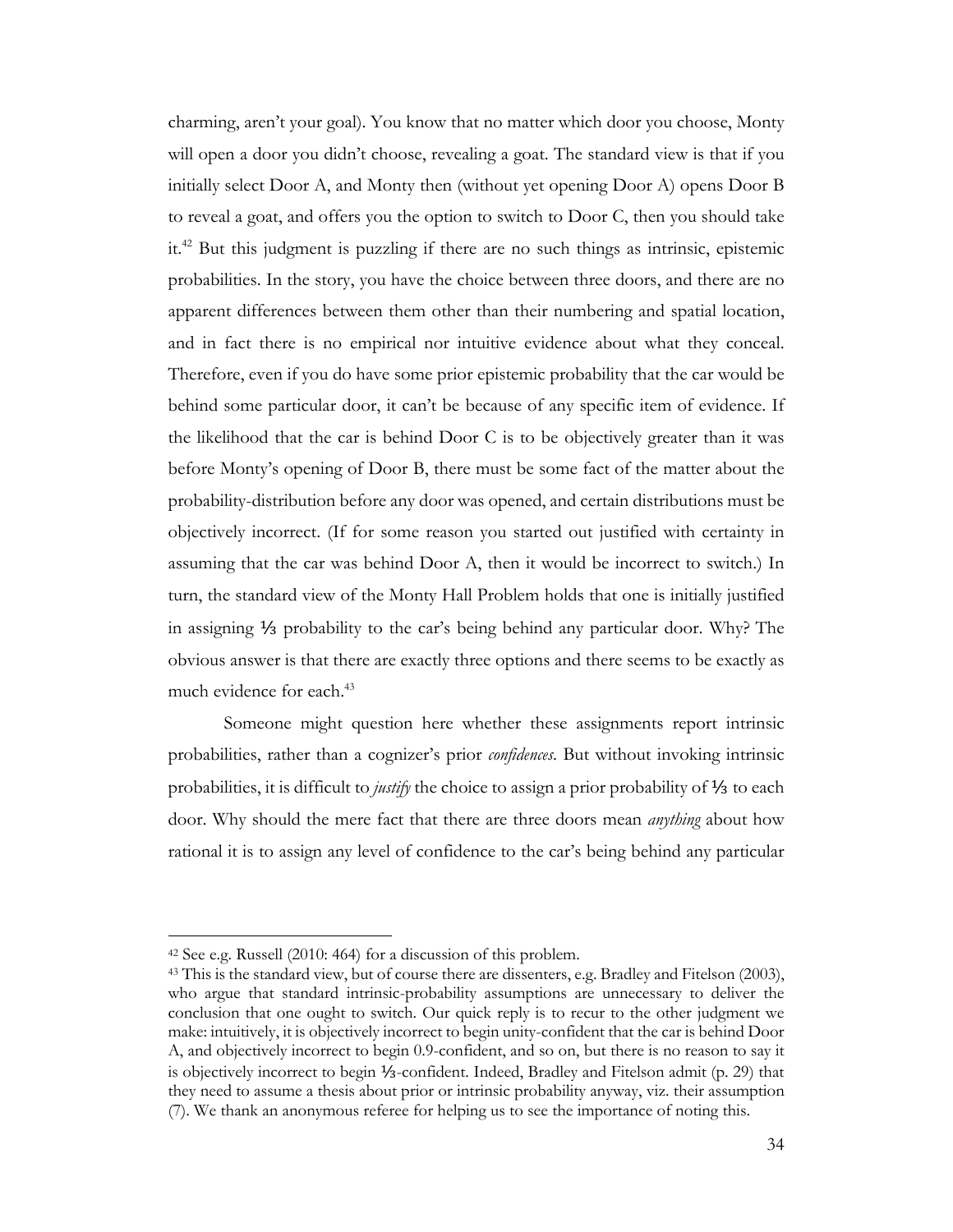charming, aren't your goal). You know that no matter which door you choose, Monty will open a door you didn't choose, revealing a goat. The standard view is that if you initially select Door A, and Monty then (without yet opening Door A) opens Door B to reveal a goat, and offers you the option to switch to Door C, then you should take it.[42] But this judgment is puzzling if there are no such things as intrinsic, epistemic probabilities. In the story, you have the choice between three doors, and there are no apparent differences between them other than their numbering and spatial location, and in fact there is no empirical nor intuitive evidence about what they conceal. Therefore, even if you do have some prior epistemic probability that the car would be behind some particular door, it can't be because of any specific item of evidence. If the likelihood that the car is behind Door C is to be objectively greater than it was before Monty's opening of Door B, there must be some fact of the matter about the probability-distribution before any door was opened, and certain distributions must be objectively incorrect. (If for some reason you started out justified with certainty in assuming that the car was behind Door A, then it would be incorrect to switch.) In turn, the standard view of the Monty Hall Problem holds that one is initially justified in assigning ⅓ probability to the car's being behind any particular door. Why? The obvious answer is that there are exactly three options and there seems to be exactly as much evidence for each.[43]

Someone might question here whether these assignments report intrinsic probabilities, rather than a cognizer's prior *confidences*. But without invoking intrinsic probabilities, it is difficult to *justify* the choice to assign a prior probability of ⅓ to each door. Why should the mere fact that there are three doors mean *anything* about how rational it is to assign any level of confidence to the car's being behind any particular

---

[42] See e.g. Russell (2010: 464) for a discussion of this problem.

[43] This is the standard view, but of course there are dissenters, e.g. Bradley and Fitelson (2003), who argue that standard intrinsic-probability assumptions are unnecessary to deliver the conclusion that one ought to switch. Our quick reply is to recur to the other judgment we make: intuitively, it is objectively incorrect to begin unity-confident that the car is behind Door A, and objectively incorrect to begin 0.9-confident, and so on, but there is no reason to say it is objectively incorrect to begin ⅓-confident. Indeed, Bradley and Fitelson admit (p. 29) that they need to assume a thesis about prior or intrinsic probability anyway, viz. their assumption (7). We thank an anonymous referee for helping us to see the importance of noting this.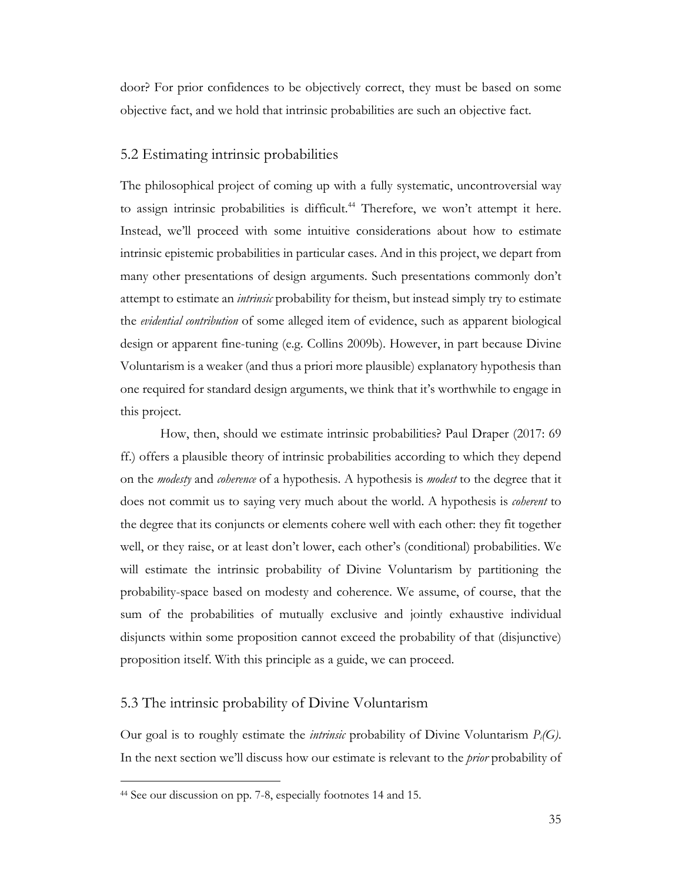door? For prior confidences to be objectively correct, they must be based on some objective fact, and we hold that intrinsic probabilities are such an objective fact.

## 5.2 Estimating intrinsic probabilities

The philosophical project of coming up with a fully systematic, uncontroversial way to assign intrinsic probabilities is difficult.[44] Therefore, we won't attempt it here. Instead, we'll proceed with some intuitive considerations about how to estimate intrinsic epistemic probabilities in particular cases. And in this project, we depart from many other presentations of design arguments. Such presentations commonly don't attempt to estimate an *intrinsic* probability for theism, but instead simply try to estimate the *evidential contribution* of some alleged item of evidence, such as apparent biological design or apparent fine-tuning (e.g. Collins 2009b). However, in part because Divine Voluntarism is a weaker (and thus a priori more plausible) explanatory hypothesis than one required for standard design arguments, we think that it's worthwhile to engage in this project.

How, then, should we estimate intrinsic probabilities? Paul Draper (2017: 69 ff.) offers a plausible theory of intrinsic probabilities according to which they depend on the *modesty* and *coherence* of a hypothesis. A hypothesis is *modest* to the degree that it does not commit us to saying very much about the world. A hypothesis is *coherent* to the degree that its conjuncts or elements cohere well with each other: they fit together well, or they raise, or at least don't lower, each other's (conditional) probabilities. We will estimate the intrinsic probability of Divine Voluntarism by partitioning the probability-space based on modesty and coherence. We assume, of course, that the sum of the probabilities of mutually exclusive and jointly exhaustive individual disjuncts within some proposition cannot exceed the probability of that (disjunctive) proposition itself. With this principle as a guide, we can proceed.

## 5.3 The intrinsic probability of Divine Voluntarism

Our goal is to roughly estimate the *intrinsic* probability of Divine Voluntarism $P_i(G)$. In the next section we'll discuss how our estimate is relevant to the *prior* probability of

---

[44] See our discussion on pp. 7-8, especially footnotes 14 and 15.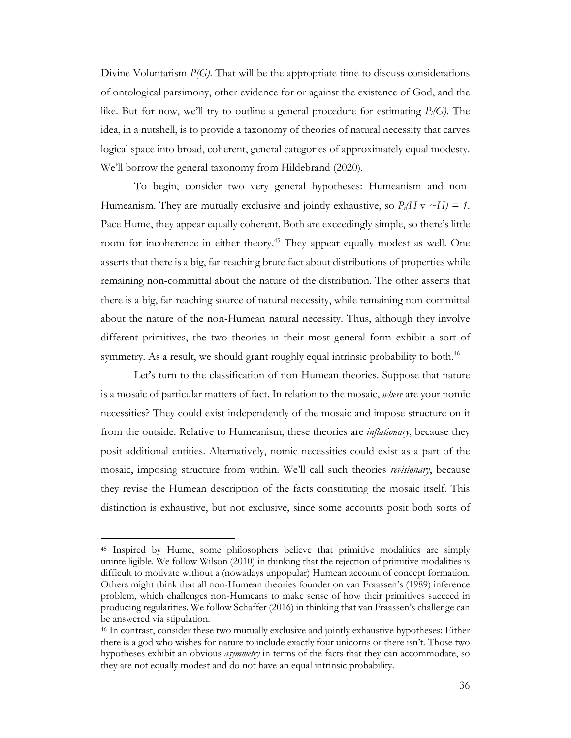Divine Voluntarism *P(G)*. That will be the appropriate time to discuss considerations of ontological parsimony, other evidence for or against the existence of God, and the like. But for now, we'll try to outline a general procedure for estimating $P_i(G)$. The idea, in a nutshell, is to provide a taxonomy of theories of natural necessity that carves logical space into broad, coherent, general categories of approximately equal modesty. We'll borrow the general taxonomy from Hildebrand (2020).

To begin, consider two very general hypotheses: Humeanism and non-Humeanism. They are mutually exclusive and jointly exhaustive, so $P_i(H \vee \sim H) = 1$. Pace Hume, they appear equally coherent. Both are exceedingly simple, so there's little room for incoherence in either theory.[45] They appear equally modest as well. One asserts that there is a big, far-reaching brute fact about distributions of properties while remaining non-committal about the nature of the distribution. The other asserts that there is a big, far-reaching source of natural necessity, while remaining non-committal about the nature of the non-Humean natural necessity. Thus, although they involve different primitives, the two theories in their most general form exhibit a sort of symmetry. As a result, we should grant roughly equal intrinsic probability to both.[46]

Let's turn to the classification of non-Humean theories. Suppose that nature is a mosaic of particular matters of fact. In relation to the mosaic, ***where*** are your nomic necessities? They could exist independently of the mosaic and impose structure on it from the outside. Relative to Humeanism, these theories are *inflationary*, because they posit additional entities. Alternatively, nomic necessities could exist as a part of the mosaic, imposing structure from within. We'll call such theories *revisionary*, because they revise the Humean description of the facts constituting the mosaic itself. This distinction is exhaustive, but not exclusive, since some accounts posit both sorts of

---

[45] Inspired by Hume, some philosophers believe that primitive modalities are simply unintelligible. We follow Wilson (2010) in thinking that the rejection of primitive modalities is difficult to motivate without a (nowadays unpopular) Humean account of concept formation. Others might think that all non-Humean theories founder on van Fraassen's (1989) inference problem, which challenges non-Humeans to make sense of how their primitives succeed in producing regularities. We follow Schaffer (2016) in thinking that van Fraassen's challenge can be answered via stipulation.

[46] In contrast, consider these two mutually exclusive and jointly exhaustive hypotheses: Either there is a god who wishes for nature to include exactly four unicorns or there isn't. Those two hypotheses exhibit an obvious *asymmetry* in terms of the facts that they can accommodate, so they are not equally modest and do not have an equal intrinsic probability.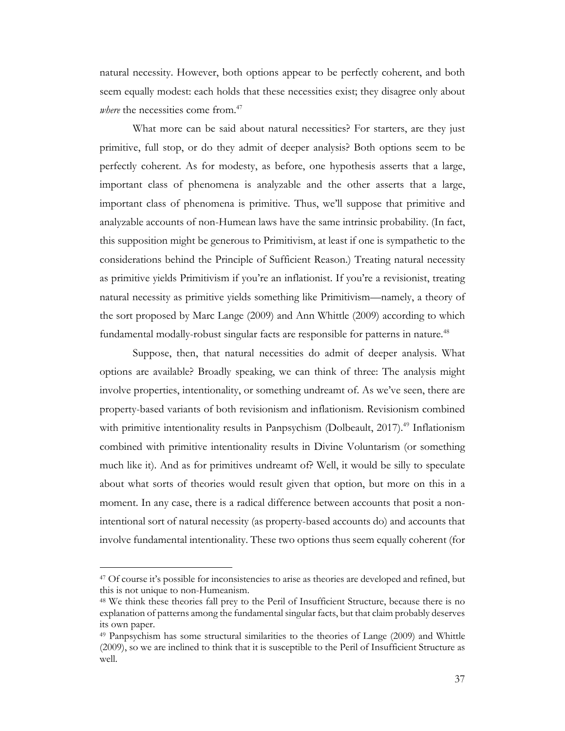natural necessity. However, both options appear to be perfectly coherent, and both seem equally modest: each holds that these necessities exist; they disagree only about *where* the necessities come from.[47]

What more can be said about natural necessities? For starters, are they just primitive, full stop, or do they admit of deeper analysis? Both options seem to be perfectly coherent. As for modesty, as before, one hypothesis asserts that a large, important class of phenomena is analyzable and the other asserts that a large, important class of phenomena is primitive. Thus, we'll suppose that primitive and analyzable accounts of non-Humean laws have the same intrinsic probability. (In fact, this supposition might be generous to Primitivism, at least if one is sympathetic to the considerations behind the Principle of Sufficient Reason.) Treating natural necessity as primitive yields Primitivism if you're an inflationist. If you're a revisionist, treating natural necessity as primitive yields something like Primitivism—namely, a theory of the sort proposed by Marc Lange (2009) and Ann Whittle (2009) according to which fundamental modally-robust singular facts are responsible for patterns in nature.[48]

Suppose, then, that natural necessities do admit of deeper analysis. What options are available? Broadly speaking, we can think of three: The analysis might involve properties, intentionality, or something undreamt of. As we've seen, there are property-based variants of both revisionism and inflationism. Revisionism combined with primitive intentionality results in Panpsychism (Dolbeault, 2017).[49] Inflationism combined with primitive intentionality results in Divine Voluntarism (or something much like it). And as for primitives undreamt of? Well, it would be silly to speculate about what sorts of theories would result given that option, but more on this in a moment. In any case, there is a radical difference between accounts that posit a non-intentional sort of natural necessity (as property-based accounts do) and accounts that involve fundamental intentionality. These two options thus seem equally coherent (for

---

[47] Of course it's possible for inconsistencies to arise as theories are developed and refined, but this is not unique to non-Humeanism.

[48] We think these theories fall prey to the Peril of Insufficient Structure, because there is no explanation of patterns among the fundamental singular facts, but that claim probably deserves its own paper.

[49] Panpsychism has some structural similarities to the theories of Lange (2009) and Whittle (2009), so we are inclined to think that it is susceptible to the Peril of Insufficient Structure as well.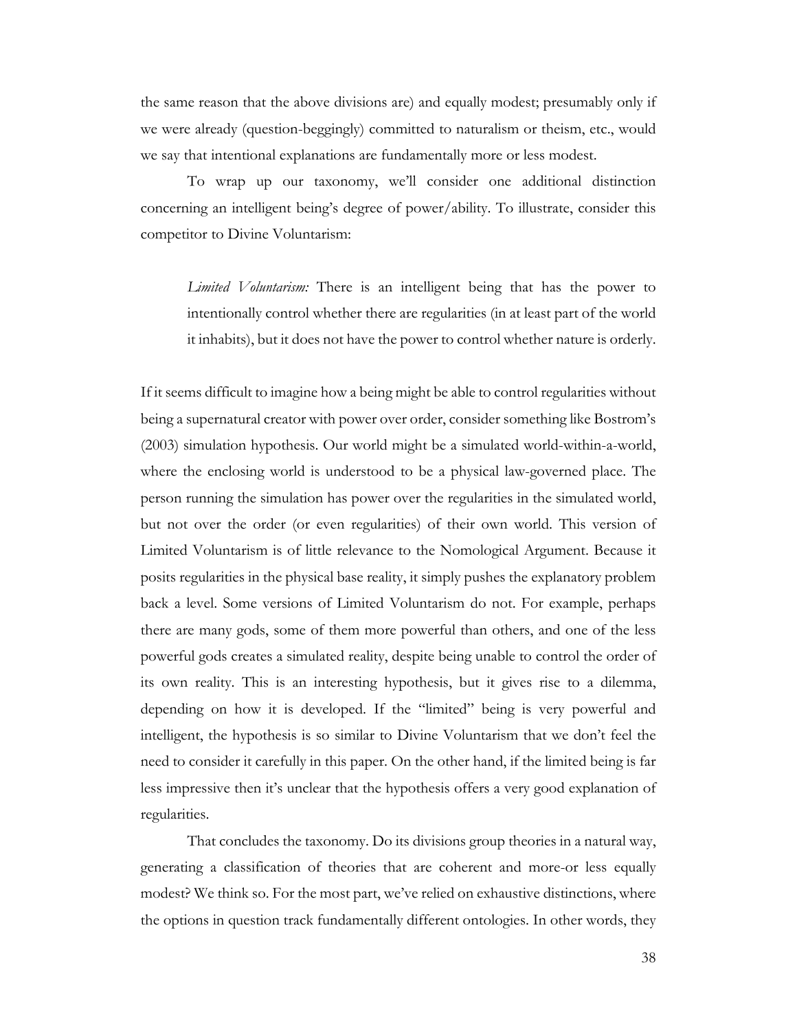the same reason that the above divisions are) and equally modest; presumably only if we were already (question-beggingly) committed to naturalism or theism, etc., would we say that intentional explanations are fundamentally more or less modest.

To wrap up our taxonomy, we'll consider one additional distinction concerning an intelligent being's degree of power/ability. To illustrate, consider this competitor to Divine Voluntarism:

> *Limited Voluntarism:* There is an intelligent being that has the power to intentionally control whether there are regularities (in at least part of the world it inhabits), but it does not have the power to control whether nature is orderly.

If it seems difficult to imagine how a being might be able to control regularities without being a supernatural creator with power over order, consider something like Bostrom's (2003) simulation hypothesis. Our world might be a simulated world-within-a-world, where the enclosing world is understood to be a physical law-governed place. The person running the simulation has power over the regularities in the simulated world, but not over the order (or even regularities) of their own world. This version of Limited Voluntarism is of little relevance to the Nomological Argument. Because it posits regularities in the physical base reality, it simply pushes the explanatory problem back a level. Some versions of Limited Voluntarism do not. For example, perhaps there are many gods, some of them more powerful than others, and one of the less powerful gods creates a simulated reality, despite being unable to control the order of its own reality. This is an interesting hypothesis, but it gives rise to a dilemma, depending on how it is developed. If the "limited" being is very powerful and intelligent, the hypothesis is so similar to Divine Voluntarism that we don't feel the need to consider it carefully in this paper. On the other hand, if the limited being is far less impressive then it's unclear that the hypothesis offers a very good explanation of regularities.

That concludes the taxonomy. Do its divisions group theories in a natural way, generating a classification of theories that are coherent and more-or less equally modest? We think so. For the most part, we've relied on exhaustive distinctions, where the options in question track fundamentally different ontologies. In other words, they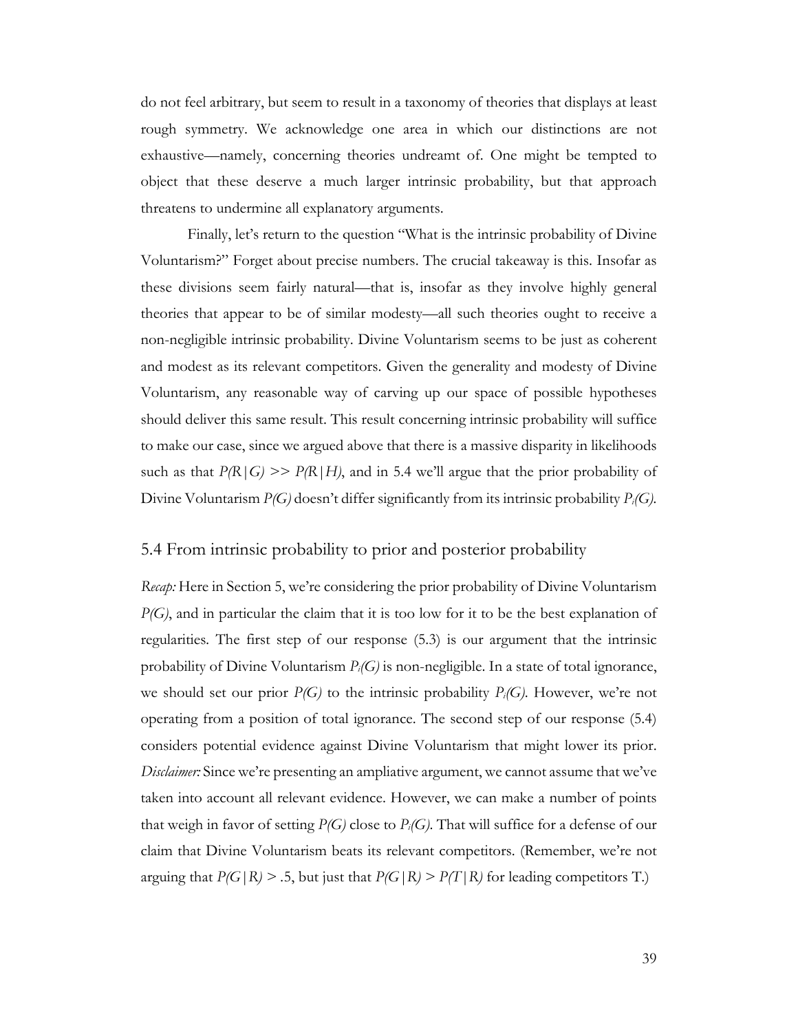do not feel arbitrary, but seem to result in a taxonomy of theories that displays at least rough symmetry. We acknowledge one area in which our distinctions are not exhaustive—namely, concerning theories undreamt of. One might be tempted to object that these deserve a much larger intrinsic probability, but that approach threatens to undermine all explanatory arguments.

Finally, let's return to the question "What is the intrinsic probability of Divine Voluntarism?" Forget about precise numbers. The crucial takeaway is this. Insofar as these divisions seem fairly natural—that is, insofar as they involve highly general theories that appear to be of similar modesty—all such theories ought to receive a non-negligible intrinsic probability. Divine Voluntarism seems to be just as coherent and modest as its relevant competitors. Given the generality and modesty of Divine Voluntarism, any reasonable way of carving up our space of possible hypotheses should deliver this same result. This result concerning intrinsic probability will suffice to make our case, since we argued above that there is a massive disparity in likelihoods such as that $P(R|G) >> P(R|H)$, and in 5.4 we'll argue that the prior probability of Divine Voluntarism $P(G)$ doesn't differ significantly from its intrinsic probability $P_i(G)$.

## 5.4 From intrinsic probability to prior and posterior probability

*Recap:* Here in Section 5, we're considering the prior probability of Divine Voluntarism $P(G)$, and in particular the claim that it is too low for it to be the best explanation of regularities. The first step of our response (5.3) is our argument that the intrinsic probability of Divine Voluntarism $P_i(G)$ is non-negligible. In a state of total ignorance, we should set our prior $P(G)$ to the intrinsic probability $P_i(G)$. However, we're not operating from a position of total ignorance. The second step of our response (5.4) considers potential evidence against Divine Voluntarism that might lower its prior. *Disclaimer:* Since we're presenting an ampliative argument, we cannot assume that we've taken into account all relevant evidence. However, we can make a number of points that weigh in favor of setting $P(G)$ close to $P_i(G)$. That will suffice for a defense of our claim that Divine Voluntarism beats its relevant competitors. (Remember, we're not arguing that $P(G|R) > .5$, but just that $P(G|R) > P(T|R)$ for leading competitors T.)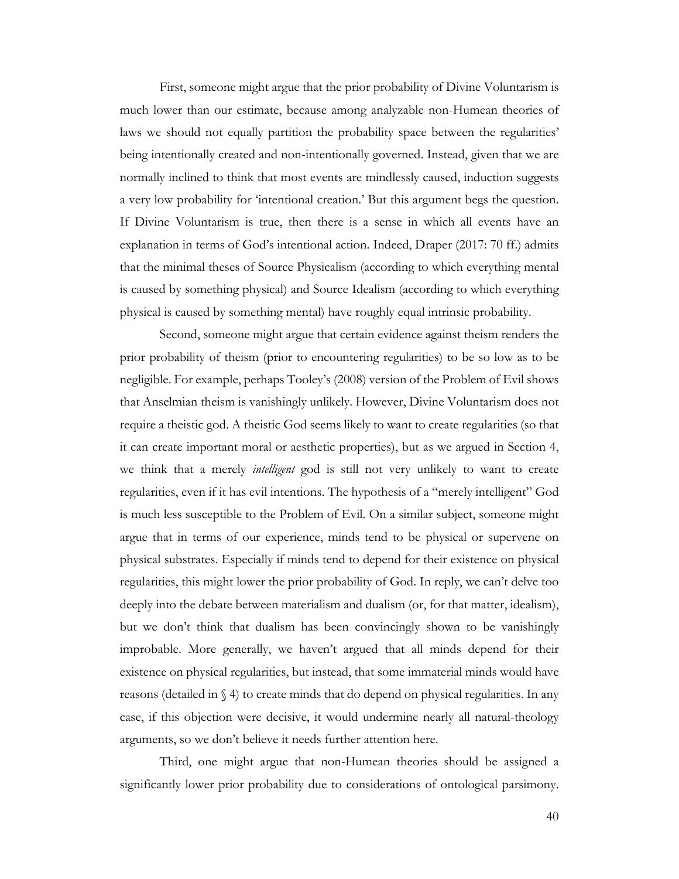First, someone might argue that the prior probability of Divine Voluntarism is much lower than our estimate, because among analyzable non-Humean theories of laws we should not equally partition the probability space between the regularities' being intentionally created and non-intentionally governed. Instead, given that we are normally inclined to think that most events are mindlessly caused, induction suggests a very low probability for 'intentional creation.' But this argument begs the question. If Divine Voluntarism is true, then there is a sense in which all events have an explanation in terms of God's intentional action. Indeed, Draper (2017: 70 ff.) admits that the minimal theses of Source Physicalism (according to which everything mental is caused by something physical) and Source Idealism (according to which everything physical is caused by something mental) have roughly equal intrinsic probability.

Second, someone might argue that certain evidence against theism renders the prior probability of theism (prior to encountering regularities) to be so low as to be negligible. For example, perhaps Tooley's (2008) version of the Problem of Evil shows that Anselmian theism is vanishingly unlikely. However, Divine Voluntarism does not require a theistic god. A theistic God seems likely to want to create regularities (so that it can create important moral or aesthetic properties), but as we argued in Section 4, we think that a merely *intelligent* god is still not very unlikely to want to create regularities, even if it has evil intentions. The hypothesis of a "merely intelligent" God is much less susceptible to the Problem of Evil. On a similar subject, someone might argue that in terms of our experience, minds tend to be physical or supervene on physical substrates. Especially if minds tend to depend for their existence on physical regularities, this might lower the prior probability of God. In reply, we can't delve too deeply into the debate between materialism and dualism (or, for that matter, idealism), but we don't think that dualism has been convincingly shown to be vanishingly improbable. More generally, we haven't argued that all minds depend for their existence on physical regularities, but instead, that some immaterial minds would have reasons (detailed in § 4) to create minds that do depend on physical regularities. In any case, if this objection were decisive, it would undermine nearly all natural-theology arguments, so we don't believe it needs further attention here.

Third, one might argue that non-Humean theories should be assigned a significantly lower prior probability due to considerations of ontological parsimony.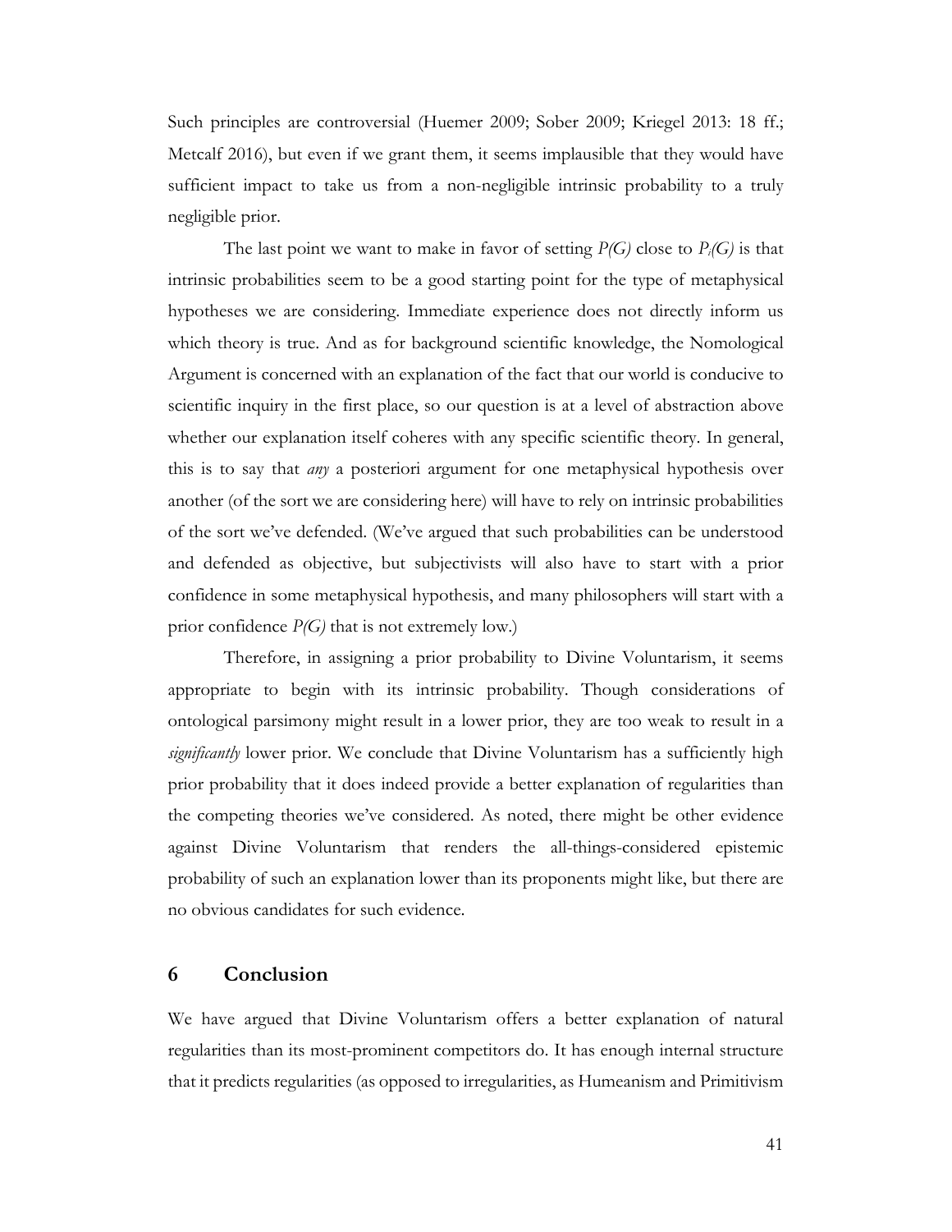Such principles are controversial (Huemer 2009; Sober 2009; Kriegel 2013: 18 ff.; Metcalf 2016), but even if we grant them, it seems implausible that they would have sufficient impact to take us from a non-negligible intrinsic probability to a truly negligible prior.

The last point we want to make in favor of setting $P(G)$ close to $P_i(G)$ is that intrinsic probabilities seem to be a good starting point for the type of metaphysical hypotheses we are considering. Immediate experience does not directly inform us which theory is true. And as for background scientific knowledge, the Nomological Argument is concerned with an explanation of the fact that our world is conducive to scientific inquiry in the first place, so our question is at a level of abstraction above whether our explanation itself coheres with any specific scientific theory. In general, this is to say that *any* a posteriori argument for one metaphysical hypothesis over another (of the sort we are considering here) will have to rely on intrinsic probabilities of the sort we've defended. (We've argued that such probabilities can be understood and defended as objective, but subjectivists will also have to start with a prior confidence in some metaphysical hypothesis, and many philosophers will start with a prior confidence $P(G)$ that is not extremely low.)

Therefore, in assigning a prior probability to Divine Voluntarism, it seems appropriate to begin with its intrinsic probability. Though considerations of ontological parsimony might result in a lower prior, they are too weak to result in a *significantly* lower prior. We conclude that Divine Voluntarism has a sufficiently high prior probability that it does indeed provide a better explanation of regularities than the competing theories we've considered. As noted, there might be other evidence against Divine Voluntarism that renders the all-things-considered epistemic probability of such an explanation lower than its proponents might like, but there are no obvious candidates for such evidence.

## 6 Conclusion

We have argued that Divine Voluntarism offers a better explanation of natural regularities than its most-prominent competitors do. It has enough internal structure that it predicts regularities (as opposed to irregularities, as Humeanism and Primitivism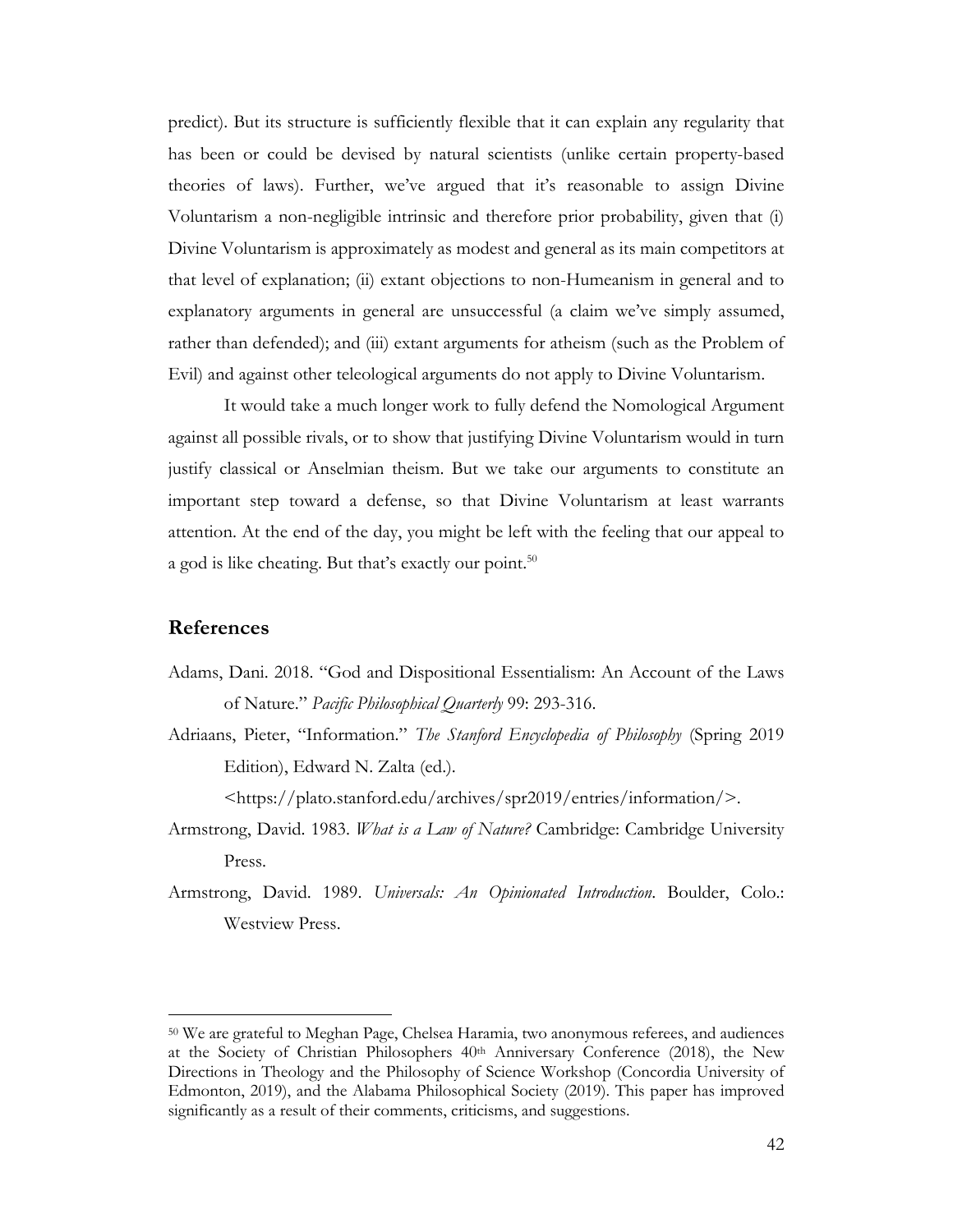predict). But its structure is sufficiently flexible that it can explain any regularity that has been or could be devised by natural scientists (unlike certain property-based theories of laws). Further, we've argued that it's reasonable to assign Divine Voluntarism a non-negligible intrinsic and therefore prior probability, given that (i) Divine Voluntarism is approximately as modest and general as its main competitors at that level of explanation; (ii) extant objections to non-Humeanism in general and to explanatory arguments in general are unsuccessful (a claim we've simply assumed, rather than defended); and (iii) extant arguments for atheism (such as the Problem of Evil) and against other teleological arguments do not apply to Divine Voluntarism.

It would take a much longer work to fully defend the Nomological Argument against all possible rivals, or to show that justifying Divine Voluntarism would in turn justify classical or Anselmian theism. But we take our arguments to constitute an important step toward a defense, so that Divine Voluntarism at least warrants attention. At the end of the day, you might be left with the feeling that our appeal to a god is like cheating. But that's exactly our point.[50]

## References

Adams, Dani. 2018. "God and Dispositional Essentialism: An Account of the Laws of Nature." *Pacific Philosophical Quarterly* 99: 293-316.

Adriaans, Pieter, "Information." *The Stanford Encyclopedia of Philosophy* (Spring 2019 Edition), Edward N. Zalta (ed.). <https://plato.stanford.edu/archives/spr2019/entries/information/>.

Armstrong, David. 1983. *What is a Law of Nature?* Cambridge: Cambridge University Press.

Armstrong, David. 1989. *Universals: An Opinionated Introduction*. Boulder, Colo.: Westview Press.

---

[50] We are grateful to Meghan Page, Chelsea Haramia, two anonymous referees, and audiences at the Society of Christian Philosophers 40th Anniversary Conference (2018), the New Directions in Theology and the Philosophy of Science Workshop (Concordia University of Edmonton, 2019), and the Alabama Philosophical Society (2019). This paper has improved significantly as a result of their comments, criticisms, and suggestions.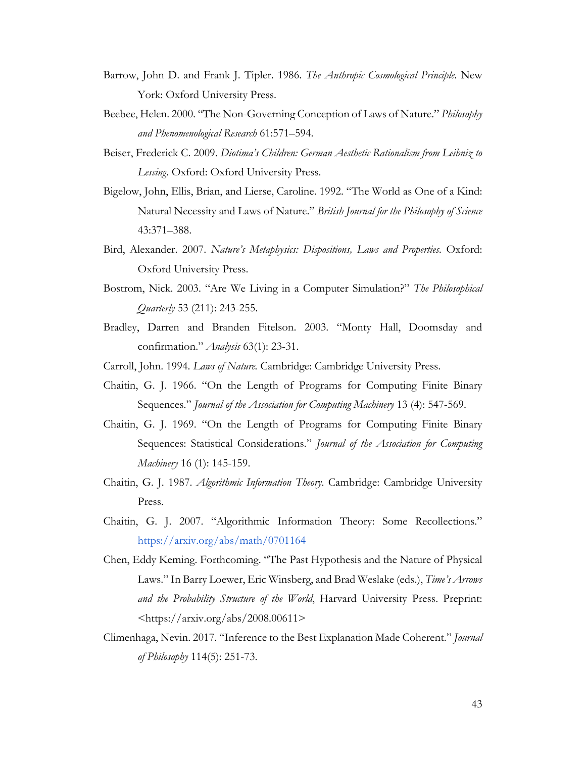Barrow, John D. and Frank J. Tipler. 1986. *The Anthropic Cosmological Principle*. New York: Oxford University Press.

Beebee, Helen. 2000. "The Non-Governing Conception of Laws of Nature." *Philosophy and Phenomenological Research* 61:571–594.

Beiser, Frederick C. 2009. *Diotima's Children: German Aesthetic Rationalism from Leibniz to Lessing*. Oxford: Oxford University Press.

Bigelow, John, Ellis, Brian, and Lierse, Caroline. 1992. "The World as One of a Kind: Natural Necessity and Laws of Nature." *British Journal for the Philosophy of Science* 43:371–388.

Bird, Alexander. 2007. *Nature's Metaphysics: Dispositions, Laws and Properties*. Oxford: Oxford University Press.

Bostrom, Nick. 2003. "Are We Living in a Computer Simulation?" *The Philosophical Quarterly* 53 (211): 243-255.

Bradley, Darren and Branden Fitelson. 2003. "Monty Hall, Doomsday and confirmation." *Analysis* 63(1): 23-31.

Carroll, John. 1994. *Laws of Nature*. Cambridge: Cambridge University Press.

Chaitin, G. J. 1966. "On the Length of Programs for Computing Finite Binary Sequences." *Journal of the Association for Computing Machinery* 13 (4): 547-569.

Chaitin, G. J. 1969. "On the Length of Programs for Computing Finite Binary Sequences: Statistical Considerations." *Journal of the Association for Computing Machinery* 16 (1): 145-159.

Chaitin, G. J. 1987. *Algorithmic Information Theory*. Cambridge: Cambridge University Press.

Chaitin, G. J. 2007. "Algorithmic Information Theory: Some Recollections." https://arxiv.org/abs/math/0701164

Chen, Eddy Keming. Forthcoming. "The Past Hypothesis and the Nature of Physical Laws." In Barry Loewer, Eric Winsberg, and Brad Weslake (eds.), *Time's Arrows and the Probability Structure of the World*, Harvard University Press. Preprint: <https://arxiv.org/abs/2008.00611>

Climenhaga, Nevin. 2017. "Inference to the Best Explanation Made Coherent." *Journal of Philosophy* 114(5): 251-73.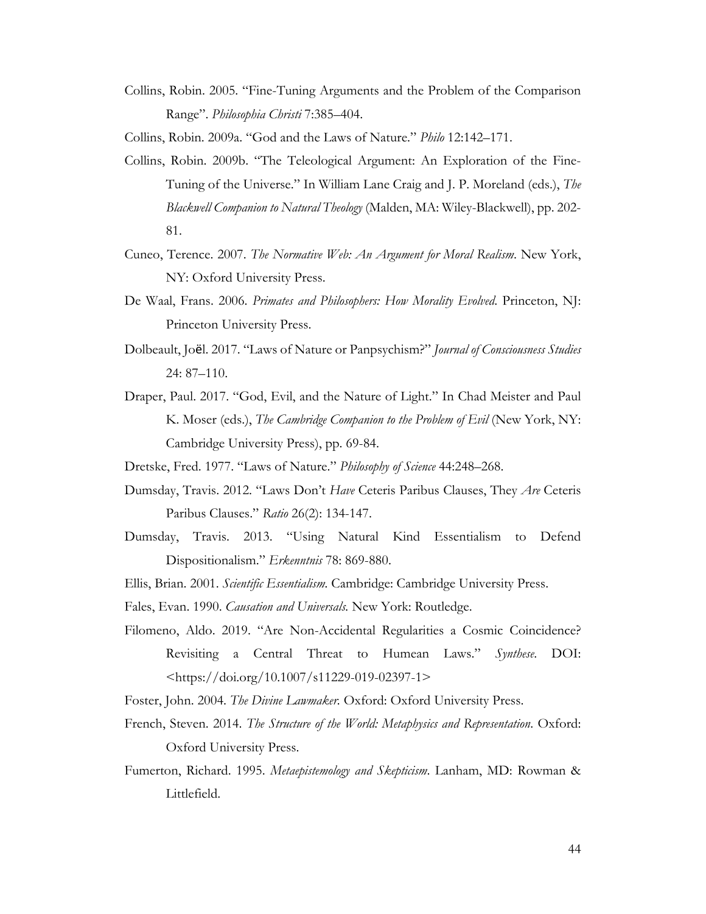Collins, Robin. 2005. "Fine-Tuning Arguments and the Problem of the Comparison Range". *Philosophia Christi* 7:385–404.

Collins, Robin. 2009a. "God and the Laws of Nature." *Philo* 12:142–171.

Collins, Robin. 2009b. "The Teleological Argument: An Exploration of the Fine-Tuning of the Universe." In William Lane Craig and J. P. Moreland (eds.), *The Blackwell Companion to Natural Theology* (Malden, MA: Wiley-Blackwell), pp. 202-81.

Cuneo, Terence. 2007. *The Normative Web: An Argument for Moral Realism*. New York, NY: Oxford University Press.

De Waal, Frans. 2006. *Primates and Philosophers: How Morality Evolved.* Princeton, NJ: Princeton University Press.

Dolbeault, Joël. 2017. "Laws of Nature or Panpsychism?" *Journal of Consciousness Studies* 24: 87–110.

Draper, Paul. 2017. "God, Evil, and the Nature of Light." In Chad Meister and Paul K. Moser (eds.), *The Cambridge Companion to the Problem of Evil* (New York, NY: Cambridge University Press), pp. 69-84.

Dretske, Fred. 1977. "Laws of Nature." *Philosophy of Science* 44:248–268.

Dumsday, Travis. 2012. "Laws Don't *Have* Ceteris Paribus Clauses, They *Are* Ceteris Paribus Clauses." *Ratio* 26(2): 134-147.

Dumsday, Travis. 2013. "Using Natural Kind Essentialism to Defend Dispositionalism." *Erkenntnis* 78: 869-880.

Ellis, Brian. 2001. *Scientific Essentialism.* Cambridge: Cambridge University Press.

Fales, Evan. 1990. *Causation and Universals.* New York: Routledge.

Filomeno, Aldo. 2019. "Are Non-Accidental Regularities a Cosmic Coincidence? Revisiting a Central Threat to Humean Laws." *Synthese*. DOI: <https://doi.org/10.1007/s11229-019-02397-1>

Foster, John. 2004. *The Divine Lawmaker.* Oxford: Oxford University Press.

French, Steven. 2014. *The Structure of the World: Metaphysics and Representation*. Oxford: Oxford University Press.

Fumerton, Richard. 1995. *Metaepistemology and Skepticism*. Lanham, MD: Rowman & Littlefield.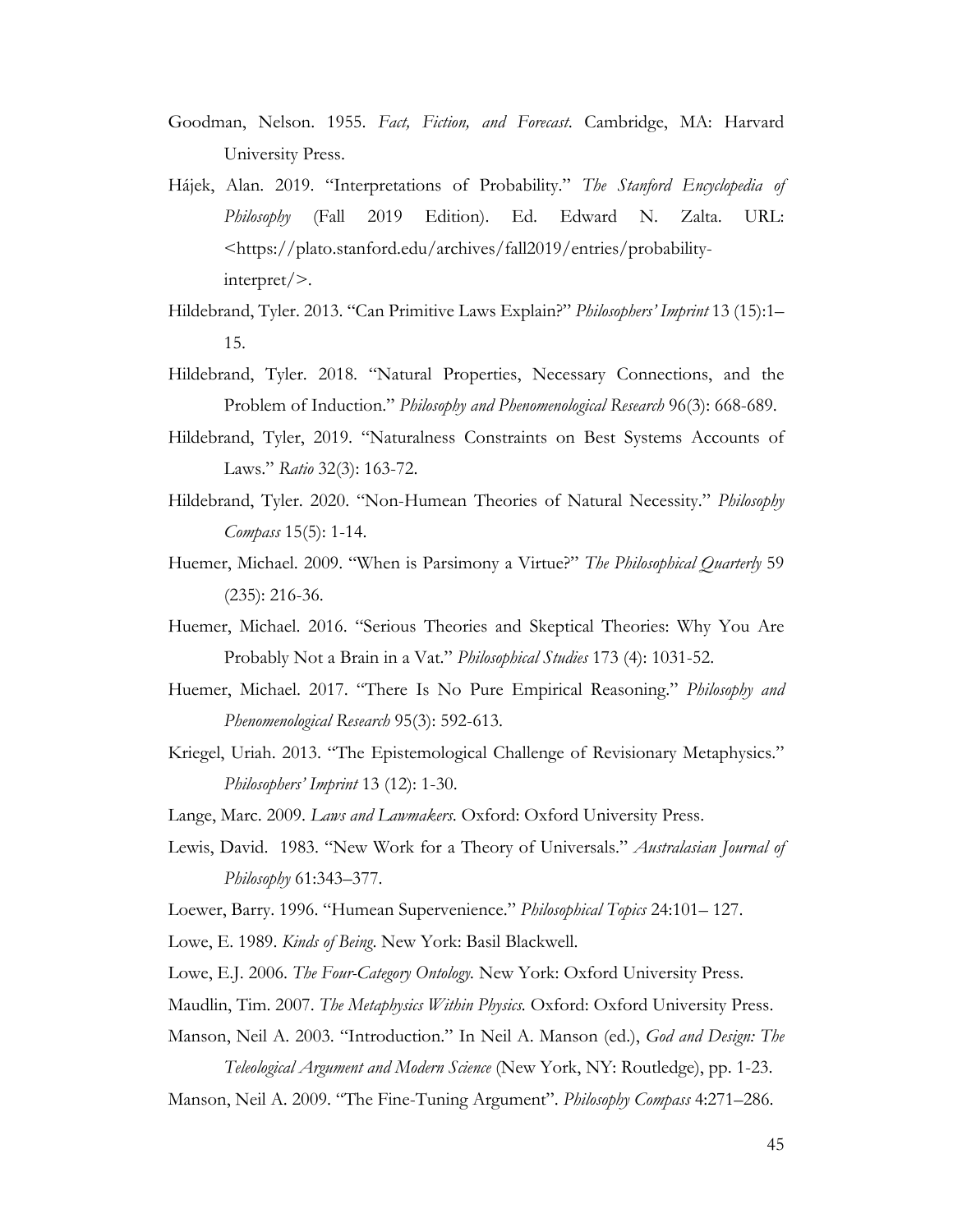Goodman, Nelson. 1955. *Fact, Fiction, and Forecast*. Cambridge, MA: Harvard University Press.

Hájek, Alan. 2019. "Interpretations of Probability." *The Stanford Encyclopedia of Philosophy* (Fall 2019 Edition). Ed. Edward N. Zalta. URL: <https://plato.stanford.edu/archives/fall2019/entries/probability-interpret/>.

Hildebrand, Tyler. 2013. "Can Primitive Laws Explain?" *Philosophers' Imprint* 13 (15):1–15.

Hildebrand, Tyler. 2018. "Natural Properties, Necessary Connections, and the Problem of Induction." *Philosophy and Phenomenological Research* 96(3): 668-689.

Hildebrand, Tyler, 2019. "Naturalness Constraints on Best Systems Accounts of Laws." *Ratio* 32(3): 163-72.

Hildebrand, Tyler. 2020. "Non-Humean Theories of Natural Necessity." *Philosophy Compass* 15(5): 1-14.

Huemer, Michael. 2009. "When is Parsimony a Virtue?" *The Philosophical Quarterly* 59 (235): 216-36.

Huemer, Michael. 2016. "Serious Theories and Skeptical Theories: Why You Are Probably Not a Brain in a Vat." *Philosophical Studies* 173 (4): 1031-52.

Huemer, Michael. 2017. "There Is No Pure Empirical Reasoning." *Philosophy and Phenomenological Research* 95(3): 592-613.

Kriegel, Uriah. 2013. "The Epistemological Challenge of Revisionary Metaphysics." *Philosophers' Imprint* 13 (12): 1-30.

Lange, Marc. 2009. *Laws and Lawmakers*. Oxford: Oxford University Press.

Lewis, David. 1983. "New Work for a Theory of Universals." *Australasian Journal of Philosophy* 61:343–377.

Loewer, Barry. 1996. "Humean Supervenience." *Philosophical Topics* 24:101– 127.

Lowe, E. 1989. *Kinds of Being*. New York: Basil Blackwell.

Lowe, E.J. 2006. *The Four-Category Ontology.* New York: Oxford University Press.

Maudlin, Tim. 2007. *The Metaphysics Within Physics.* Oxford: Oxford University Press.

Manson, Neil A. 2003. "Introduction." In Neil A. Manson (ed.), *God and Design: The Teleological Argument and Modern Science* (New York, NY: Routledge), pp. 1-23.

Manson, Neil A. 2009. "The Fine-Tuning Argument". *Philosophy Compass* 4:271–286.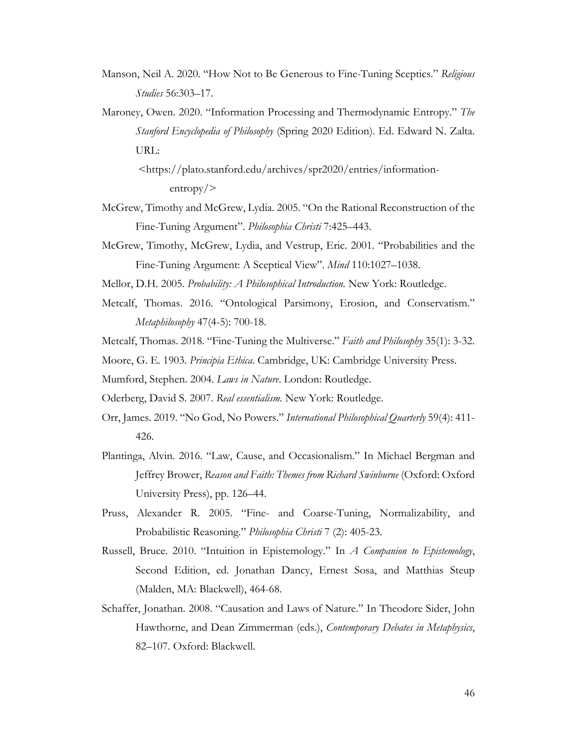Manson, Neil A. 2020. "How Not to Be Generous to Fine-Tuning Sceptics." *Religious Studies* 56:303–17.

Maroney, Owen. 2020. "Information Processing and Thermodynamic Entropy." *The Stanford Encyclopedia of Philosophy* (Spring 2020 Edition). Ed. Edward N. Zalta. URL: <https://plato.stanford.edu/archives/spr2020/entries/information-entropy/>

McGrew, Timothy and McGrew, Lydia. 2005. "On the Rational Reconstruction of the Fine-Tuning Argument". *Philosophia Christi* 7:425–443.

McGrew, Timothy, McGrew, Lydia, and Vestrup, Eric. 2001. "Probabilities and the Fine-Tuning Argument: A Sceptical View". *Mind* 110:1027–1038.

Mellor, D.H. 2005. *Probability: A Philosophical Introduction.* New York: Routledge.

Metcalf, Thomas. 2016. "Ontological Parsimony, Erosion, and Conservatism." *Metaphilosophy* 47(4-5): 700-18.

Metcalf, Thomas. 2018. "Fine-Tuning the Multiverse." *Faith and Philosophy* 35(1): 3-32.

Moore, G. E. 1903. *Principia Ethica*. Cambridge, UK: Cambridge University Press.

Mumford, Stephen. 2004. *Laws in Nature*. London: Routledge.

Oderberg, David S. 2007. *Real essentialism.* New York: Routledge.

Orr, James. 2019. "No God, No Powers." *International Philosophical Quarterly* 59(4): 411-426.

Plantinga, Alvin. 2016. "Law, Cause, and Occasionalism." In Michael Bergman and Jeffrey Brower, *Reason and Faith: Themes from Richard Swinburne* (Oxford: Oxford University Press), pp. 126–44.

Pruss, Alexander R. 2005. "Fine- and Coarse-Tuning, Normalizability, and Probabilistic Reasoning." *Philosophia Christi* 7 (2): 405-23.

Russell, Bruce. 2010. "Intuition in Epistemology." In *A Companion to Epistemology*, Second Edition, ed. Jonathan Dancy, Ernest Sosa, and Matthias Steup (Malden, MA: Blackwell), 464-68.

Schaffer, Jonathan. 2008. "Causation and Laws of Nature." In Theodore Sider, John Hawthorne, and Dean Zimmerman (eds.), *Contemporary Debates in Metaphysics*, 82–107. Oxford: Blackwell.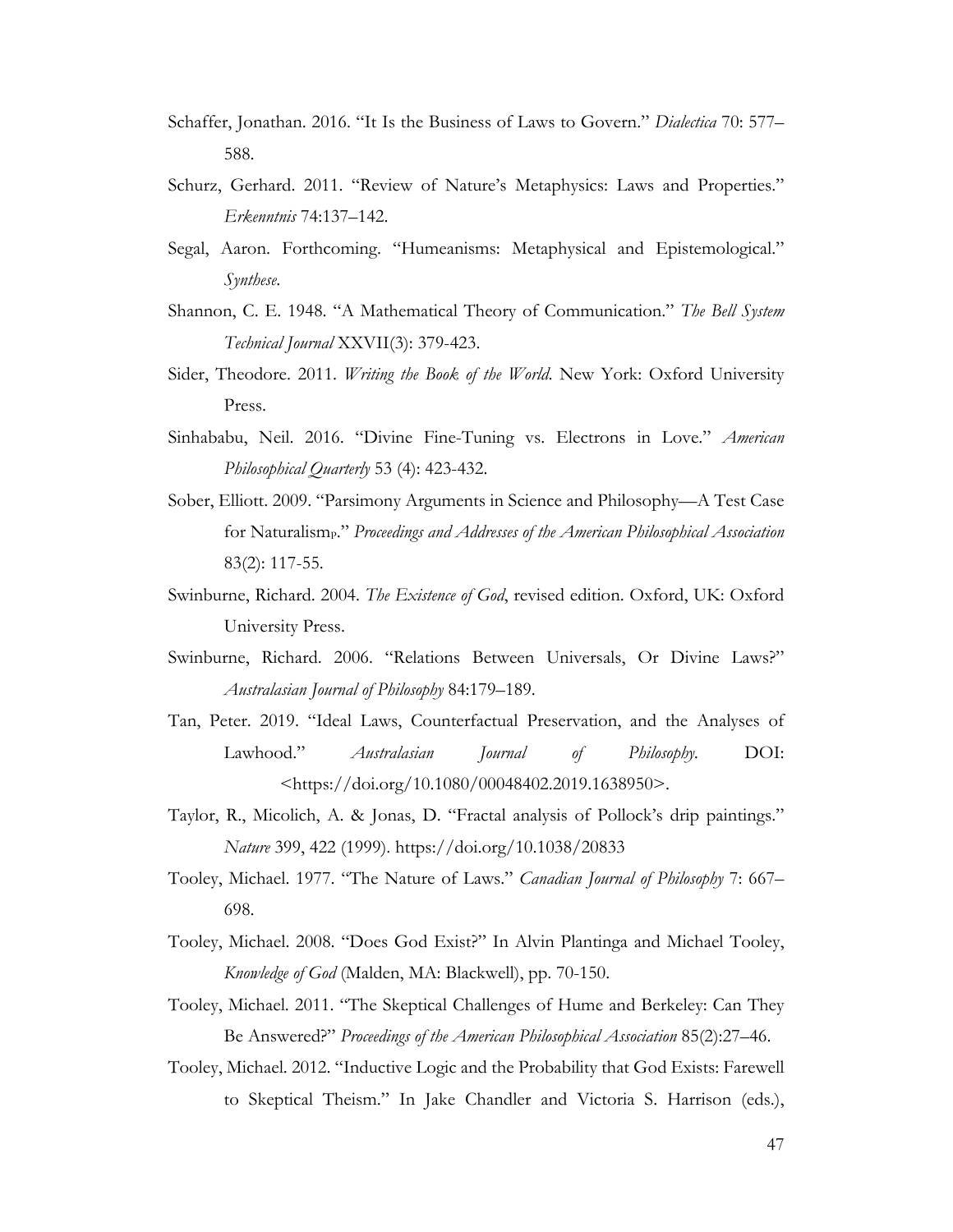Schaffer, Jonathan. 2016. "It Is the Business of Laws to Govern." *Dialectica* 70: 577–588.

Schurz, Gerhard. 2011. "Review of Nature's Metaphysics: Laws and Properties." *Erkenntnis* 74:137–142.

Segal, Aaron. Forthcoming. "Humeanisms: Metaphysical and Epistemological." *Synthese.*

Shannon, C. E. 1948. "A Mathematical Theory of Communication." *The Bell System Technical Journal* XXVII(3): 379-423.

Sider, Theodore. 2011. *Writing the Book of the World.* New York: Oxford University Press.

Sinhababu, Neil. 2016. "Divine Fine-Tuning vs. Electrons in Love." *American Philosophical Quarterly* 53 (4): 423-432.

Sober, Elliott. 2009. "Parsimony Arguments in Science and Philosophy—A Test Case for Naturalism$_P$." *Proceedings and Addresses of the American Philosophical Association* 83(2): 117-55.

Swinburne, Richard. 2004. *The Existence of God*, revised edition. Oxford, UK: Oxford University Press.

Swinburne, Richard. 2006. "Relations Between Universals, Or Divine Laws?" *Australasian Journal of Philosophy* 84:179–189.

Tan, Peter. 2019. "Ideal Laws, Counterfactual Preservation, and the Analyses of Lawhood." *Australasian Journal of Philosophy.* DOI: <https://doi.org/10.1080/00048402.2019.1638950>.

Taylor, R., Micolich, A. & Jonas, D. "Fractal analysis of Pollock's drip paintings." *Nature* 399, 422 (1999). https://doi.org/10.1038/20833

Tooley, Michael. 1977. "The Nature of Laws." *Canadian Journal of Philosophy* 7: 667–698.

Tooley, Michael. 2008. "Does God Exist?" In Alvin Plantinga and Michael Tooley, *Knowledge of God* (Malden, MA: Blackwell), pp. 70-150.

Tooley, Michael. 2011. "The Skeptical Challenges of Hume and Berkeley: Can They Be Answered?" *Proceedings of the American Philosophical Association* 85(2):27–46.

Tooley, Michael. 2012. "Inductive Logic and the Probability that God Exists: Farewell to Skeptical Theism." In Jake Chandler and Victoria S. Harrison (eds.),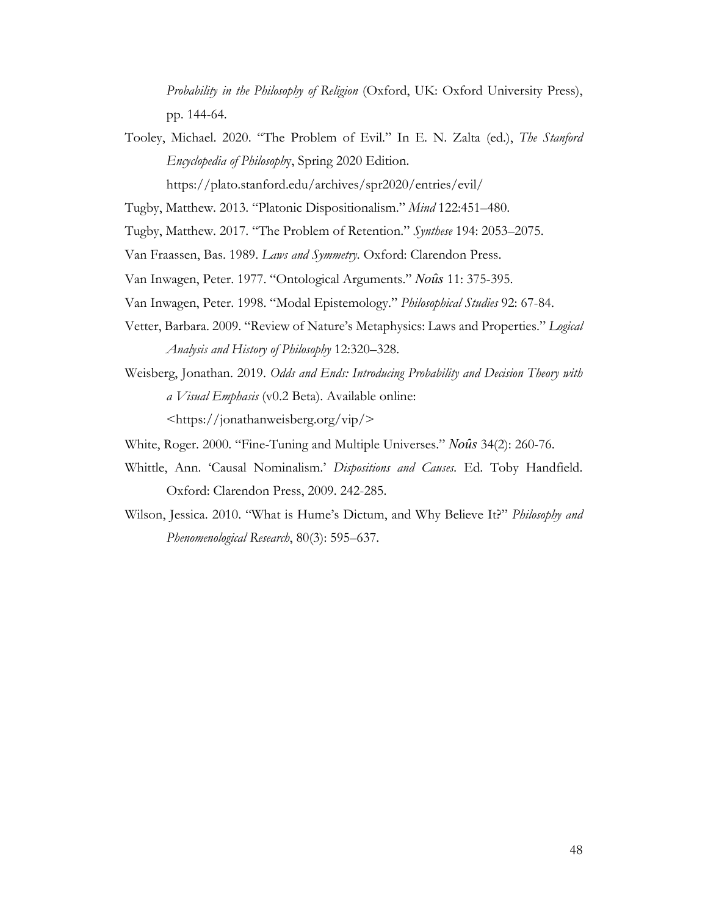*Probability in the Philosophy of Religion* (Oxford, UK: Oxford University Press), pp. 144-64.

Tooley, Michael. 2020. "The Problem of Evil." In E. N. Zalta (ed.), *The Stanford Encyclopedia of Philosophy*, Spring 2020 Edition. https://plato.stanford.edu/archives/spr2020/entries/evil/

Tugby, Matthew. 2013. "Platonic Dispositionalism." *Mind* 122:451–480.

Tugby, Matthew. 2017. "The Problem of Retention." *Synthese* 194: 2053–2075.

Van Fraassen, Bas. 1989. *Laws and Symmetry.* Oxford: Clarendon Press.

Van Inwagen, Peter. 1977. "Ontological Arguments." *Noûs* 11: 375-395.

Van Inwagen, Peter. 1998. "Modal Epistemology." *Philosophical Studies* 92: 67-84.

Vetter, Barbara. 2009. "Review of Nature's Metaphysics: Laws and Properties." *Logical Analysis and History of Philosophy* 12:320–328.

Weisberg, Jonathan. 2019. *Odds and Ends: Introducing Probability and Decision Theory with a Visual Emphasis* (v0.2 Beta). Available online: <https://jonathanweisberg.org/vip/>

White, Roger. 2000. "Fine-Tuning and Multiple Universes." *Noûs* 34(2): 260-76.

Whittle, Ann. 'Causal Nominalism.' *Dispositions and Causes.* Ed. Toby Handfield. Oxford: Clarendon Press, 2009. 242-285.

Wilson, Jessica. 2010. "What is Hume's Dictum, and Why Believe It?" *Philosophy and Phenomenological Research*, 80(3): 595–637.